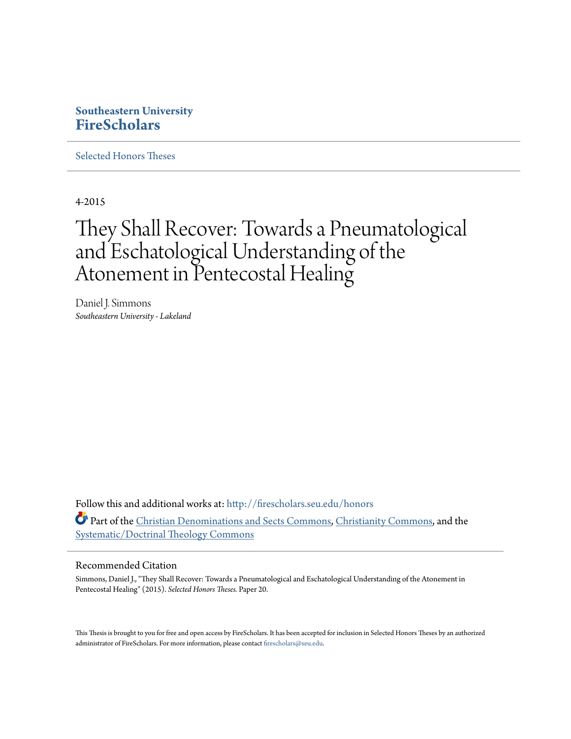Southeastern University
**FireScholars**

Selected Honors Theses

4-2015

# They Shall Recover: Towards a Pneumatological and Eschatological Understanding of the Atonement in Pentecostal Healing

Daniel J. Simmons
*Southeastern University - Lakeland*

Follow this and additional works at: http://firescholars.seu.edu/honors

Part of the Christian Denominations and Sects Commons, Christianity Commons, and the Systematic/Doctrinal Theology Commons

## Recommended Citation

Simmons, Daniel J., "They Shall Recover: Towards a Pneumatological and Eschatological Understanding of the Atonement in Pentecostal Healing" (2015). *Selected Honors Theses.* Paper 20.

This Thesis is brought to you for free and open access by FireScholars. It has been accepted for inclusion in Selected Honors Theses by an authorized administrator of FireScholars. For more information, please contact firescholars@seu.edu.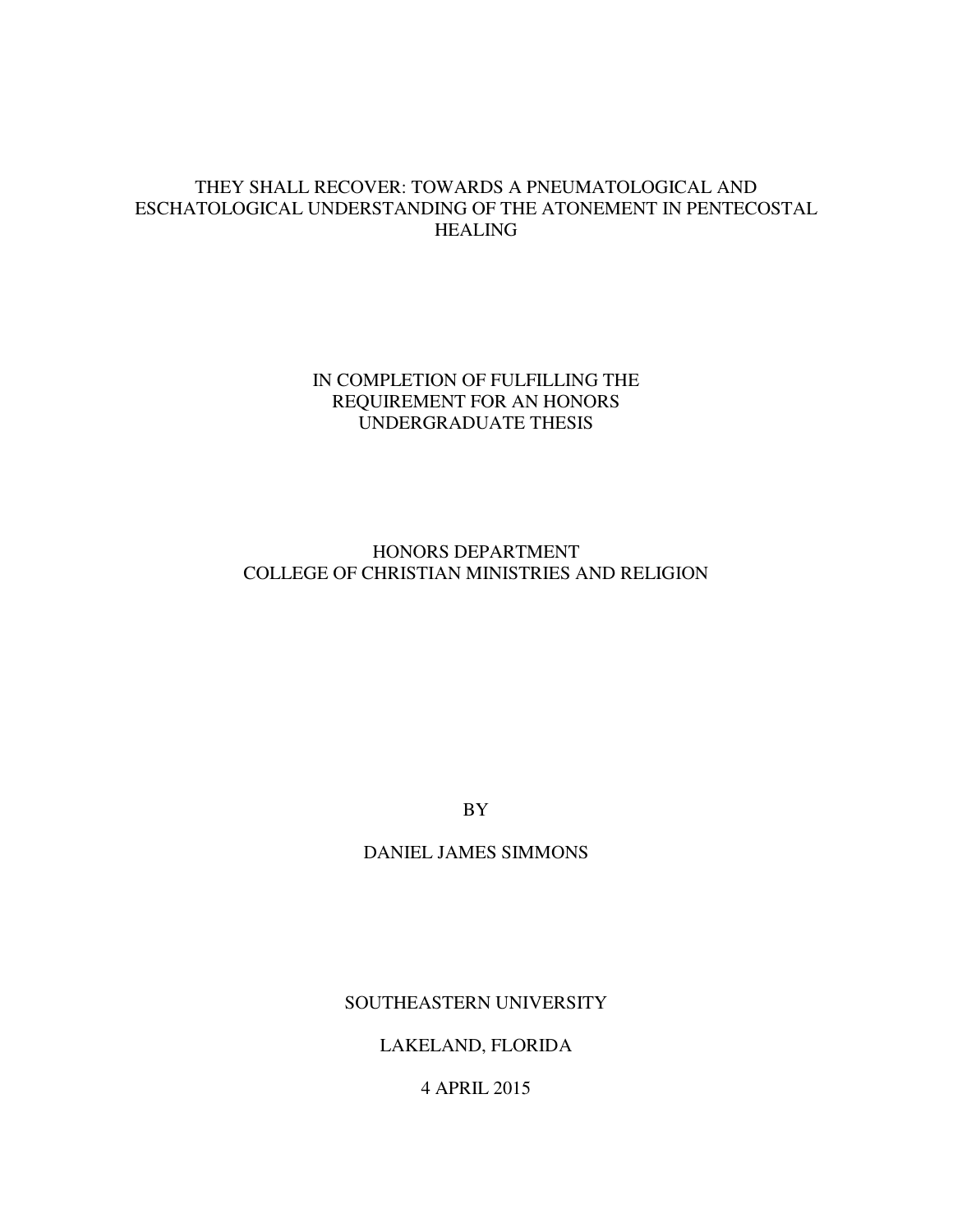# THEY SHALL RECOVER: TOWARDS A PNEUMATOLOGICAL AND ESCHATOLOGICAL UNDERSTANDING OF THE ATONEMENT IN PENTECOSTAL HEALING

IN COMPLETION OF FULFILLING THE
REQUIREMENT FOR AN HONORS
UNDERGRADUATE THESIS

HONORS DEPARTMENT
COLLEGE OF CHRISTIAN MINISTRIES AND RELIGION

BY

DANIEL JAMES SIMMONS

SOUTHEASTERN UNIVERSITY

LAKELAND, FLORIDA

4 APRIL 2015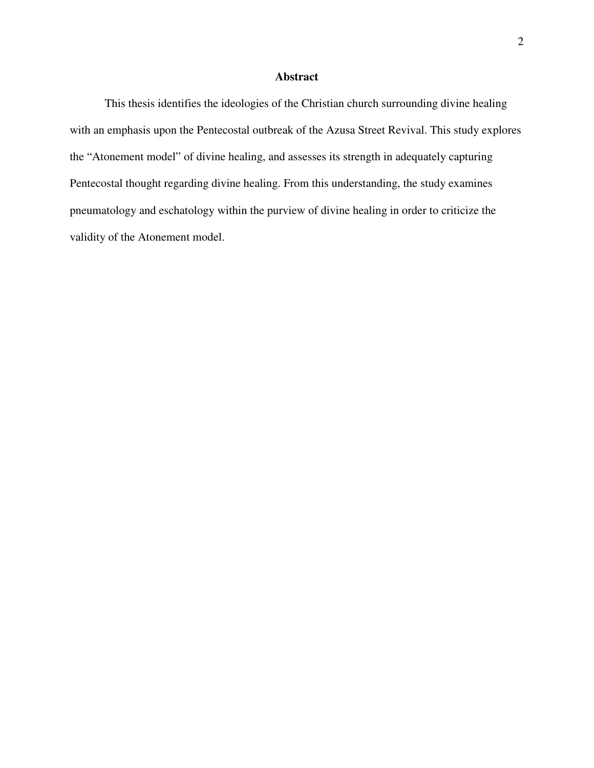# Abstract

This thesis identifies the ideologies of the Christian church surrounding divine healing with an emphasis upon the Pentecostal outbreak of the Azusa Street Revival. This study explores the “Atonement model” of divine healing, and assesses its strength in adequately capturing Pentecostal thought regarding divine healing. From this understanding, the study examines pneumatology and eschatology within the purview of divine healing in order to criticize the validity of the Atonement model.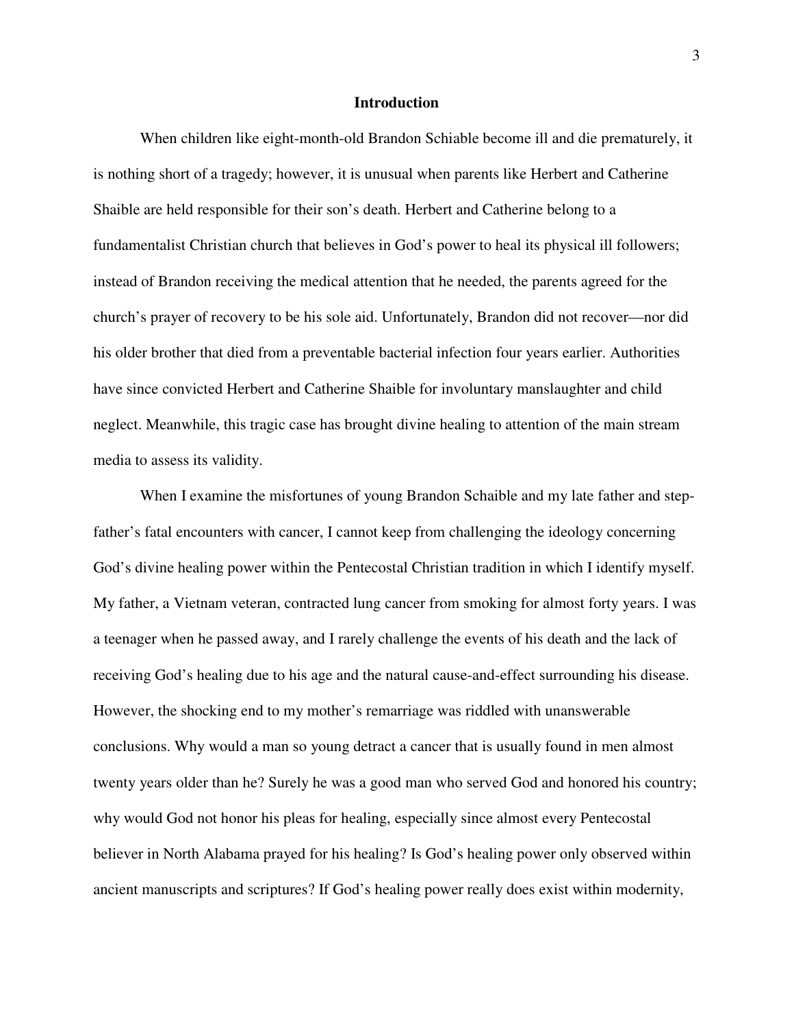## Introduction

When children like eight-month-old Brandon Schiable become ill and die prematurely, it is nothing short of a tragedy; however, it is unusual when parents like Herbert and Catherine Shaible are held responsible for their son's death. Herbert and Catherine belong to a fundamentalist Christian church that believes in God's power to heal its physical ill followers; instead of Brandon receiving the medical attention that he needed, the parents agreed for the church's prayer of recovery to be his sole aid. Unfortunately, Brandon did not recover—nor did his older brother that died from a preventable bacterial infection four years earlier. Authorities have since convicted Herbert and Catherine Shaible for involuntary manslaughter and child neglect. Meanwhile, this tragic case has brought divine healing to attention of the main stream media to assess its validity.

When I examine the misfortunes of young Brandon Schaible and my late father and step-father's fatal encounters with cancer, I cannot keep from challenging the ideology concerning God's divine healing power within the Pentecostal Christian tradition in which I identify myself. My father, a Vietnam veteran, contracted lung cancer from smoking for almost forty years. I was a teenager when he passed away, and I rarely challenge the events of his death and the lack of receiving God's healing due to his age and the natural cause-and-effect surrounding his disease. However, the shocking end to my mother's remarriage was riddled with unanswerable conclusions. Why would a man so young detract a cancer that is usually found in men almost twenty years older than he? Surely he was a good man who served God and honored his country; why would God not honor his pleas for healing, especially since almost every Pentecostal believer in North Alabama prayed for his healing? Is God's healing power only observed within ancient manuscripts and scriptures? If God's healing power really does exist within modernity,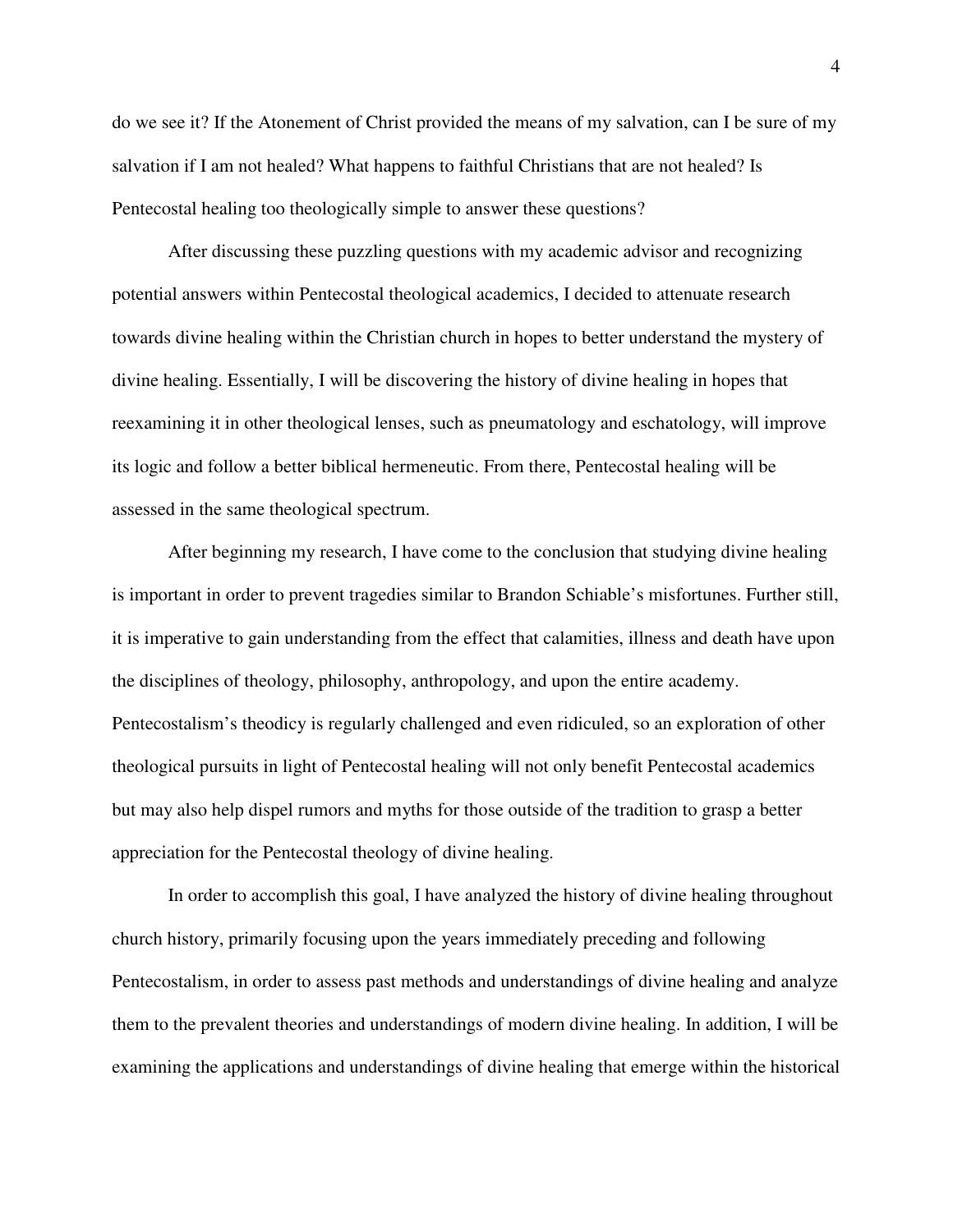do we see it? If the Atonement of Christ provided the means of my salvation, can I be sure of my salvation if I am not healed? What happens to faithful Christians that are not healed? Is Pentecostal healing too theologically simple to answer these questions?

After discussing these puzzling questions with my academic advisor and recognizing potential answers within Pentecostal theological academics, I decided to attenuate research towards divine healing within the Christian church in hopes to better understand the mystery of divine healing. Essentially, I will be discovering the history of divine healing in hopes that reexamining it in other theological lenses, such as pneumatology and eschatology, will improve its logic and follow a better biblical hermeneutic. From there, Pentecostal healing will be assessed in the same theological spectrum.

After beginning my research, I have come to the conclusion that studying divine healing is important in order to prevent tragedies similar to Brandon Schiable's misfortunes. Further still, it is imperative to gain understanding from the effect that calamities, illness and death have upon the disciplines of theology, philosophy, anthropology, and upon the entire academy. Pentecostalism's theodicy is regularly challenged and even ridiculed, so an exploration of other theological pursuits in light of Pentecostal healing will not only benefit Pentecostal academics but may also help dispel rumors and myths for those outside of the tradition to grasp a better appreciation for the Pentecostal theology of divine healing.

In order to accomplish this goal, I have analyzed the history of divine healing throughout church history, primarily focusing upon the years immediately preceding and following Pentecostalism, in order to assess past methods and understandings of divine healing and analyze them to the prevalent theories and understandings of modern divine healing. In addition, I will be examining the applications and understandings of divine healing that emerge within the historical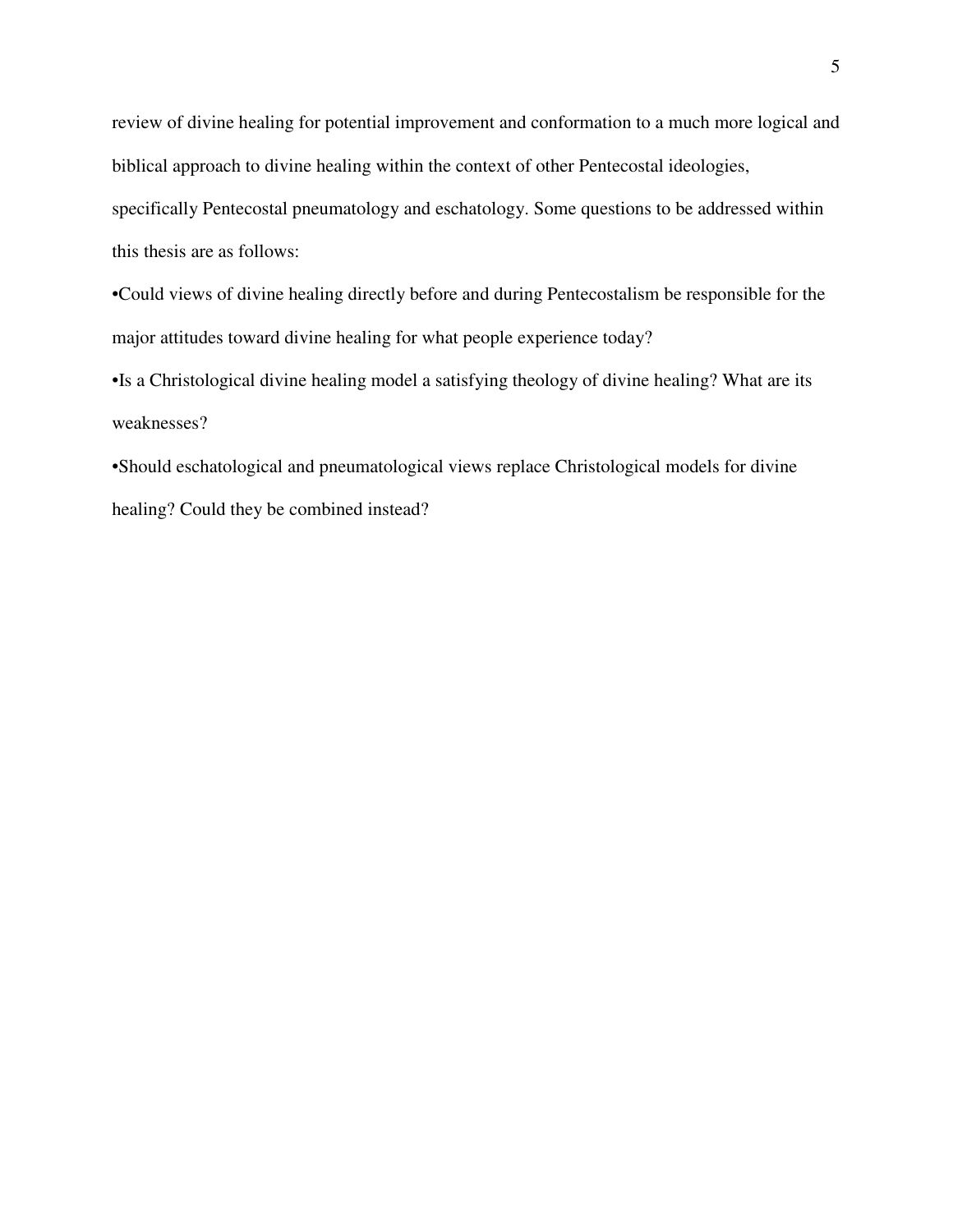review of divine healing for potential improvement and conformation to a much more logical and biblical approach to divine healing within the context of other Pentecostal ideologies, specifically Pentecostal pneumatology and eschatology. Some questions to be addressed within this thesis are as follows:

- Could views of divine healing directly before and during Pentecostalism be responsible for the major attitudes toward divine healing for what people experience today?
- Is a Christological divine healing model a satisfying theology of divine healing? What are its weaknesses?
- Should eschatological and pneumatological views replace Christological models for divine healing? Could they be combined instead?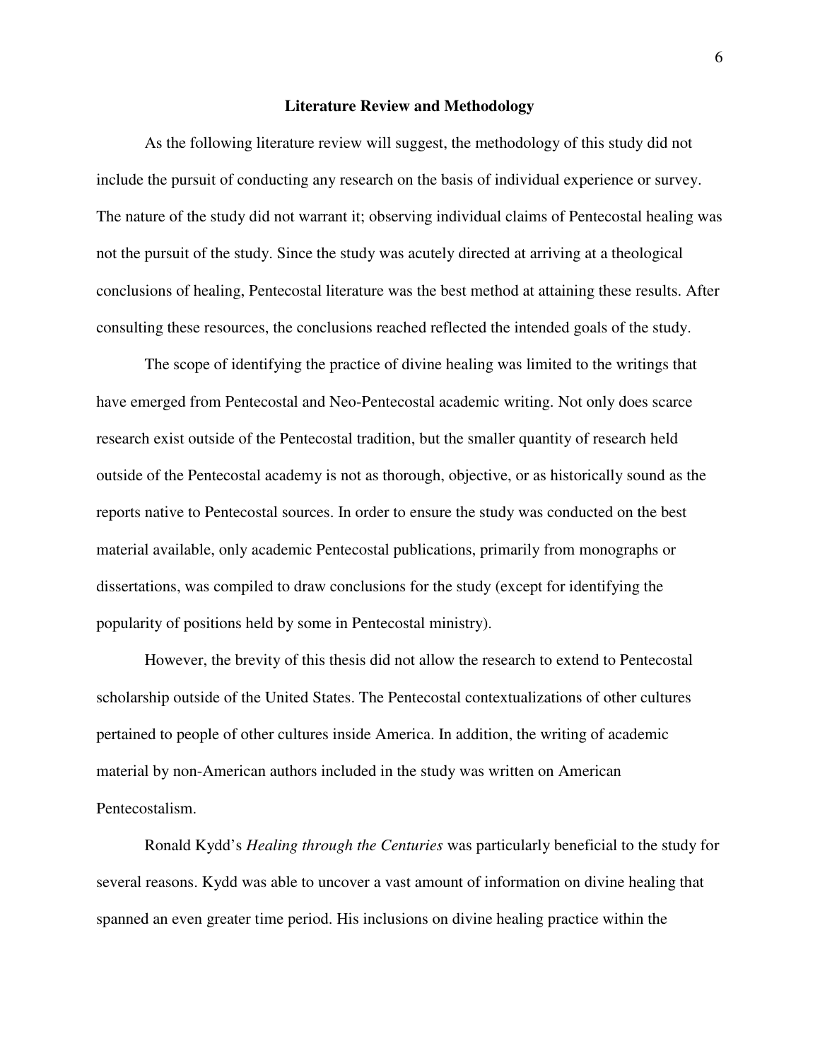## Literature Review and Methodology

As the following literature review will suggest, the methodology of this study did not include the pursuit of conducting any research on the basis of individual experience or survey. The nature of the study did not warrant it; observing individual claims of Pentecostal healing was not the pursuit of the study. Since the study was acutely directed at arriving at a theological conclusions of healing, Pentecostal literature was the best method at attaining these results. After consulting these resources, the conclusions reached reflected the intended goals of the study.

The scope of identifying the practice of divine healing was limited to the writings that have emerged from Pentecostal and Neo-Pentecostal academic writing. Not only does scarce research exist outside of the Pentecostal tradition, but the smaller quantity of research held outside of the Pentecostal academy is not as thorough, objective, or as historically sound as the reports native to Pentecostal sources. In order to ensure the study was conducted on the best material available, only academic Pentecostal publications, primarily from monographs or dissertations, was compiled to draw conclusions for the study (except for identifying the popularity of positions held by some in Pentecostal ministry).

However, the brevity of this thesis did not allow the research to extend to Pentecostal scholarship outside of the United States. The Pentecostal contextualizations of other cultures pertained to people of other cultures inside America. In addition, the writing of academic material by non-American authors included in the study was written on American Pentecostalism.

Ronald Kydd's *Healing through the Centuries* was particularly beneficial to the study for several reasons. Kydd was able to uncover a vast amount of information on divine healing that spanned an even greater time period. His inclusions on divine healing practice within the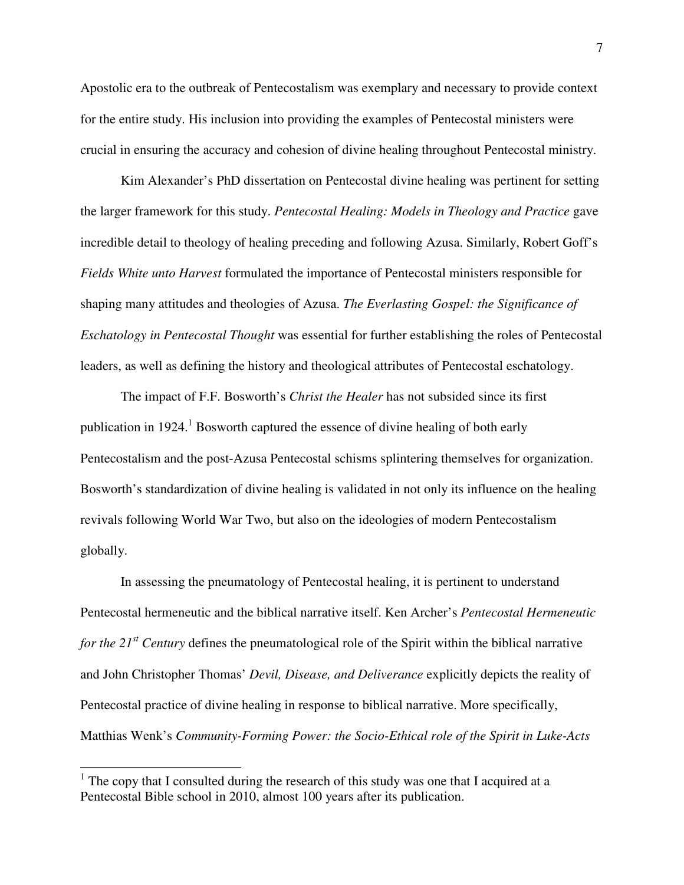Apostolic era to the outbreak of Pentecostalism was exemplary and necessary to provide context for the entire study. His inclusion into providing the examples of Pentecostal ministers were crucial in ensuring the accuracy and cohesion of divine healing throughout Pentecostal ministry.

Kim Alexander's PhD dissertation on Pentecostal divine healing was pertinent for setting the larger framework for this study. *Pentecostal Healing: Models in Theology and Practice* gave incredible detail to theology of healing preceding and following Azusa. Similarly, Robert Goff's *Fields White unto Harvest* formulated the importance of Pentecostal ministers responsible for shaping many attitudes and theologies of Azusa. *The Everlasting Gospel: the Significance of Eschatology in Pentecostal Thought* was essential for further establishing the roles of Pentecostal leaders, as well as defining the history and theological attributes of Pentecostal eschatology.

The impact of F.F. Bosworth's *Christ the Healer* has not subsided since its first publication in 1924.[1] Bosworth captured the essence of divine healing of both early Pentecostalism and the post-Azusa Pentecostal schisms splintering themselves for organization. Bosworth's standardization of divine healing is validated in not only its influence on the healing revivals following World War Two, but also on the ideologies of modern Pentecostalism globally.

In assessing the pneumatology of Pentecostal healing, it is pertinent to understand Pentecostal hermeneutic and the biblical narrative itself. Ken Archer's *Pentecostal Hermeneutic for the 21st Century* defines the pneumatological role of the Spirit within the biblical narrative and John Christopher Thomas' *Devil, Disease, and Deliverance* explicitly depicts the reality of Pentecostal practice of divine healing in response to biblical narrative. More specifically, Matthias Wenk's *Community-Forming Power: the Socio-Ethical role of the Spirit in Luke-Acts*

---

[1] The copy that I consulted during the research of this study was one that I acquired at a Pentecostal Bible school in 2010, almost 100 years after its publication.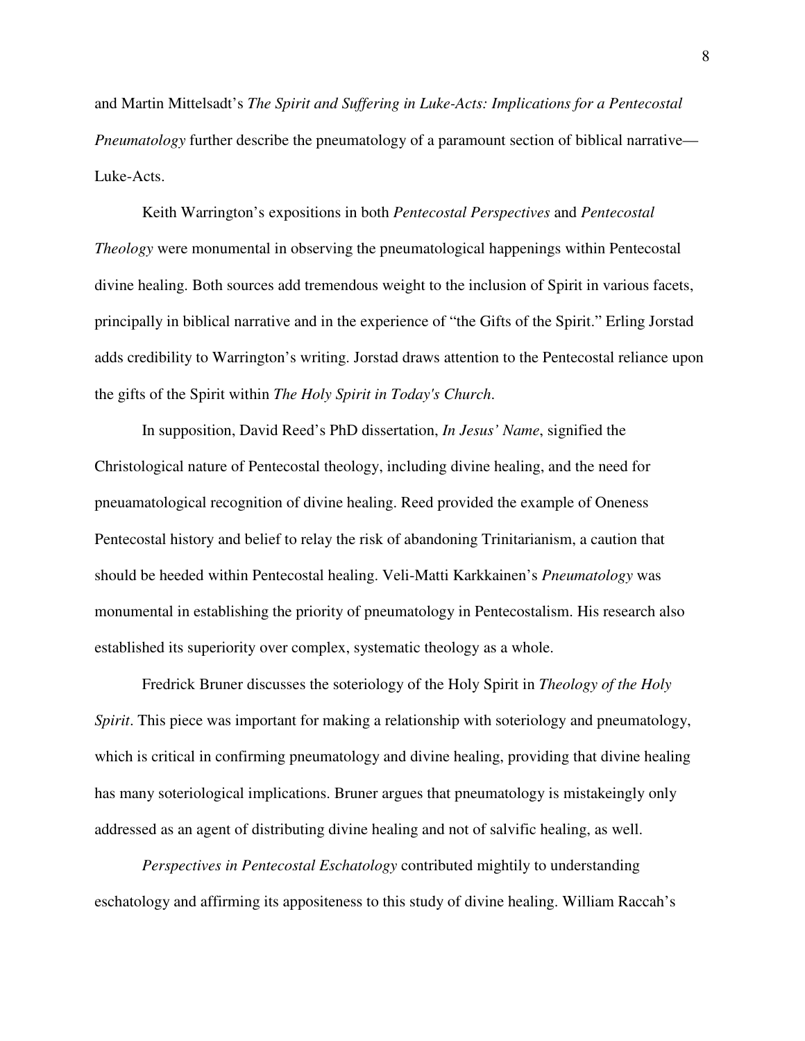and Martin Mittelsadt's *The Spirit and Suffering in Luke-Acts: Implications for a Pentecostal Pneumatology* further describe the pneumatology of a paramount section of biblical narrative—Luke-Acts.

Keith Warrington's expositions in both *Pentecostal Perspectives* and *Pentecostal Theology* were monumental in observing the pneumatological happenings within Pentecostal divine healing. Both sources add tremendous weight to the inclusion of Spirit in various facets, principally in biblical narrative and in the experience of "the Gifts of the Spirit." Erling Jorstad adds credibility to Warrington's writing. Jorstad draws attention to the Pentecostal reliance upon the gifts of the Spirit within *The Holy Spirit in Today's Church*.

In supposition, David Reed's PhD dissertation, *In Jesus' Name*, signified the Christological nature of Pentecostal theology, including divine healing, and the need for pneuamatological recognition of divine healing. Reed provided the example of Oneness Pentecostal history and belief to relay the risk of abandoning Trinitarianism, a caution that should be heeded within Pentecostal healing. Veli-Matti Karkkainen's *Pneumatology* was monumental in establishing the priority of pneumatology in Pentecostalism. His research also established its superiority over complex, systematic theology as a whole.

Fredrick Bruner discusses the soteriology of the Holy Spirit in *Theology of the Holy Spirit*. This piece was important for making a relationship with soteriology and pneumatology, which is critical in confirming pneumatology and divine healing, providing that divine healing has many soteriological implications. Bruner argues that pneumatology is mistakeingly only addressed as an agent of distributing divine healing and not of salvific healing, as well.

*Perspectives in Pentecostal Eschatology* contributed mightily to understanding eschatology and affirming its appositeness to this study of divine healing. William Raccah's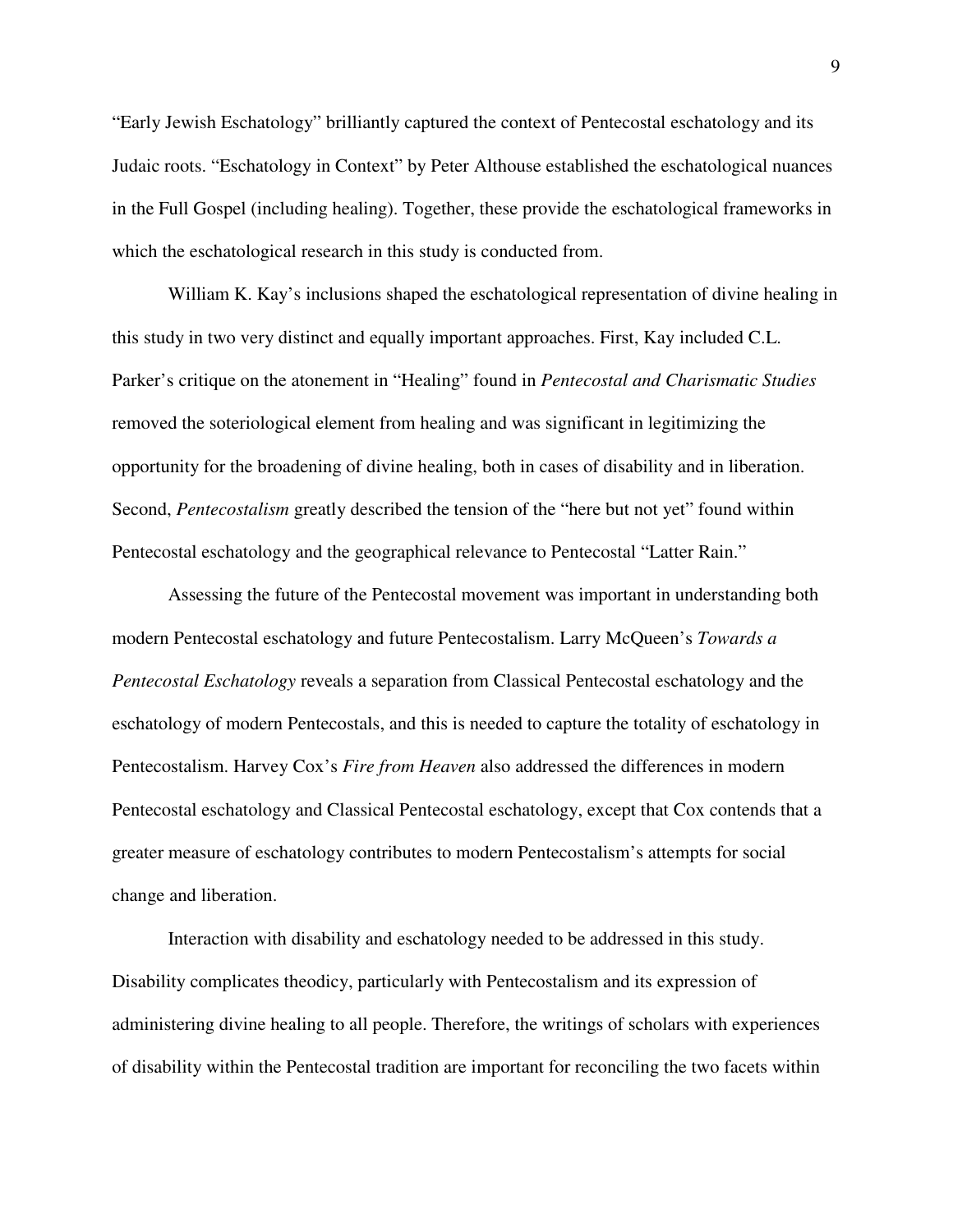"Early Jewish Eschatology" brilliantly captured the context of Pentecostal eschatology and its Judaic roots. "Eschatology in Context" by Peter Althouse established the eschatological nuances in the Full Gospel (including healing). Together, these provide the eschatological frameworks in which the eschatological research in this study is conducted from.

William K. Kay's inclusions shaped the eschatological representation of divine healing in this study in two very distinct and equally important approaches. First, Kay included C.L. Parker's critique on the atonement in "Healing" found in *Pentecostal and Charismatic Studies* removed the soteriological element from healing and was significant in legitimizing the opportunity for the broadening of divine healing, both in cases of disability and in liberation. Second, *Pentecostalism* greatly described the tension of the "here but not yet" found within Pentecostal eschatology and the geographical relevance to Pentecostal "Latter Rain."

Assessing the future of the Pentecostal movement was important in understanding both modern Pentecostal eschatology and future Pentecostalism. Larry McQueen's *Towards a Pentecostal Eschatology* reveals a separation from Classical Pentecostal eschatology and the eschatology of modern Pentecostals, and this is needed to capture the totality of eschatology in Pentecostalism. Harvey Cox's *Fire from Heaven* also addressed the differences in modern Pentecostal eschatology and Classical Pentecostal eschatology, except that Cox contends that a greater measure of eschatology contributes to modern Pentecostalism's attempts for social change and liberation.

Interaction with disability and eschatology needed to be addressed in this study. Disability complicates theodicy, particularly with Pentecostalism and its expression of administering divine healing to all people. Therefore, the writings of scholars with experiences of disability within the Pentecostal tradition are important for reconciling the two facets within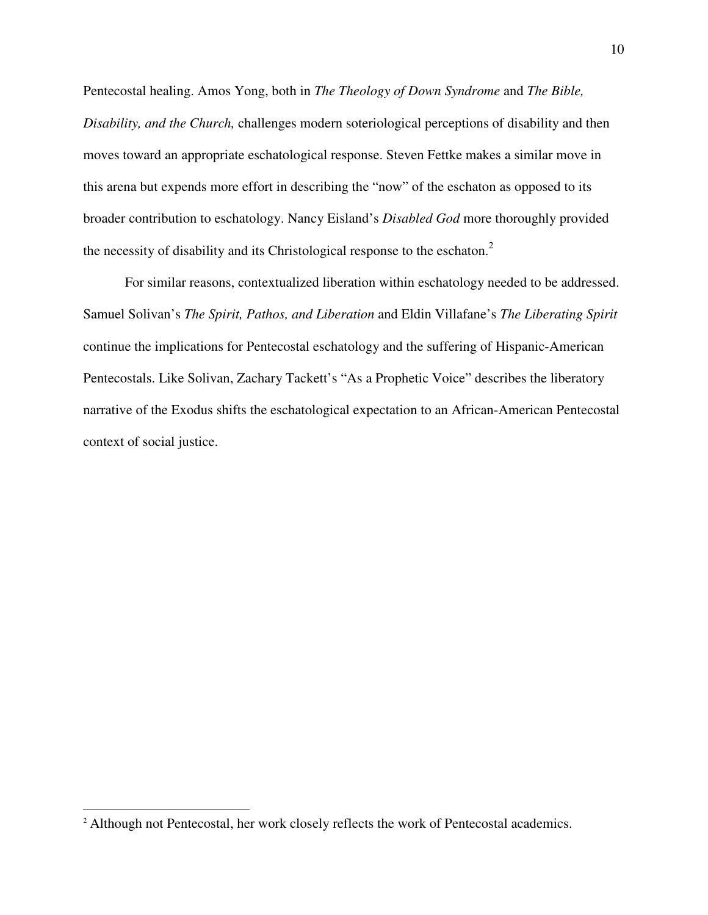Pentecostal healing. Amos Yong, both in *The Theology of Down Syndrome* and *The Bible, Disability, and the Church,* challenges modern soteriological perceptions of disability and then moves toward an appropriate eschatological response. Steven Fettke makes a similar move in this arena but expends more effort in describing the "now" of the eschaton as opposed to its broader contribution to eschatology. Nancy Eisland's *Disabled God* more thoroughly provided the necessity of disability and its Christological response to the eschaton.[2]

For similar reasons, contextualized liberation within eschatology needed to be addressed. Samuel Solivan's *The Spirit, Pathos, and Liberation* and Eldin Villafane's *The Liberating Spirit* continue the implications for Pentecostal eschatology and the suffering of Hispanic-American Pentecostals. Like Solivan, Zachary Tackett's "As a Prophetic Voice" describes the liberatory narrative of the Exodus shifts the eschatological expectation to an African-American Pentecostal context of social justice.

---

[2] Although not Pentecostal, her work closely reflects the work of Pentecostal academics.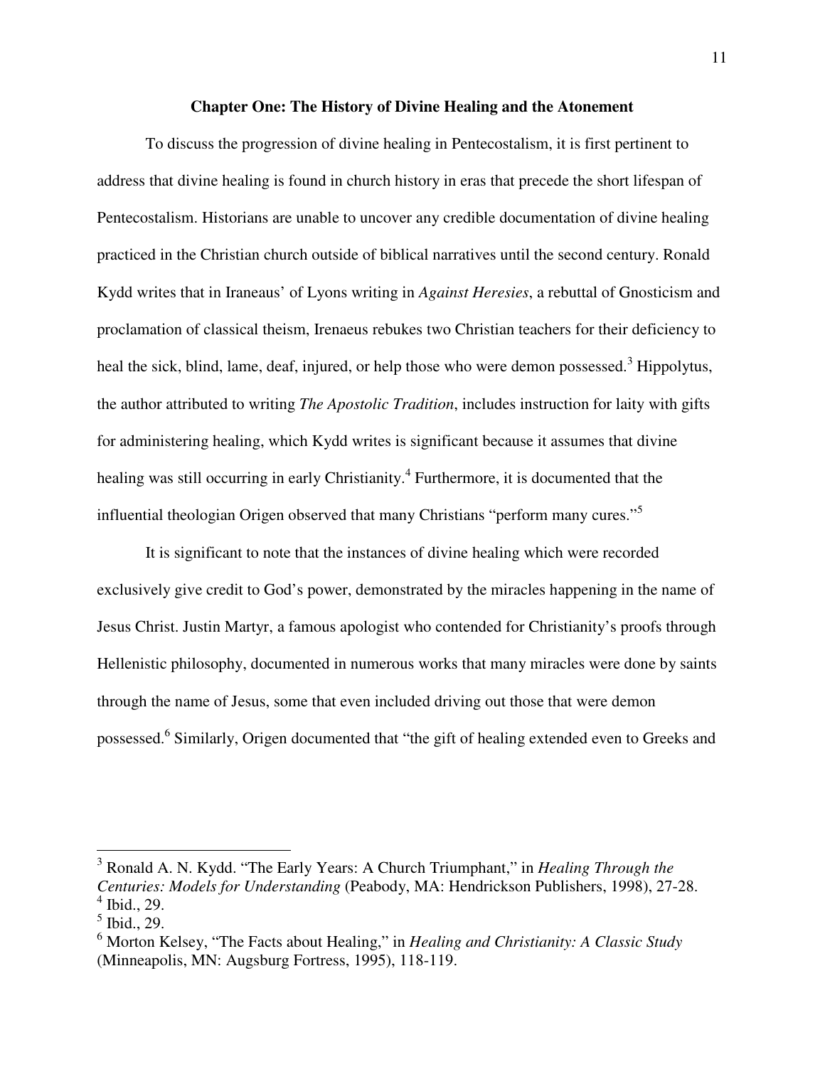## Chapter One: The History of Divine Healing and the Atonement

To discuss the progression of divine healing in Pentecostalism, it is first pertinent to address that divine healing is found in church history in eras that precede the short lifespan of Pentecostalism. Historians are unable to uncover any credible documentation of divine healing practiced in the Christian church outside of biblical narratives until the second century. Ronald Kydd writes that in Iraneaus' of Lyons writing in *Against Heresies*, a rebuttal of Gnosticism and proclamation of classical theism, Irenaeus rebukes two Christian teachers for their deficiency to heal the sick, blind, lame, deaf, injured, or help those who were demon possessed.[3] Hippolytus, the author attributed to writing *The Apostolic Tradition*, includes instruction for laity with gifts for administering healing, which Kydd writes is significant because it assumes that divine healing was still occurring in early Christianity.[4] Furthermore, it is documented that the influential theologian Origen observed that many Christians "perform many cures."[5]

It is significant to note that the instances of divine healing which were recorded exclusively give credit to God's power, demonstrated by the miracles happening in the name of Jesus Christ. Justin Martyr, a famous apologist who contended for Christianity's proofs through Hellenistic philosophy, documented in numerous works that many miracles were done by saints through the name of Jesus, some that even included driving out those that were demon possessed.[6] Similarly, Origen documented that "the gift of healing extended even to Greeks and

---

[3] Ronald A. N. Kydd. "The Early Years: A Church Triumphant," in *Healing Through the Centuries: Models for Understanding* (Peabody, MA: Hendrickson Publishers, 1998), 27-28.

[4] Ibid., 29.

[5] Ibid., 29.

[6] Morton Kelsey, "The Facts about Healing," in *Healing and Christianity: A Classic Study* (Minneapolis, MN: Augsburg Fortress, 1995), 118-119.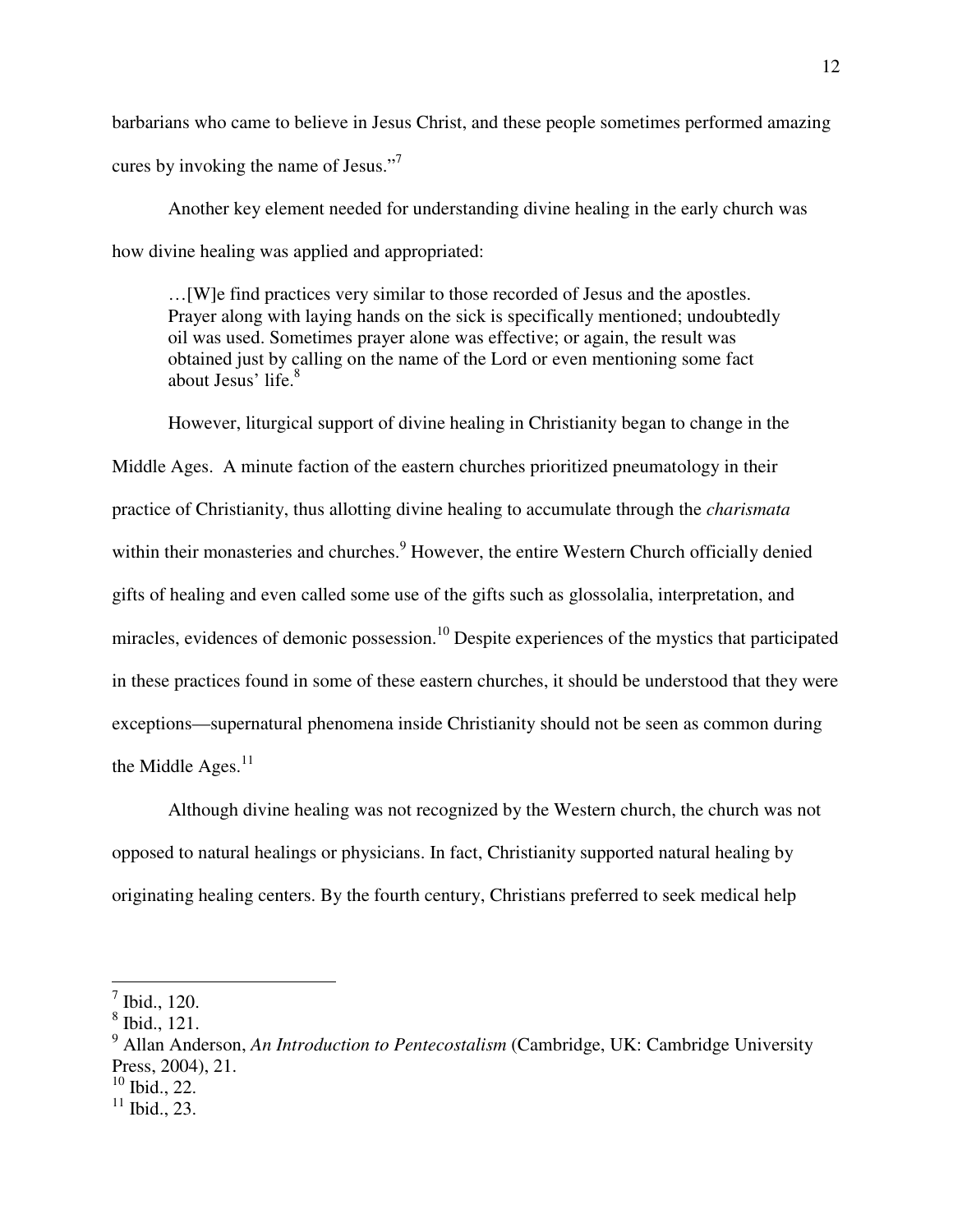barbarians who came to believe in Jesus Christ, and these people sometimes performed amazing cures by invoking the name of Jesus."[7]

Another key element needed for understanding divine healing in the early church was how divine healing was applied and appropriated:

> …[W]e find practices very similar to those recorded of Jesus and the apostles. Prayer along with laying hands on the sick is specifically mentioned; undoubtedly oil was used. Sometimes prayer alone was effective; or again, the result was obtained just by calling on the name of the Lord or even mentioning some fact about Jesus' life.[8]

However, liturgical support of divine healing in Christianity began to change in the Middle Ages. A minute faction of the eastern churches prioritized pneumatology in their practice of Christianity, thus allotting divine healing to accumulate through the *charismata* within their monasteries and churches.[9] However, the entire Western Church officially denied gifts of healing and even called some use of the gifts such as glossolalia, interpretation, and miracles, evidences of demonic possession.[10] Despite experiences of the mystics that participated in these practices found in some of these eastern churches, it should be understood that they were exceptions—supernatural phenomena inside Christianity should not be seen as common during the Middle Ages.[11]

Although divine healing was not recognized by the Western church, the church was not opposed to natural healings or physicians. In fact, Christianity supported natural healing by originating healing centers. By the fourth century, Christians preferred to seek medical help

---

[7] Ibid., 120.

[8] Ibid., 121.

[9] Allan Anderson, *An Introduction to Pentecostalism* (Cambridge, UK: Cambridge University Press, 2004), 21.

[10] Ibid., 22.

[11] Ibid., 23.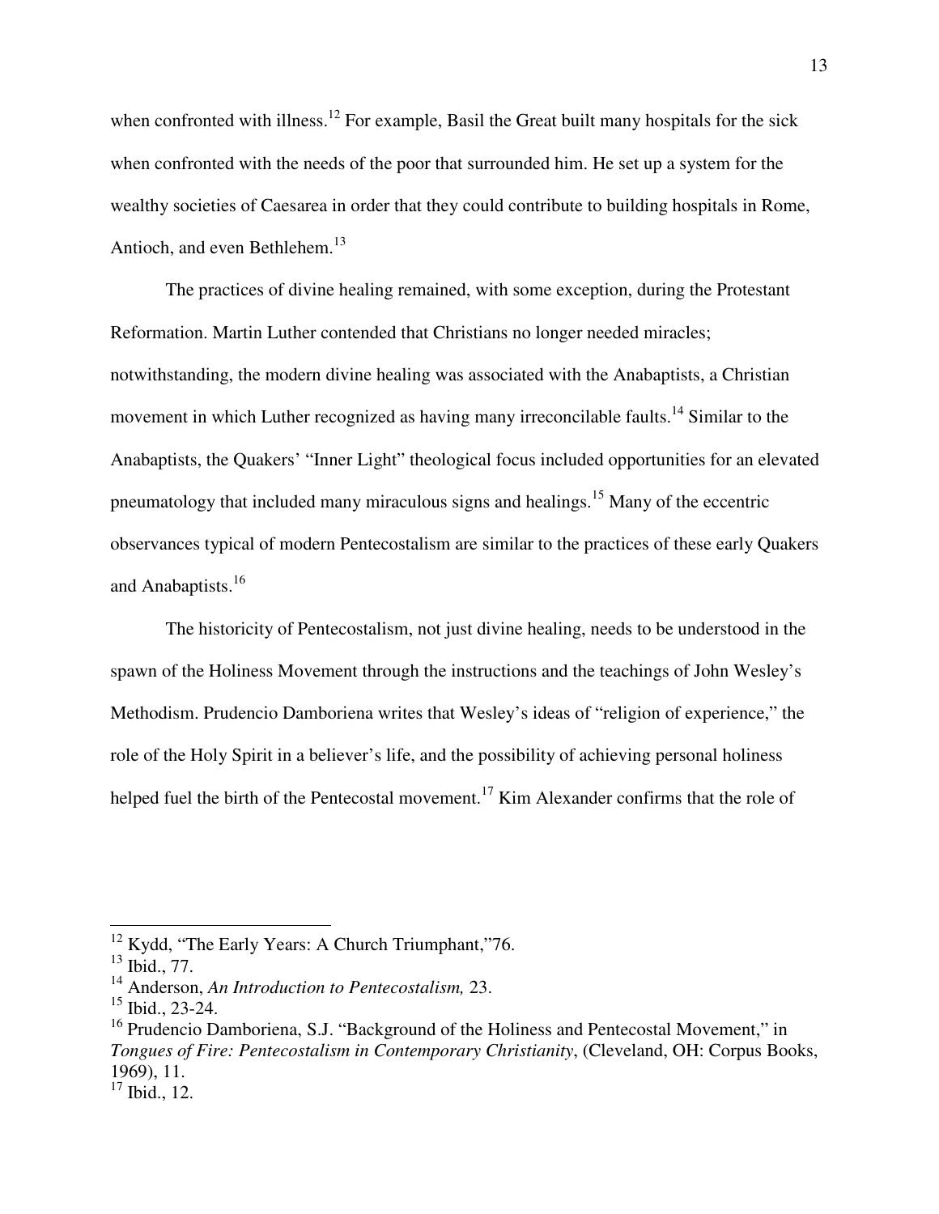when confronted with illness.[12] For example, Basil the Great built many hospitals for the sick when confronted with the needs of the poor that surrounded him. He set up a system for the wealthy societies of Caesarea in order that they could contribute to building hospitals in Rome, Antioch, and even Bethlehem.[13]

The practices of divine healing remained, with some exception, during the Protestant Reformation. Martin Luther contended that Christians no longer needed miracles; notwithstanding, the modern divine healing was associated with the Anabaptists, a Christian movement in which Luther recognized as having many irreconcilable faults.[14] Similar to the Anabaptists, the Quakers' "Inner Light" theological focus included opportunities for an elevated pneumatology that included many miraculous signs and healings.[15] Many of the eccentric observances typical of modern Pentecostalism are similar to the practices of these early Quakers and Anabaptists.[16]

The historicity of Pentecostalism, not just divine healing, needs to be understood in the spawn of the Holiness Movement through the instructions and the teachings of John Wesley's Methodism. Prudencio Damboriena writes that Wesley's ideas of "religion of experience," the role of the Holy Spirit in a believer's life, and the possibility of achieving personal holiness helped fuel the birth of the Pentecostal movement.[17] Kim Alexander confirms that the role of

---

[12] Kydd, "The Early Years: A Church Triumphant,"76.

[13] Ibid., 77.

[14] Anderson, *An Introduction to Pentecostalism,* 23.

[15] Ibid., 23-24.

[16] Prudencio Damboriena, S.J. "Background of the Holiness and Pentecostal Movement," in *Tongues of Fire: Pentecostalism in Contemporary Christianity*, (Cleveland, OH: Corpus Books, 1969), 11.

[17] Ibid., 12.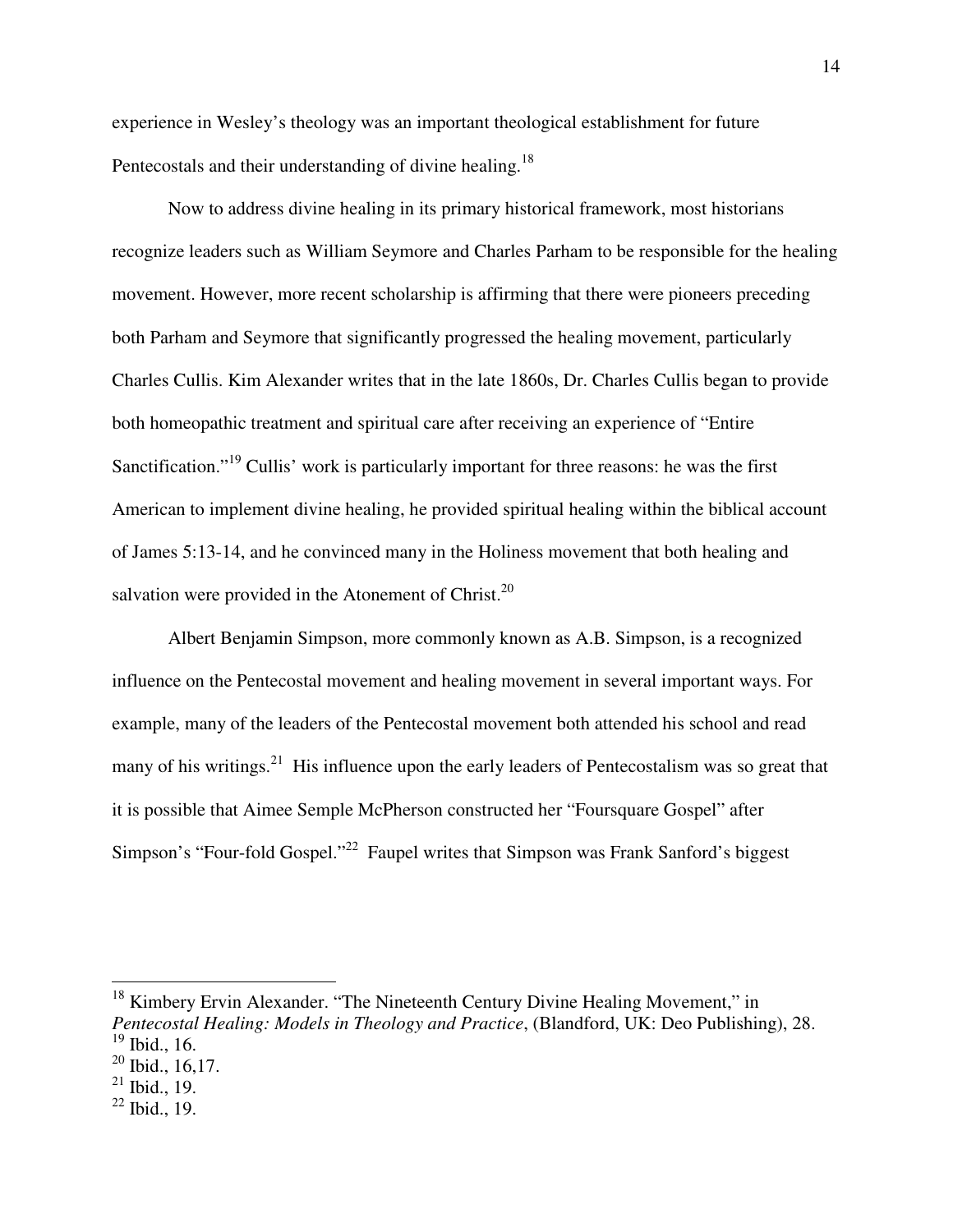experience in Wesley's theology was an important theological establishment for future Pentecostals and their understanding of divine healing.[18]

Now to address divine healing in its primary historical framework, most historians recognize leaders such as William Seymore and Charles Parham to be responsible for the healing movement. However, more recent scholarship is affirming that there were pioneers preceding both Parham and Seymore that significantly progressed the healing movement, particularly Charles Cullis. Kim Alexander writes that in the late 1860s, Dr. Charles Cullis began to provide both homeopathic treatment and spiritual care after receiving an experience of "Entire Sanctification."[19] Cullis' work is particularly important for three reasons: he was the first American to implement divine healing, he provided spiritual healing within the biblical account of James 5:13-14, and he convinced many in the Holiness movement that both healing and salvation were provided in the Atonement of Christ.[20]

Albert Benjamin Simpson, more commonly known as A.B. Simpson, is a recognized influence on the Pentecostal movement and healing movement in several important ways. For example, many of the leaders of the Pentecostal movement both attended his school and read many of his writings.[21] His influence upon the early leaders of Pentecostalism was so great that it is possible that Aimee Semple McPherson constructed her "Foursquare Gospel" after Simpson's "Four-fold Gospel."[22] Faupel writes that Simpson was Frank Sanford's biggest

---

[18] Kimbery Ervin Alexander. "The Nineteenth Century Divine Healing Movement," in *Pentecostal Healing: Models in Theology and Practice*, (Blandford, UK: Deo Publishing), 28.
[19] Ibid., 16.
[20] Ibid., 16,17.
[21] Ibid., 19.
[22] Ibid., 19.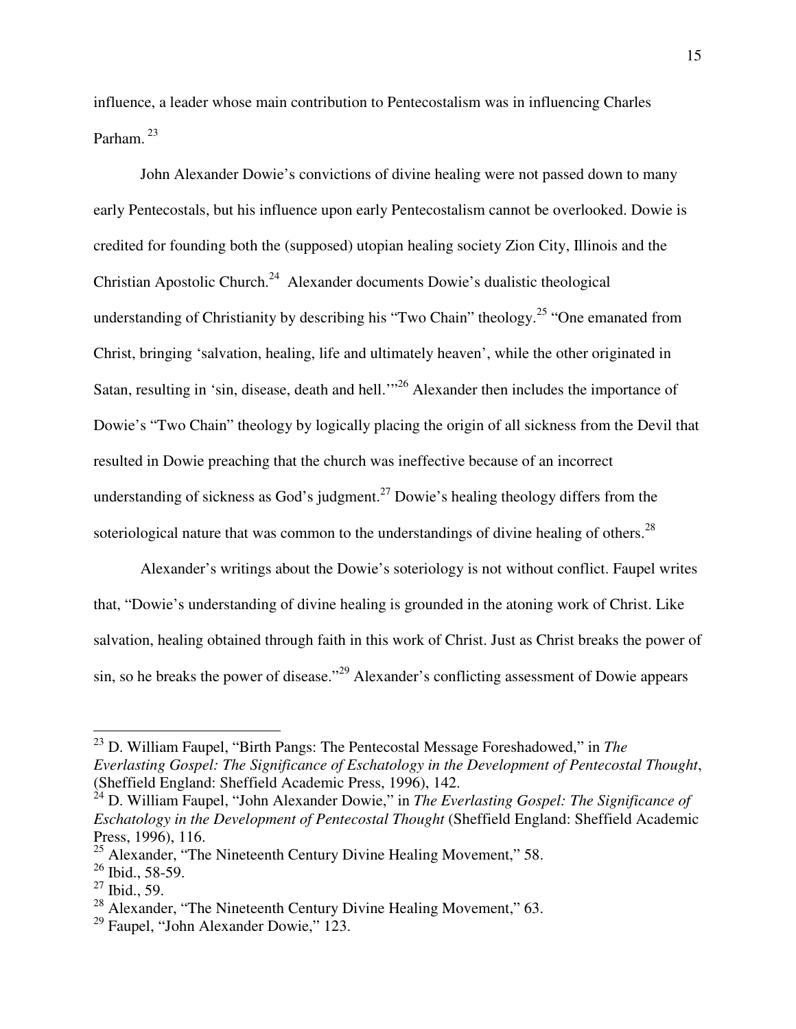influence, a leader whose main contribution to Pentecostalism was in influencing Charles Parham.[23]

John Alexander Dowie's convictions of divine healing were not passed down to many early Pentecostals, but his influence upon early Pentecostalism cannot be overlooked. Dowie is credited for founding both the (supposed) utopian healing society Zion City, Illinois and the Christian Apostolic Church.[24] Alexander documents Dowie's dualistic theological understanding of Christianity by describing his "Two Chain" theology.[25] "One emanated from Christ, bringing 'salvation, healing, life and ultimately heaven', while the other originated in Satan, resulting in 'sin, disease, death and hell.'"[26] Alexander then includes the importance of Dowie's "Two Chain" theology by logically placing the origin of all sickness from the Devil that resulted in Dowie preaching that the church was ineffective because of an incorrect understanding of sickness as God's judgment.[27] Dowie's healing theology differs from the soteriological nature that was common to the understandings of divine healing of others.[28]

Alexander's writings about the Dowie's soteriology is not without conflict. Faupel writes that, "Dowie's understanding of divine healing is grounded in the atoning work of Christ. Like salvation, healing obtained through faith in this work of Christ. Just as Christ breaks the power of sin, so he breaks the power of disease."[29] Alexander's conflicting assessment of Dowie appears

---

[23] D. William Faupel, "Birth Pangs: The Pentecostal Message Foreshadowed," in *The Everlasting Gospel: The Significance of Eschatology in the Development of Pentecostal Thought*, (Sheffield England: Sheffield Academic Press, 1996), 142.

[24] D. William Faupel, "John Alexander Dowie," in *The Everlasting Gospel: The Significance of Eschatology in the Development of Pentecostal Thought* (Sheffield England: Sheffield Academic Press, 1996), 116.

[25] Alexander, "The Nineteenth Century Divine Healing Movement," 58.

[26] Ibid., 58-59.

[27] Ibid., 59.

[28] Alexander, "The Nineteenth Century Divine Healing Movement," 63.

[29] Faupel, "John Alexander Dowie," 123.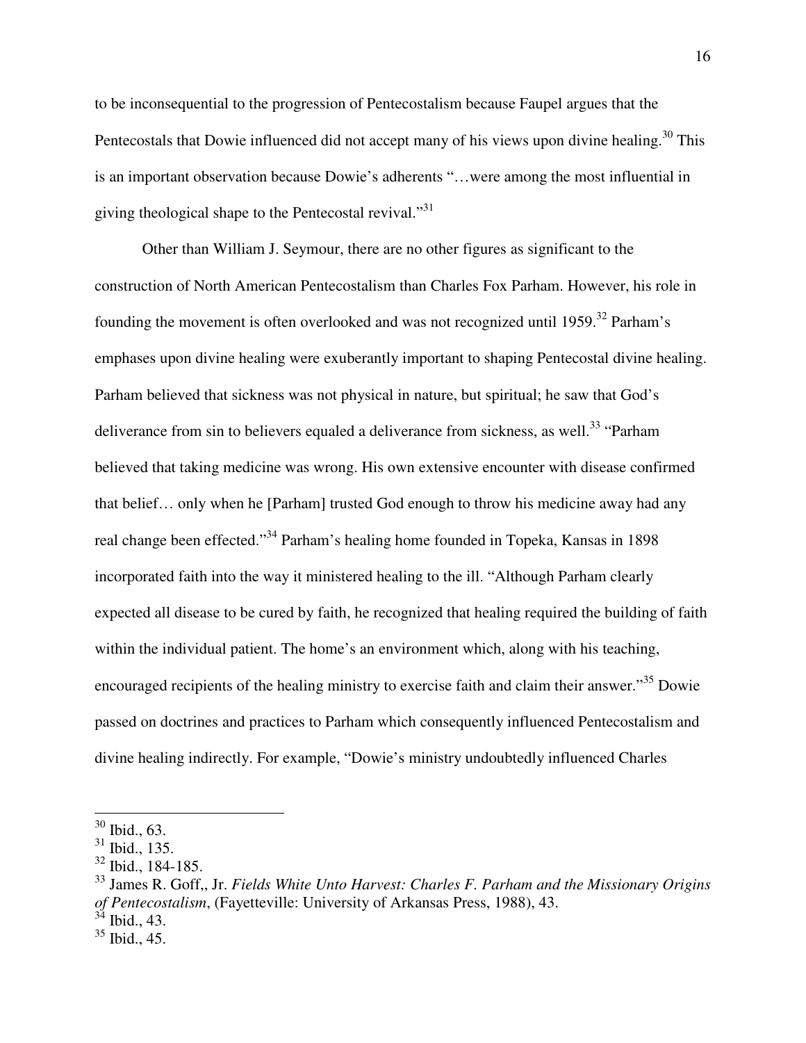to be inconsequential to the progression of Pentecostalism because Faupel argues that the Pentecostals that Dowie influenced did not accept many of his views upon divine healing.[30] This is an important observation because Dowie's adherents "…were among the most influential in giving theological shape to the Pentecostal revival."[31]

Other than William J. Seymour, there are no other figures as significant to the construction of North American Pentecostalism than Charles Fox Parham. However, his role in founding the movement is often overlooked and was not recognized until 1959.[32] Parham's emphases upon divine healing were exuberantly important to shaping Pentecostal divine healing. Parham believed that sickness was not physical in nature, but spiritual; he saw that God's deliverance from sin to believers equaled a deliverance from sickness, as well.[33] "Parham believed that taking medicine was wrong. His own extensive encounter with disease confirmed that belief… only when he [Parham] trusted God enough to throw his medicine away had any real change been effected."[34] Parham's healing home founded in Topeka, Kansas in 1898 incorporated faith into the way it ministered healing to the ill. "Although Parham clearly expected all disease to be cured by faith, he recognized that healing required the building of faith within the individual patient. The home's an environment which, along with his teaching, encouraged recipients of the healing ministry to exercise faith and claim their answer."[35] Dowie passed on doctrines and practices to Parham which consequently influenced Pentecostalism and divine healing indirectly. For example, "Dowie's ministry undoubtedly influenced Charles

---

[30] Ibid., 63.

[31] Ibid., 135.

[32] Ibid., 184-185.

[33] James R. Goff,, Jr. *Fields White Unto Harvest: Charles F. Parham and the Missionary Origins of Pentecostalism*, (Fayetteville: University of Arkansas Press, 1988), 43.

[34] Ibid., 43.

[35] Ibid., 45.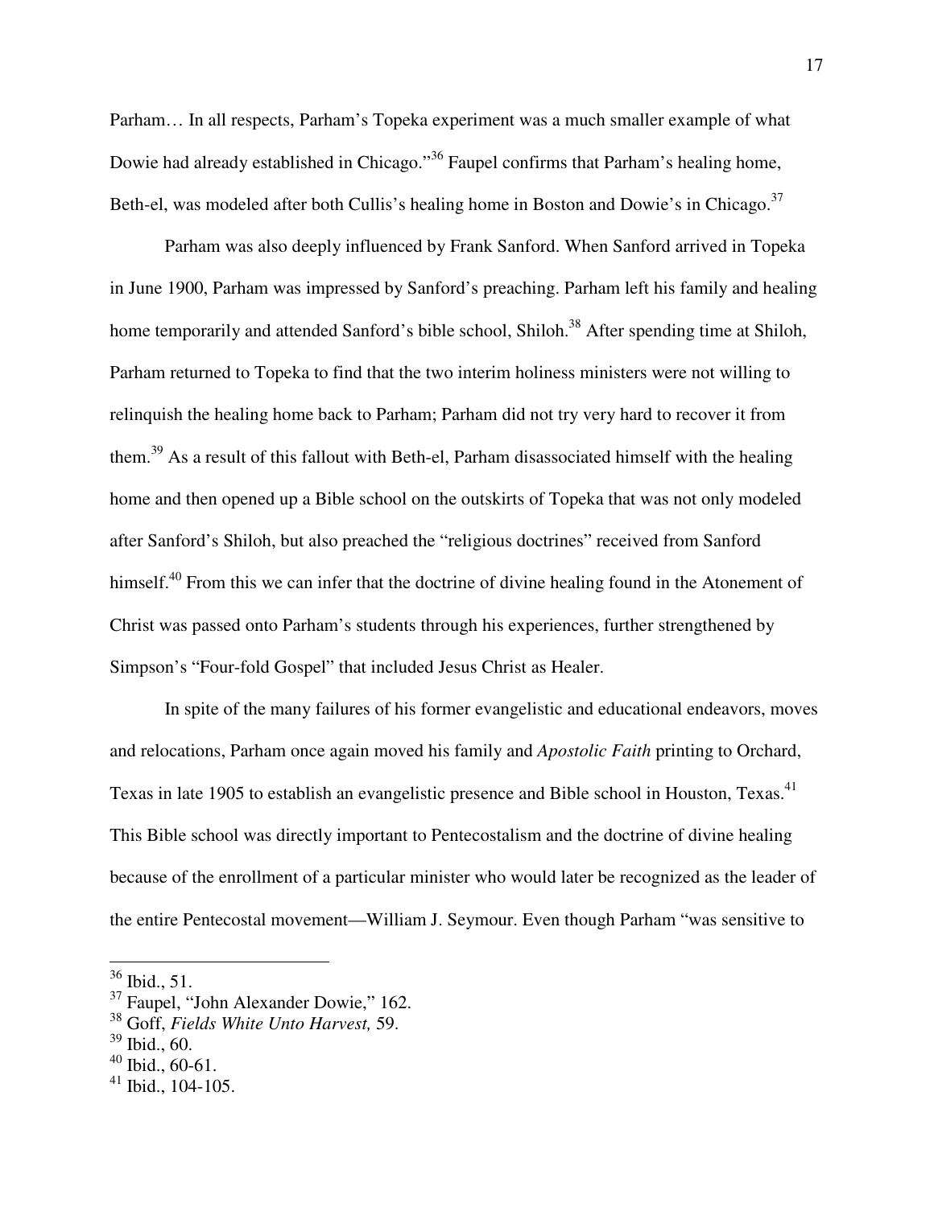Parham… In all respects, Parham's Topeka experiment was a much smaller example of what Dowie had already established in Chicago."[36] Faupel confirms that Parham's healing home, Beth-el, was modeled after both Cullis's healing home in Boston and Dowie's in Chicago.[37]

Parham was also deeply influenced by Frank Sanford. When Sanford arrived in Topeka in June 1900, Parham was impressed by Sanford's preaching. Parham left his family and healing home temporarily and attended Sanford's bible school, Shiloh.[38] After spending time at Shiloh, Parham returned to Topeka to find that the two interim holiness ministers were not willing to relinquish the healing home back to Parham; Parham did not try very hard to recover it from them.[39] As a result of this fallout with Beth-el, Parham disassociated himself with the healing home and then opened up a Bible school on the outskirts of Topeka that was not only modeled after Sanford's Shiloh, but also preached the "religious doctrines" received from Sanford himself.[40] From this we can infer that the doctrine of divine healing found in the Atonement of Christ was passed onto Parham's students through his experiences, further strengthened by Simpson's "Four-fold Gospel" that included Jesus Christ as Healer.

In spite of the many failures of his former evangelistic and educational endeavors, moves and relocations, Parham once again moved his family and *Apostolic Faith* printing to Orchard, Texas in late 1905 to establish an evangelistic presence and Bible school in Houston, Texas.[41] This Bible school was directly important to Pentecostalism and the doctrine of divine healing because of the enrollment of a particular minister who would later be recognized as the leader of the entire Pentecostal movement—William J. Seymour. Even though Parham "was sensitive to

---

[36] Ibid., 51.

[37] Faupel, "John Alexander Dowie," 162.

[38] Goff, *Fields White Unto Harvest,* 59.

[39] Ibid., 60.

[40] Ibid., 60-61.

[41] Ibid., 104-105.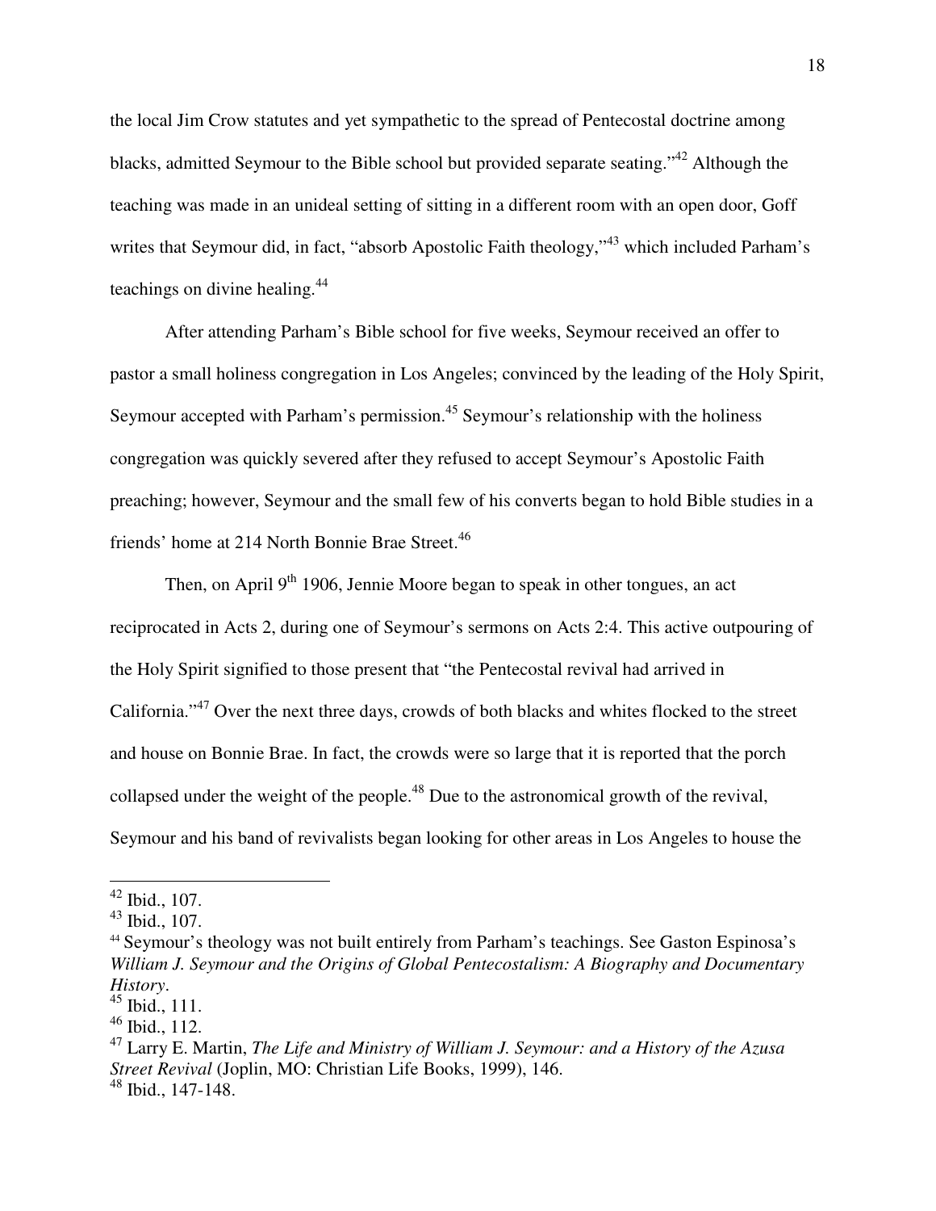the local Jim Crow statutes and yet sympathetic to the spread of Pentecostal doctrine among blacks, admitted Seymour to the Bible school but provided separate seating."[42] Although the teaching was made in an unideal setting of sitting in a different room with an open door, Goff writes that Seymour did, in fact, "absorb Apostolic Faith theology,"[43] which included Parham's teachings on divine healing.[44]

After attending Parham's Bible school for five weeks, Seymour received an offer to pastor a small holiness congregation in Los Angeles; convinced by the leading of the Holy Spirit, Seymour accepted with Parham's permission.[45] Seymour's relationship with the holiness congregation was quickly severed after they refused to accept Seymour's Apostolic Faith preaching; however, Seymour and the small few of his converts began to hold Bible studies in a friends' home at 214 North Bonnie Brae Street.[46]

Then, on April 9th 1906, Jennie Moore began to speak in other tongues, an act reciprocated in Acts 2, during one of Seymour's sermons on Acts 2:4. This active outpouring of the Holy Spirit signified to those present that "the Pentecostal revival had arrived in California."[47] Over the next three days, crowds of both blacks and whites flocked to the street and house on Bonnie Brae. In fact, the crowds were so large that it is reported that the porch collapsed under the weight of the people.[48] Due to the astronomical growth of the revival, Seymour and his band of revivalists began looking for other areas in Los Angeles to house the

---

[42] Ibid., 107.

[43] Ibid., 107.

[44] Seymour's theology was not built entirely from Parham's teachings. See Gaston Espinosa's *William J. Seymour and the Origins of Global Pentecostalism: A Biography and Documentary History*.

[45] Ibid., 111.

[46] Ibid., 112.

[47] Larry E. Martin, *The Life and Ministry of William J. Seymour: and a History of the Azusa Street Revival* (Joplin, MO: Christian Life Books, 1999), 146.

[48] Ibid., 147-148.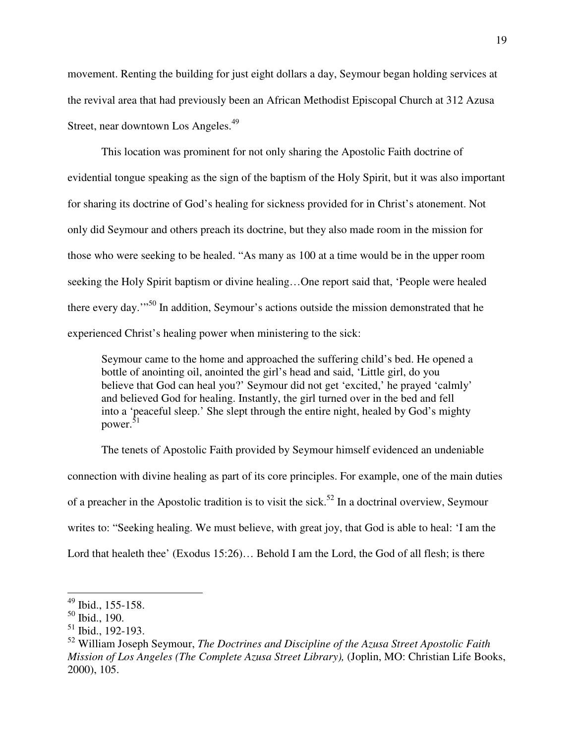movement. Renting the building for just eight dollars a day, Seymour began holding services at the revival area that had previously been an African Methodist Episcopal Church at 312 Azusa Street, near downtown Los Angeles.[49]

This location was prominent for not only sharing the Apostolic Faith doctrine of evidential tongue speaking as the sign of the baptism of the Holy Spirit, but it was also important for sharing its doctrine of God's healing for sickness provided for in Christ's atonement. Not only did Seymour and others preach its doctrine, but they also made room in the mission for those who were seeking to be healed. "As many as 100 at a time would be in the upper room seeking the Holy Spirit baptism or divine healing…One report said that, 'People were healed there every day.'"[50] In addition, Seymour's actions outside the mission demonstrated that he experienced Christ's healing power when ministering to the sick:

> Seymour came to the home and approached the suffering child's bed. He opened a bottle of anointing oil, anointed the girl's head and said, 'Little girl, do you believe that God can heal you?' Seymour did not get 'excited,' he prayed 'calmly' and believed God for healing. Instantly, the girl turned over in the bed and fell into a 'peaceful sleep.' She slept through the entire night, healed by God's mighty power.[51]

The tenets of Apostolic Faith provided by Seymour himself evidenced an undeniable connection with divine healing as part of its core principles. For example, one of the main duties of a preacher in the Apostolic tradition is to visit the sick.[52] In a doctrinal overview, Seymour writes to: "Seeking healing. We must believe, with great joy, that God is able to heal: 'I am the Lord that healeth thee' (Exodus 15:26)… Behold I am the Lord, the God of all flesh; is there

---

[49] Ibid., 155-158.

[50] Ibid., 190.

[51] Ibid., 192-193.

[52] William Joseph Seymour, *The Doctrines and Discipline of the Azusa Street Apostolic Faith Mission of Los Angeles (The Complete Azusa Street Library),* (Joplin, MO: Christian Life Books, 2000), 105.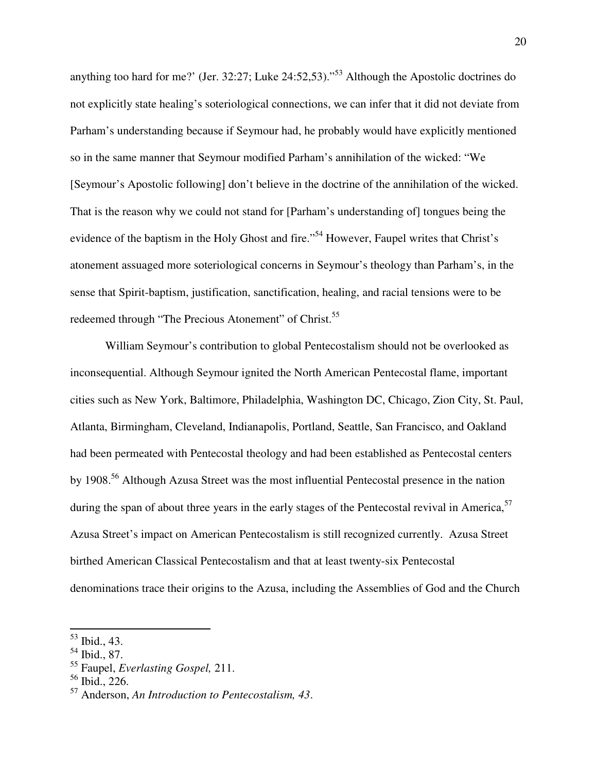anything too hard for me?' (Jer. 32:27; Luke 24:52,53)."[53] Although the Apostolic doctrines do not explicitly state healing's soteriological connections, we can infer that it did not deviate from Parham's understanding because if Seymour had, he probably would have explicitly mentioned so in the same manner that Seymour modified Parham's annihilation of the wicked: "We [Seymour's Apostolic following] don't believe in the doctrine of the annihilation of the wicked. That is the reason why we could not stand for [Parham's understanding of] tongues being the evidence of the baptism in the Holy Ghost and fire."[54] However, Faupel writes that Christ's atonement assuaged more soteriological concerns in Seymour's theology than Parham's, in the sense that Spirit-baptism, justification, sanctification, healing, and racial tensions were to be redeemed through "The Precious Atonement" of Christ.[55]

William Seymour's contribution to global Pentecostalism should not be overlooked as inconsequential. Although Seymour ignited the North American Pentecostal flame, important cities such as New York, Baltimore, Philadelphia, Washington DC, Chicago, Zion City, St. Paul, Atlanta, Birmingham, Cleveland, Indianapolis, Portland, Seattle, San Francisco, and Oakland had been permeated with Pentecostal theology and had been established as Pentecostal centers by 1908.[56] Although Azusa Street was the most influential Pentecostal presence in the nation during the span of about three years in the early stages of the Pentecostal revival in America,[57] Azusa Street's impact on American Pentecostalism is still recognized currently. Azusa Street birthed American Classical Pentecostalism and that at least twenty-six Pentecostal denominations trace their origins to the Azusa, including the Assemblies of God and the Church

---

[53] Ibid., 43.

[54] Ibid., 87.

[55] Faupel, *Everlasting Gospel,* 211.

[56] Ibid., 226.

[57] Anderson, *An Introduction to Pentecostalism, 43*.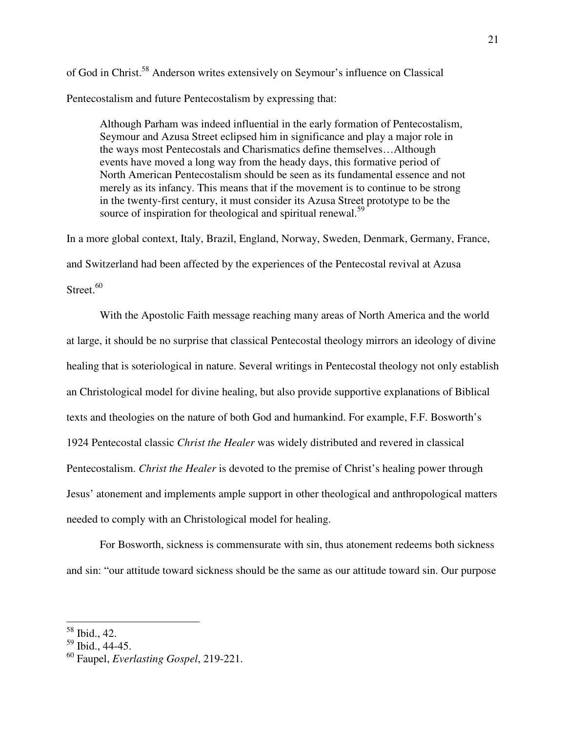of God in Christ.[58] Anderson writes extensively on Seymour's influence on Classical Pentecostalism and future Pentecostalism by expressing that:

> Although Parham was indeed influential in the early formation of Pentecostalism, Seymour and Azusa Street eclipsed him in significance and play a major role in the ways most Pentecostals and Charismatics define themselves…Although events have moved a long way from the heady days, this formative period of North American Pentecostalism should be seen as its fundamental essence and not merely as its infancy. This means that if the movement is to continue to be strong in the twenty-first century, it must consider its Azusa Street prototype to be the source of inspiration for theological and spiritual renewal.[59]

In a more global context, Italy, Brazil, England, Norway, Sweden, Denmark, Germany, France, and Switzerland had been affected by the experiences of the Pentecostal revival at Azusa Street.[60]

With the Apostolic Faith message reaching many areas of North America and the world at large, it should be no surprise that classical Pentecostal theology mirrors an ideology of divine healing that is soteriological in nature. Several writings in Pentecostal theology not only establish an Christological model for divine healing, but also provide supportive explanations of Biblical texts and theologies on the nature of both God and humankind. For example, F.F. Bosworth's 1924 Pentecostal classic *Christ the Healer* was widely distributed and revered in classical Pentecostalism. *Christ the Healer* is devoted to the premise of Christ's healing power through Jesus' atonement and implements ample support in other theological and anthropological matters needed to comply with an Christological model for healing.

For Bosworth, sickness is commensurate with sin, thus atonement redeems both sickness and sin: "our attitude toward sickness should be the same as our attitude toward sin. Our purpose

---

[58] Ibid., 42.
[59] Ibid., 44-45.
[60] Faupel, *Everlasting Gospel*, 219-221.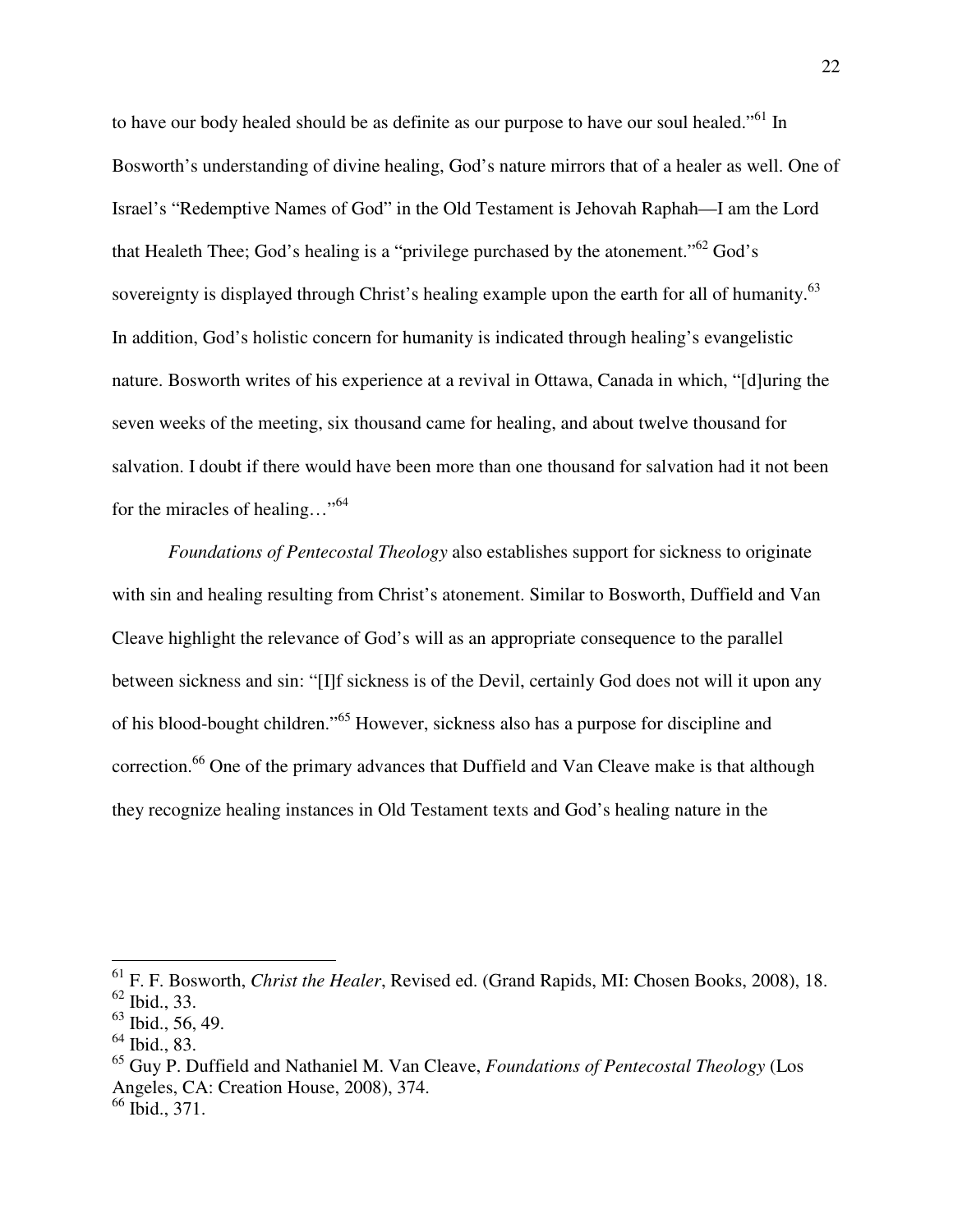to have our body healed should be as definite as our purpose to have our soul healed."[61] In Bosworth's understanding of divine healing, God's nature mirrors that of a healer as well. One of Israel's "Redemptive Names of God" in the Old Testament is Jehovah Raphah—I am the Lord that Healeth Thee; God's healing is a "privilege purchased by the atonement."[62] God's sovereignty is displayed through Christ's healing example upon the earth for all of humanity.[63] In addition, God's holistic concern for humanity is indicated through healing's evangelistic nature. Bosworth writes of his experience at a revival in Ottawa, Canada in which, "[d]uring the seven weeks of the meeting, six thousand came for healing, and about twelve thousand for salvation. I doubt if there would have been more than one thousand for salvation had it not been for the miracles of healing…"[64]

*Foundations of Pentecostal Theology* also establishes support for sickness to originate with sin and healing resulting from Christ's atonement. Similar to Bosworth, Duffield and Van Cleave highlight the relevance of God's will as an appropriate consequence to the parallel between sickness and sin: "[I]f sickness is of the Devil, certainly God does not will it upon any of his blood-bought children."[65] However, sickness also has a purpose for discipline and correction.[66] One of the primary advances that Duffield and Van Cleave make is that although they recognize healing instances in Old Testament texts and God's healing nature in the

---

[61] F. F. Bosworth, *Christ the Healer*, Revised ed. (Grand Rapids, MI: Chosen Books, 2008), 18.
[62] Ibid., 33.
[63] Ibid., 56, 49.
[64] Ibid., 83.
[65] Guy P. Duffield and Nathaniel M. Van Cleave, *Foundations of Pentecostal Theology* (Los Angeles, CA: Creation House, 2008), 374.
[66] Ibid., 371.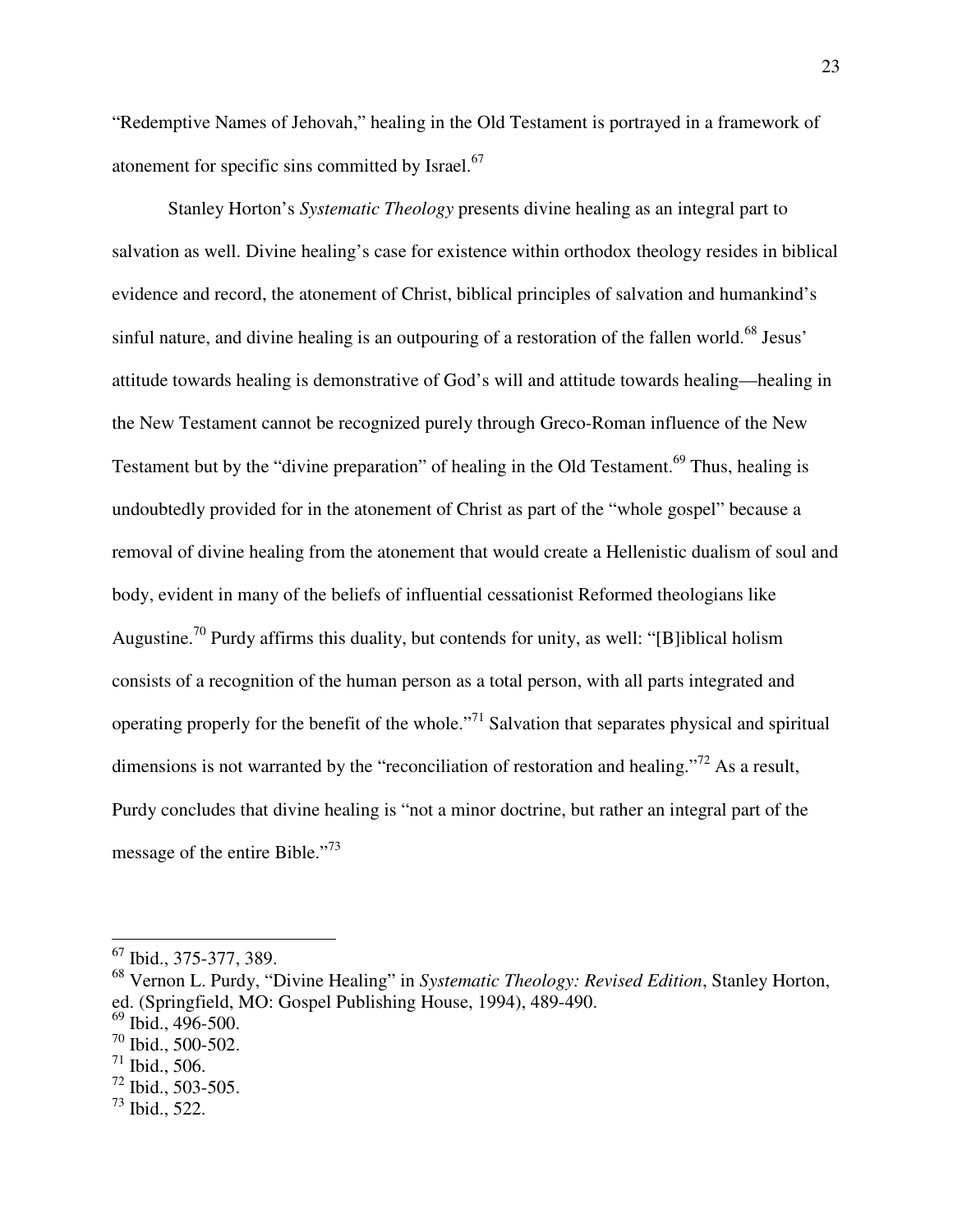"Redemptive Names of Jehovah," healing in the Old Testament is portrayed in a framework of atonement for specific sins committed by Israel.[67]

Stanley Horton's *Systematic Theology* presents divine healing as an integral part to salvation as well. Divine healing's case for existence within orthodox theology resides in biblical evidence and record, the atonement of Christ, biblical principles of salvation and humankind's sinful nature, and divine healing is an outpouring of a restoration of the fallen world.[68] Jesus' attitude towards healing is demonstrative of God's will and attitude towards healing—healing in the New Testament cannot be recognized purely through Greco-Roman influence of the New Testament but by the "divine preparation" of healing in the Old Testament.[69] Thus, healing is undoubtedly provided for in the atonement of Christ as part of the "whole gospel" because a removal of divine healing from the atonement that would create a Hellenistic dualism of soul and body, evident in many of the beliefs of influential cessationist Reformed theologians like Augustine.[70] Purdy affirms this duality, but contends for unity, as well: "[B]iblical holism consists of a recognition of the human person as a total person, with all parts integrated and operating properly for the benefit of the whole."[71] Salvation that separates physical and spiritual dimensions is not warranted by the "reconciliation of restoration and healing."[72] As a result, Purdy concludes that divine healing is "not a minor doctrine, but rather an integral part of the message of the entire Bible."[73]

---

[67] Ibid., 375-377, 389.
[68] Vernon L. Purdy, "Divine Healing" in *Systematic Theology: Revised Edition*, Stanley Horton, ed. (Springfield, MO: Gospel Publishing House, 1994), 489-490.
[69] Ibid., 496-500.
[70] Ibid., 500-502.
[71] Ibid., 506.
[72] Ibid., 503-505.
[73] Ibid., 522.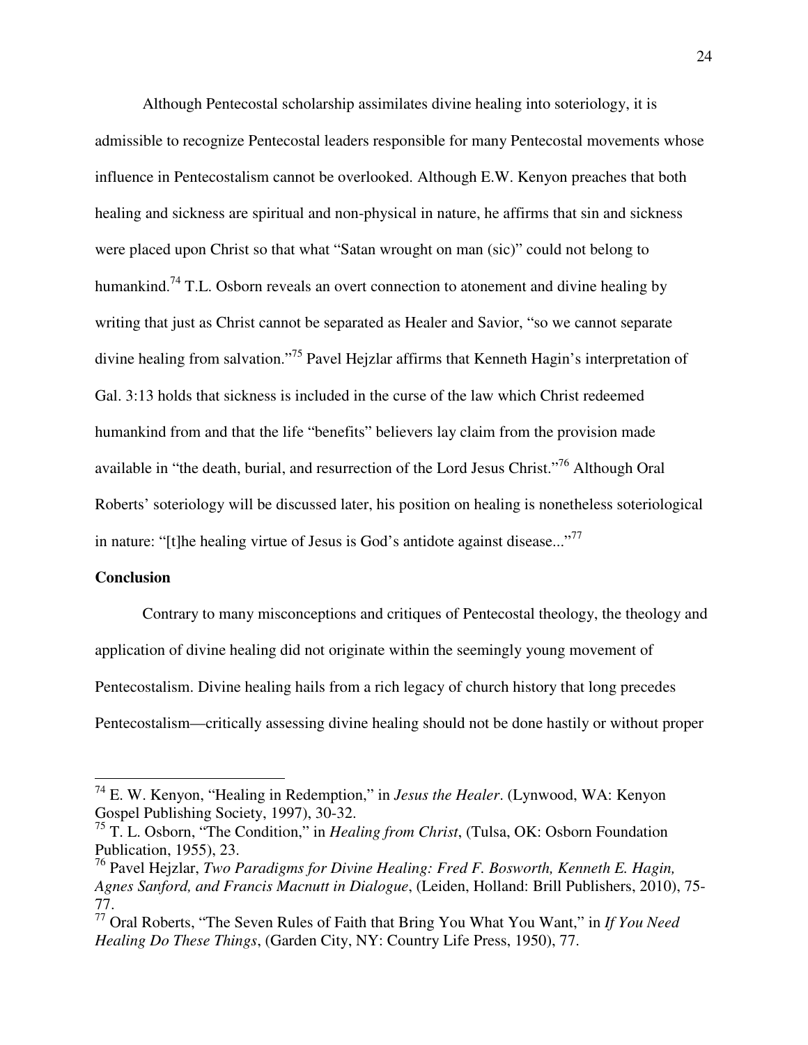Although Pentecostal scholarship assimilates divine healing into soteriology, it is admissible to recognize Pentecostal leaders responsible for many Pentecostal movements whose influence in Pentecostalism cannot be overlooked. Although E.W. Kenyon preaches that both healing and sickness are spiritual and non-physical in nature, he affirms that sin and sickness were placed upon Christ so that what "Satan wrought on man (sic)" could not belong to humankind.[74] T.L. Osborn reveals an overt connection to atonement and divine healing by writing that just as Christ cannot be separated as Healer and Savior, "so we cannot separate divine healing from salvation."[75] Pavel Hejzlar affirms that Kenneth Hagin's interpretation of Gal. 3:13 holds that sickness is included in the curse of the law which Christ redeemed humankind from and that the life "benefits" believers lay claim from the provision made available in "the death, burial, and resurrection of the Lord Jesus Christ."[76] Although Oral Roberts' soteriology will be discussed later, his position on healing is nonetheless soteriological in nature: "[t]he healing virtue of Jesus is God's antidote against disease..."[77]

**Conclusion**

Contrary to many misconceptions and critiques of Pentecostal theology, the theology and application of divine healing did not originate within the seemingly young movement of Pentecostalism. Divine healing hails from a rich legacy of church history that long precedes Pentecostalism—critically assessing divine healing should not be done hastily or without proper

---

[74] E. W. Kenyon, "Healing in Redemption," in *Jesus the Healer*. (Lynwood, WA: Kenyon Gospel Publishing Society, 1997), 30-32.

[75] T. L. Osborn, "The Condition," in *Healing from Christ*, (Tulsa, OK: Osborn Foundation Publication, 1955), 23.

[76] Pavel Hejzlar, *Two Paradigms for Divine Healing: Fred F. Bosworth, Kenneth E. Hagin, Agnes Sanford, and Francis Macnutt in Dialogue*, (Leiden, Holland: Brill Publishers, 2010), 75-77.

[77] Oral Roberts, "The Seven Rules of Faith that Bring You What You Want," in *If You Need Healing Do These Things*, (Garden City, NY: Country Life Press, 1950), 77.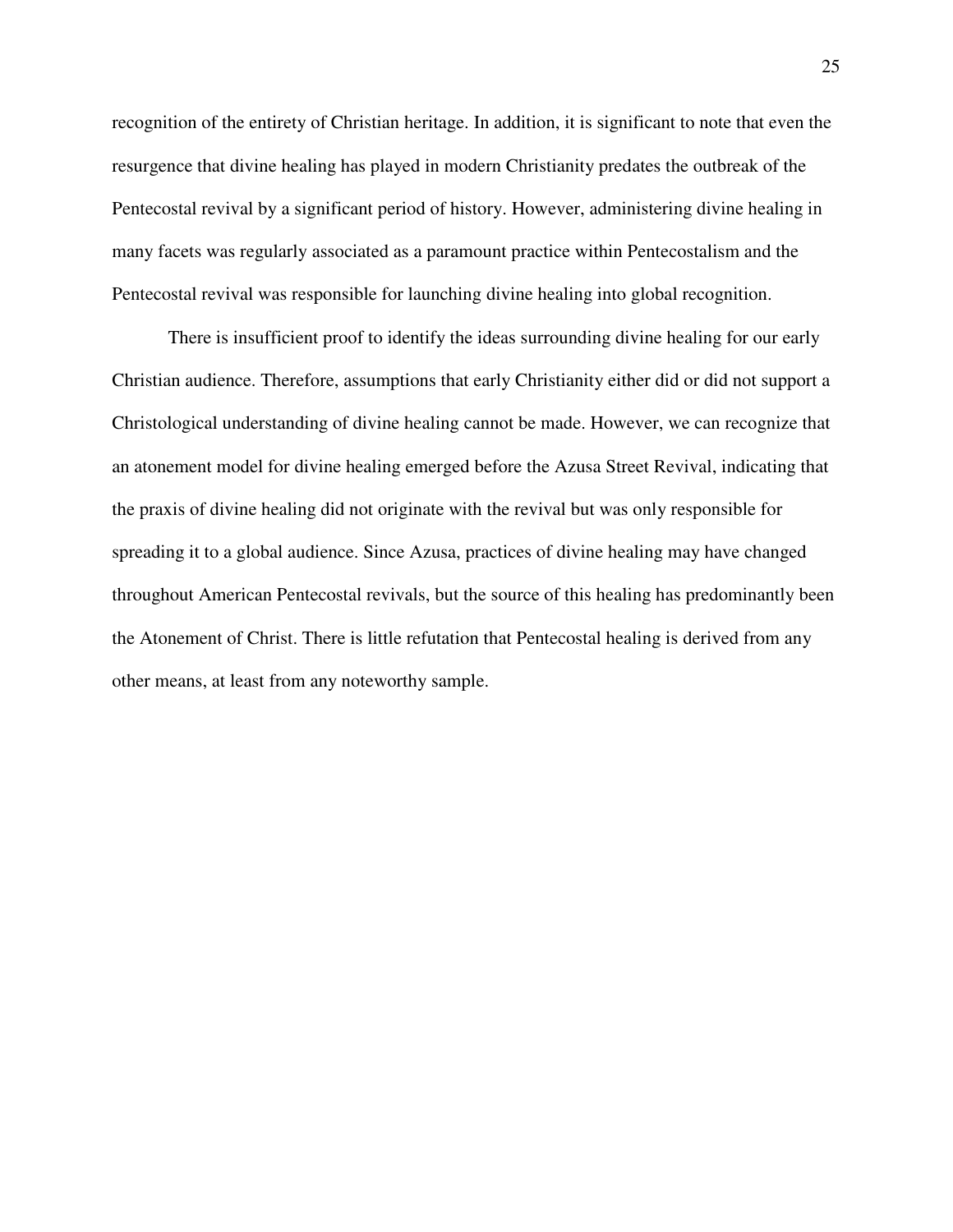recognition of the entirety of Christian heritage. In addition, it is significant to note that even the resurgence that divine healing has played in modern Christianity predates the outbreak of the Pentecostal revival by a significant period of history. However, administering divine healing in many facets was regularly associated as a paramount practice within Pentecostalism and the Pentecostal revival was responsible for launching divine healing into global recognition.

There is insufficient proof to identify the ideas surrounding divine healing for our early Christian audience. Therefore, assumptions that early Christianity either did or did not support a Christological understanding of divine healing cannot be made. However, we can recognize that an atonement model for divine healing emerged before the Azusa Street Revival, indicating that the praxis of divine healing did not originate with the revival but was only responsible for spreading it to a global audience. Since Azusa, practices of divine healing may have changed throughout American Pentecostal revivals, but the source of this healing has predominantly been the Atonement of Christ. There is little refutation that Pentecostal healing is derived from any other means, at least from any noteworthy sample.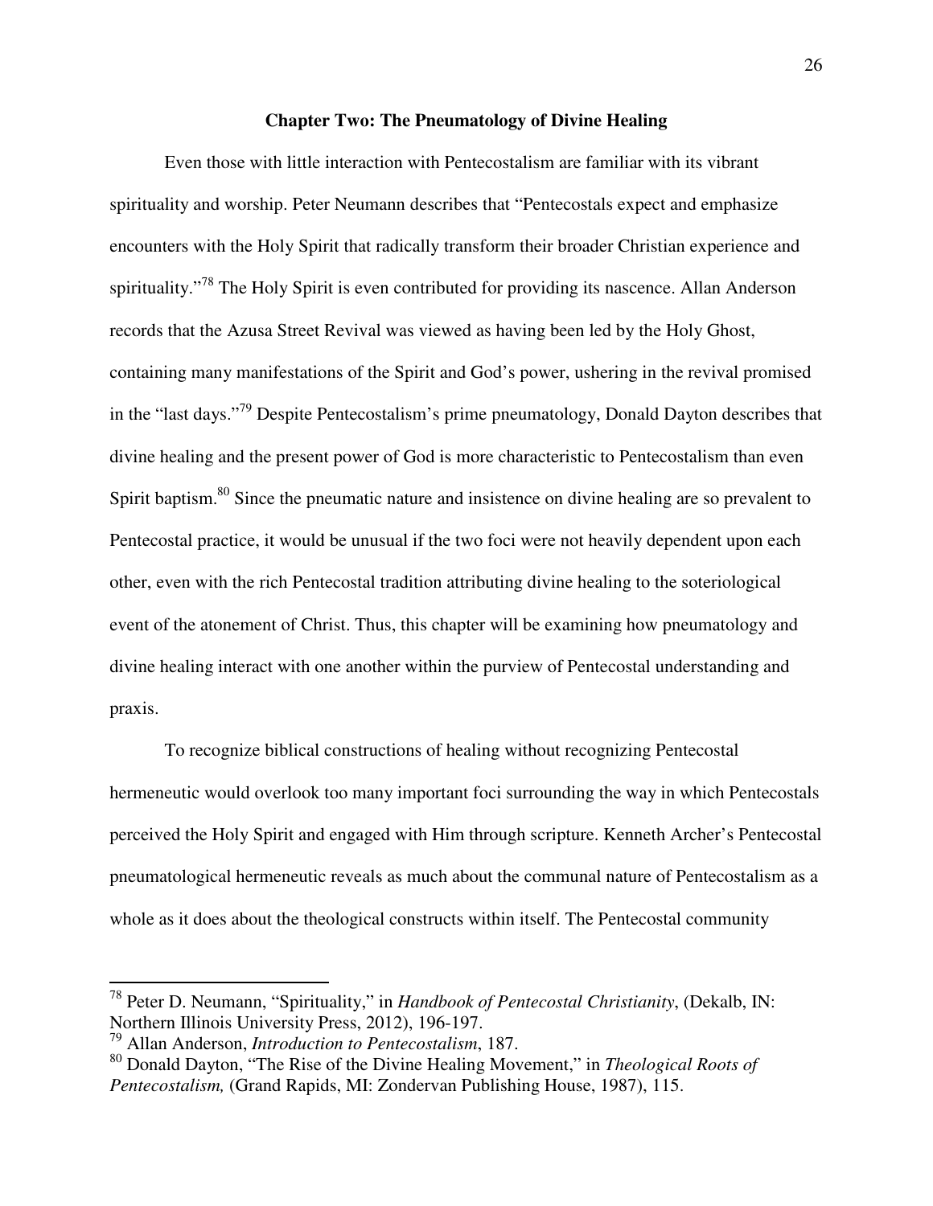## Chapter Two: The Pneumatology of Divine Healing

Even those with little interaction with Pentecostalism are familiar with its vibrant spirituality and worship. Peter Neumann describes that "Pentecostals expect and emphasize encounters with the Holy Spirit that radically transform their broader Christian experience and spirituality."[78] The Holy Spirit is even contributed for providing its nascence. Allan Anderson records that the Azusa Street Revival was viewed as having been led by the Holy Ghost, containing many manifestations of the Spirit and God's power, ushering in the revival promised in the "last days."[79] Despite Pentecostalism's prime pneumatology, Donald Dayton describes that divine healing and the present power of God is more characteristic to Pentecostalism than even Spirit baptism.[80] Since the pneumatic nature and insistence on divine healing are so prevalent to Pentecostal practice, it would be unusual if the two foci were not heavily dependent upon each other, even with the rich Pentecostal tradition attributing divine healing to the soteriological event of the atonement of Christ. Thus, this chapter will be examining how pneumatology and divine healing interact with one another within the purview of Pentecostal understanding and praxis.

To recognize biblical constructions of healing without recognizing Pentecostal hermeneutic would overlook too many important foci surrounding the way in which Pentecostals perceived the Holy Spirit and engaged with Him through scripture. Kenneth Archer's Pentecostal pneumatological hermeneutic reveals as much about the communal nature of Pentecostalism as a whole as it does about the theological constructs within itself. The Pentecostal community

---

[78] Peter D. Neumann, "Spirituality," in *Handbook of Pentecostal Christianity*, (Dekalb, IN: Northern Illinois University Press, 2012), 196-197.

[79] Allan Anderson, *Introduction to Pentecostalism*, 187.

[80] Donald Dayton, "The Rise of the Divine Healing Movement," in *Theological Roots of Pentecostalism,* (Grand Rapids, MI: Zondervan Publishing House, 1987), 115.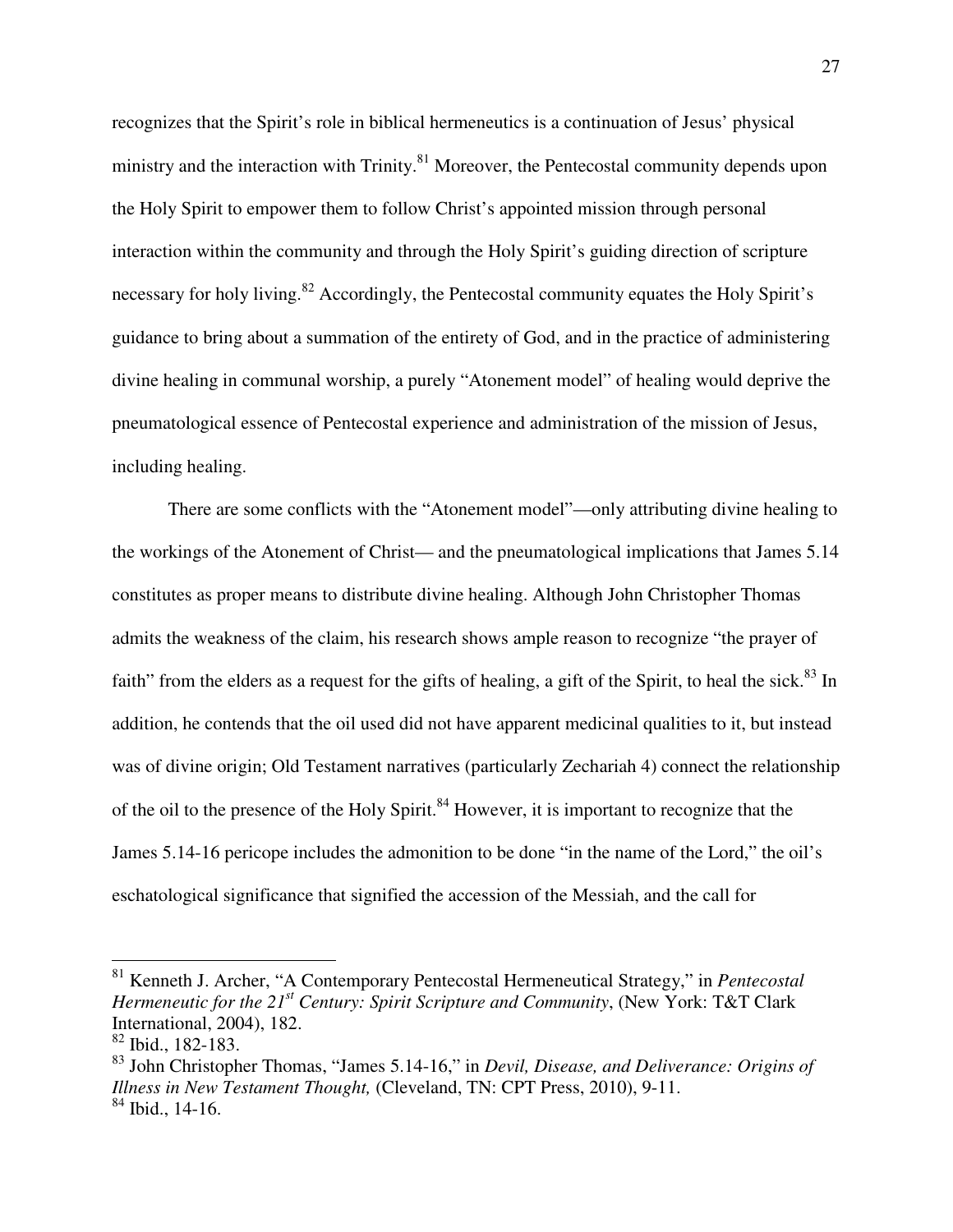recognizes that the Spirit's role in biblical hermeneutics is a continuation of Jesus' physical ministry and the interaction with Trinity.[81] Moreover, the Pentecostal community depends upon the Holy Spirit to empower them to follow Christ's appointed mission through personal interaction within the community and through the Holy Spirit's guiding direction of scripture necessary for holy living.[82] Accordingly, the Pentecostal community equates the Holy Spirit's guidance to bring about a summation of the entirety of God, and in the practice of administering divine healing in communal worship, a purely "Atonement model" of healing would deprive the pneumatological essence of Pentecostal experience and administration of the mission of Jesus, including healing.

There are some conflicts with the "Atonement model"—only attributing divine healing to the workings of the Atonement of Christ— and the pneumatological implications that James 5.14 constitutes as proper means to distribute divine healing. Although John Christopher Thomas admits the weakness of the claim, his research shows ample reason to recognize "the prayer of faith" from the elders as a request for the gifts of healing, a gift of the Spirit, to heal the sick.[83] In addition, he contends that the oil used did not have apparent medicinal qualities to it, but instead was of divine origin; Old Testament narratives (particularly Zechariah 4) connect the relationship of the oil to the presence of the Holy Spirit.[84] However, it is important to recognize that the James 5.14-16 pericope includes the admonition to be done "in the name of the Lord," the oil's eschatological significance that signified the accession of the Messiah, and the call for

---

[81] Kenneth J. Archer, "A Contemporary Pentecostal Hermeneutical Strategy," in *Pentecostal Hermeneutic for the 21st Century: Spirit Scripture and Community*, (New York: T&T Clark International, 2004), 182.

[82] Ibid., 182-183.

[83] John Christopher Thomas, "James 5.14-16," in *Devil, Disease, and Deliverance: Origins of Illness in New Testament Thought,* (Cleveland, TN: CPT Press, 2010), 9-11.

[84] Ibid., 14-16.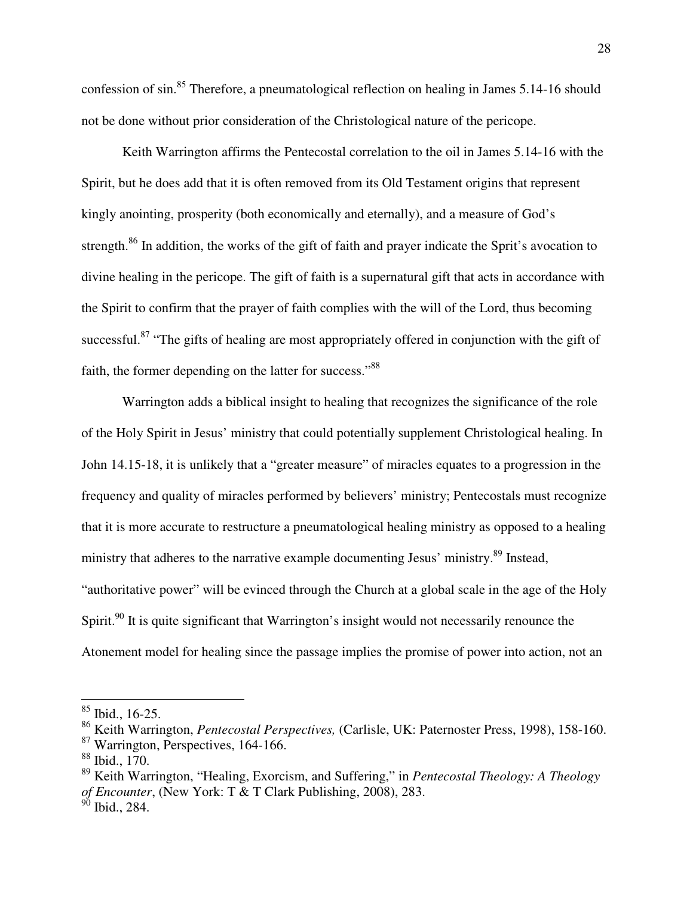confession of sin.[85] Therefore, a pneumatological reflection on healing in James 5.14-16 should not be done without prior consideration of the Christological nature of the pericope.

Keith Warrington affirms the Pentecostal correlation to the oil in James 5.14-16 with the Spirit, but he does add that it is often removed from its Old Testament origins that represent kingly anointing, prosperity (both economically and eternally), and a measure of God's strength.[86] In addition, the works of the gift of faith and prayer indicate the Sprit's avocation to divine healing in the pericope. The gift of faith is a supernatural gift that acts in accordance with the Spirit to confirm that the prayer of faith complies with the will of the Lord, thus becoming successful.[87] "The gifts of healing are most appropriately offered in conjunction with the gift of faith, the former depending on the latter for success."[88]

Warrington adds a biblical insight to healing that recognizes the significance of the role of the Holy Spirit in Jesus' ministry that could potentially supplement Christological healing. In John 14.15-18, it is unlikely that a "greater measure" of miracles equates to a progression in the frequency and quality of miracles performed by believers' ministry; Pentecostals must recognize that it is more accurate to restructure a pneumatological healing ministry as opposed to a healing ministry that adheres to the narrative example documenting Jesus' ministry.[89] Instead, "authoritative power" will be evinced through the Church at a global scale in the age of the Holy Spirit.[90] It is quite significant that Warrington's insight would not necessarily renounce the Atonement model for healing since the passage implies the promise of power into action, not an

---

[85] Ibid., 16-25.

[86] Keith Warrington, *Pentecostal Perspectives,* (Carlisle, UK: Paternoster Press, 1998), 158-160.

[87] Warrington, Perspectives, 164-166.

[88] Ibid., 170.

[89] Keith Warrington, "Healing, Exorcism, and Suffering," in *Pentecostal Theology: A Theology of Encounter*, (New York: T & T Clark Publishing, 2008), 283.

[90] Ibid., 284.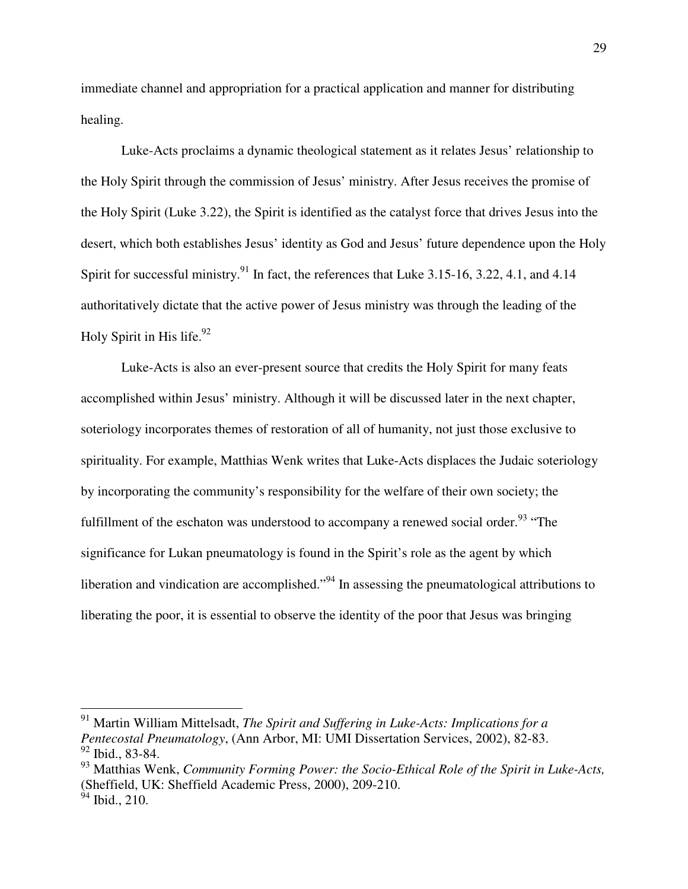immediate channel and appropriation for a practical application and manner for distributing healing.

Luke-Acts proclaims a dynamic theological statement as it relates Jesus' relationship to the Holy Spirit through the commission of Jesus' ministry. After Jesus receives the promise of the Holy Spirit (Luke 3.22), the Spirit is identified as the catalyst force that drives Jesus into the desert, which both establishes Jesus' identity as God and Jesus' future dependence upon the Holy Spirit for successful ministry.[91] In fact, the references that Luke 3.15-16, 3.22, 4.1, and 4.14 authoritatively dictate that the active power of Jesus ministry was through the leading of the Holy Spirit in His life.[92]

Luke-Acts is also an ever-present source that credits the Holy Spirit for many feats accomplished within Jesus' ministry. Although it will be discussed later in the next chapter, soteriology incorporates themes of restoration of all of humanity, not just those exclusive to spirituality. For example, Matthias Wenk writes that Luke-Acts displaces the Judaic soteriology by incorporating the community's responsibility for the welfare of their own society; the fulfillment of the eschaton was understood to accompany a renewed social order.[93] "The significance for Lukan pneumatology is found in the Spirit's role as the agent by which liberation and vindication are accomplished."[94] In assessing the pneumatological attributions to liberating the poor, it is essential to observe the identity of the poor that Jesus was bringing

---

[91] Martin William Mittelsadt, *The Spirit and Suffering in Luke-Acts: Implications for a Pentecostal Pneumatology*, (Ann Arbor, MI: UMI Dissertation Services, 2002), 82-83.
[92] Ibid., 83-84.
[93] Matthias Wenk, *Community Forming Power: the Socio-Ethical Role of the Spirit in Luke-Acts,* (Sheffield, UK: Sheffield Academic Press, 2000), 209-210.
[94] Ibid., 210.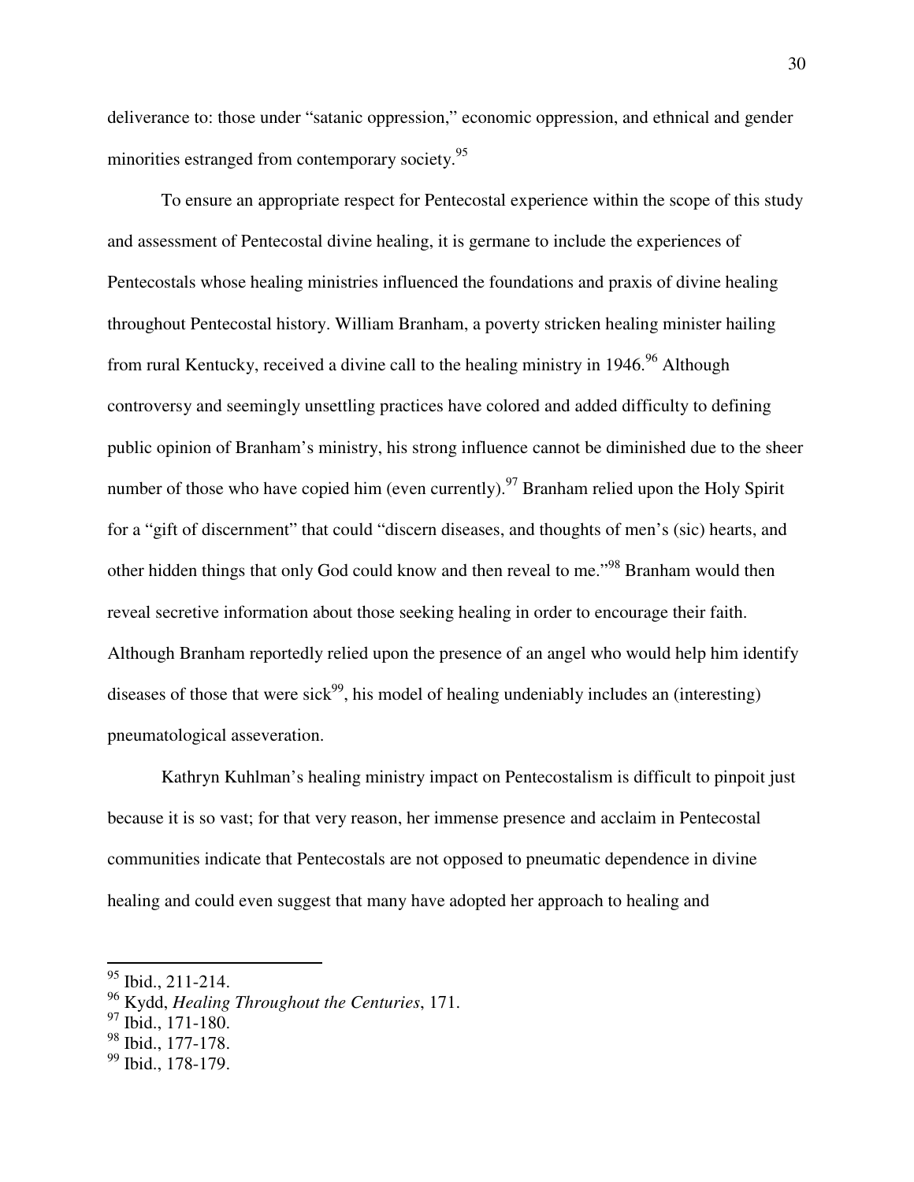deliverance to: those under “satanic oppression,” economic oppression, and ethnical and gender minorities estranged from contemporary society.[95]

To ensure an appropriate respect for Pentecostal experience within the scope of this study and assessment of Pentecostal divine healing, it is germane to include the experiences of Pentecostals whose healing ministries influenced the foundations and praxis of divine healing throughout Pentecostal history. William Branham, a poverty stricken healing minister hailing from rural Kentucky, received a divine call to the healing ministry in 1946.[96] Although controversy and seemingly unsettling practices have colored and added difficulty to defining public opinion of Branham’s ministry, his strong influence cannot be diminished due to the sheer number of those who have copied him (even currently).[97] Branham relied upon the Holy Spirit for a “gift of discernment” that could “discern diseases, and thoughts of men’s (sic) hearts, and other hidden things that only God could know and then reveal to me.”[98] Branham would then reveal secretive information about those seeking healing in order to encourage their faith. Although Branham reportedly relied upon the presence of an angel who would help him identify diseases of those that were sick[99], his model of healing undeniably includes an (interesting) pneumatological asseveration.

Kathryn Kuhlman’s healing ministry impact on Pentecostalism is difficult to pinpoit just because it is so vast; for that very reason, her immense presence and acclaim in Pentecostal communities indicate that Pentecostals are not opposed to pneumatic dependence in divine healing and could even suggest that many have adopted her approach to healing and

[95] Ibid., 211-214.

[96] Kydd, *Healing Throughout the Centuries*, 171.

[97] Ibid., 171-180.

[98] Ibid., 177-178.

[99] Ibid., 178-179.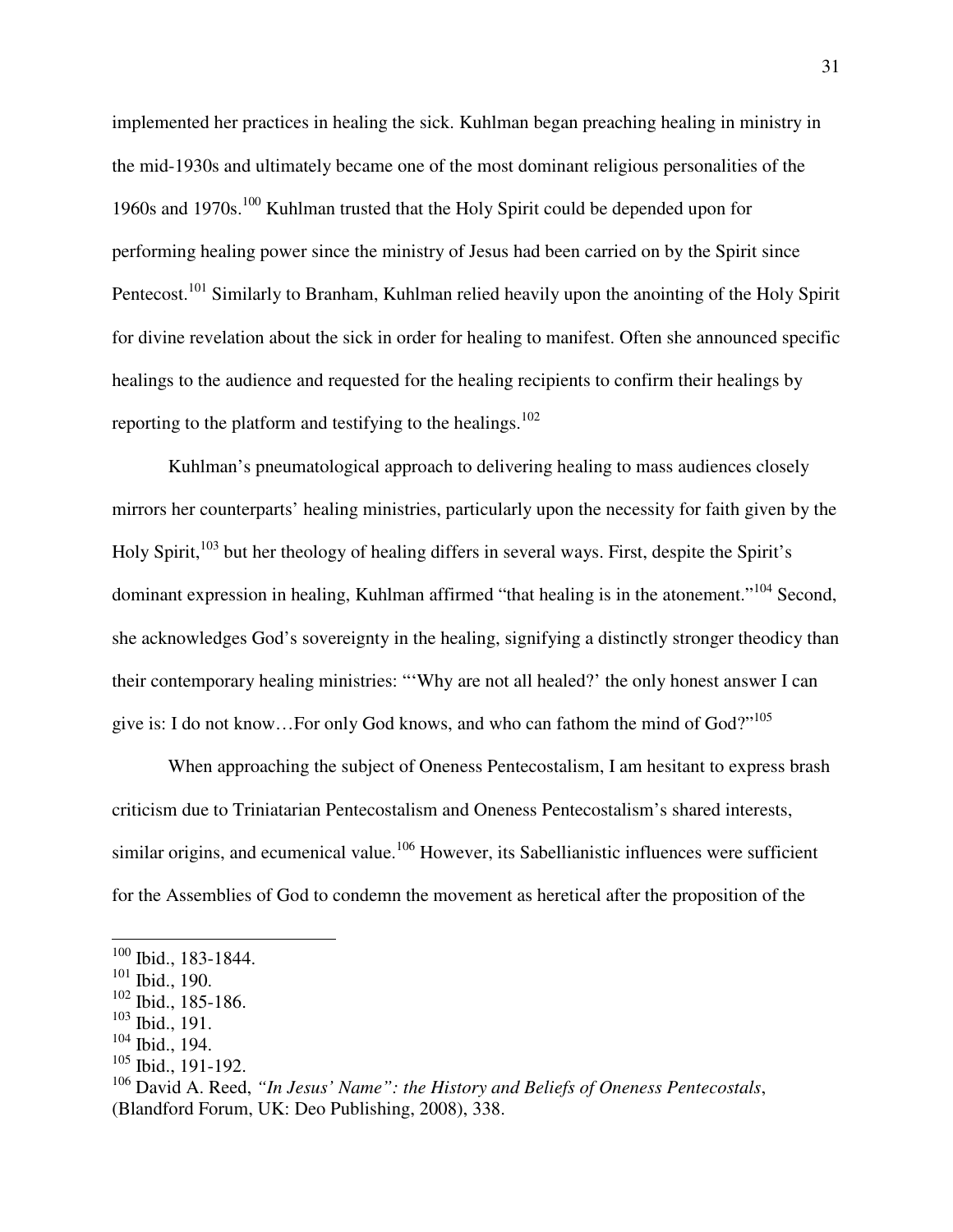implemented her practices in healing the sick. Kuhlman began preaching healing in ministry in the mid-1930s and ultimately became one of the most dominant religious personalities of the 1960s and 1970s.[100] Kuhlman trusted that the Holy Spirit could be depended upon for performing healing power since the ministry of Jesus had been carried on by the Spirit since Pentecost.[101] Similarly to Branham, Kuhlman relied heavily upon the anointing of the Holy Spirit for divine revelation about the sick in order for healing to manifest. Often she announced specific healings to the audience and requested for the healing recipients to confirm their healings by reporting to the platform and testifying to the healings.[102]

Kuhlman's pneumatological approach to delivering healing to mass audiences closely mirrors her counterparts' healing ministries, particularly upon the necessity for faith given by the Holy Spirit,[103] but her theology of healing differs in several ways. First, despite the Spirit's dominant expression in healing, Kuhlman affirmed "that healing is in the atonement."[104] Second, she acknowledges God's sovereignty in the healing, signifying a distinctly stronger theodicy than their contemporary healing ministries: "'Why are not all healed?' the only honest answer I can give is: I do not know…For only God knows, and who can fathom the mind of God?"[105]

When approaching the subject of Oneness Pentecostalism, I am hesitant to express brash criticism due to Triniatarian Pentecostalism and Oneness Pentecostalism's shared interests, similar origins, and ecumenical value.[106] However, its Sabellianistic influences were sufficient for the Assemblies of God to condemn the movement as heretical after the proposition of the

---

[100] Ibid., 183-1844.
[101] Ibid., 190.
[102] Ibid., 185-186.
[103] Ibid., 191.
[104] Ibid., 194.
[105] Ibid., 191-192.
[106] David A. Reed, *"In Jesus' Name": the History and Beliefs of Oneness Pentecostals*, (Blandford Forum, UK: Deo Publishing, 2008), 338.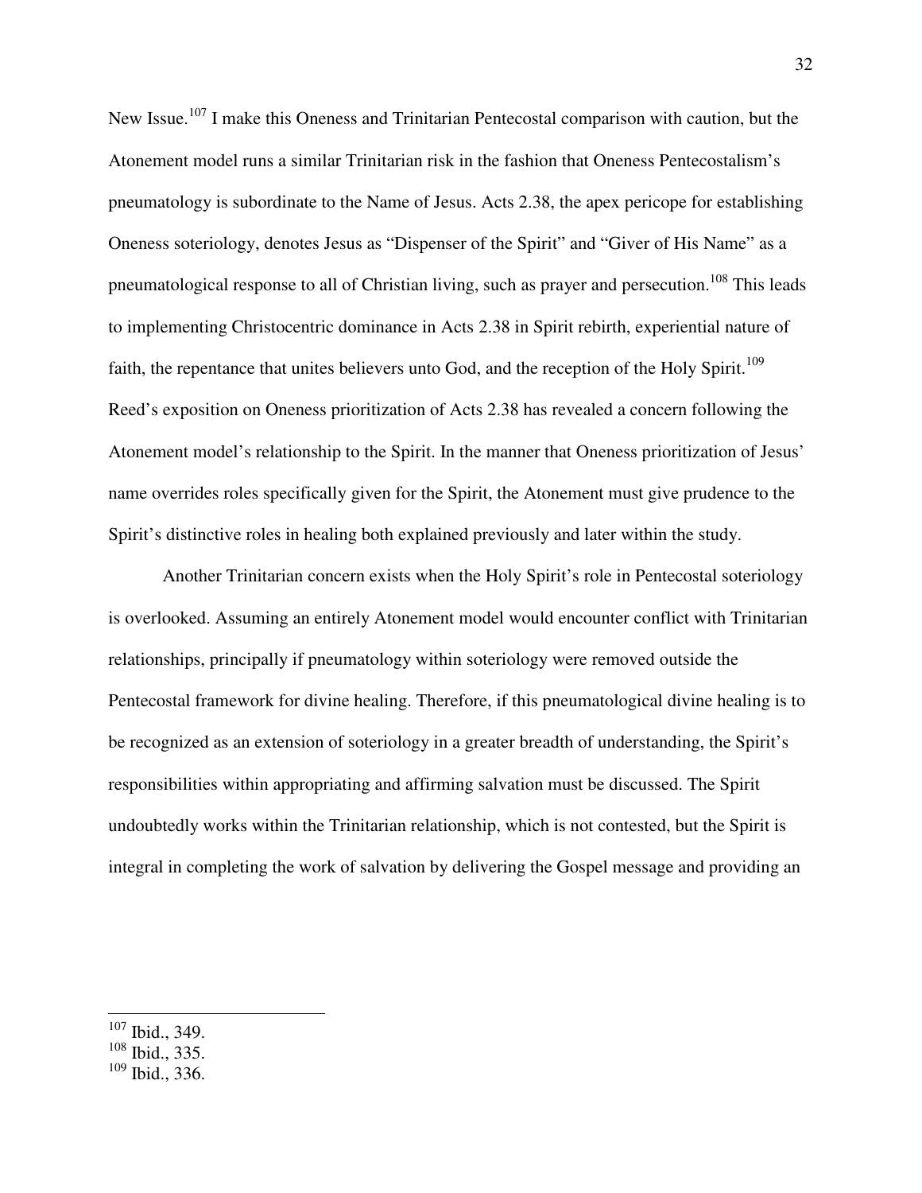New Issue.[107] I make this Oneness and Trinitarian Pentecostal comparison with caution, but the Atonement model runs a similar Trinitarian risk in the fashion that Oneness Pentecostalism's pneumatology is subordinate to the Name of Jesus. Acts 2.38, the apex pericope for establishing Oneness soteriology, denotes Jesus as "Dispenser of the Spirit" and "Giver of His Name" as a pneumatological response to all of Christian living, such as prayer and persecution.[108] This leads to implementing Christocentric dominance in Acts 2.38 in Spirit rebirth, experiential nature of faith, the repentance that unites believers unto God, and the reception of the Holy Spirit.[109] Reed's exposition on Oneness prioritization of Acts 2.38 has revealed a concern following the Atonement model's relationship to the Spirit. In the manner that Oneness prioritization of Jesus' name overrides roles specifically given for the Spirit, the Atonement must give prudence to the Spirit's distinctive roles in healing both explained previously and later within the study.

Another Trinitarian concern exists when the Holy Spirit's role in Pentecostal soteriology is overlooked. Assuming an entirely Atonement model would encounter conflict with Trinitarian relationships, principally if pneumatology within soteriology were removed outside the Pentecostal framework for divine healing. Therefore, if this pneumatological divine healing is to be recognized as an extension of soteriology in a greater breadth of understanding, the Spirit's responsibilities within appropriating and affirming salvation must be discussed. The Spirit undoubtedly works within the Trinitarian relationship, which is not contested, but the Spirit is integral in completing the work of salvation by delivering the Gospel message and providing an

---

[107] Ibid., 349.
[108] Ibid., 335.
[109] Ibid., 336.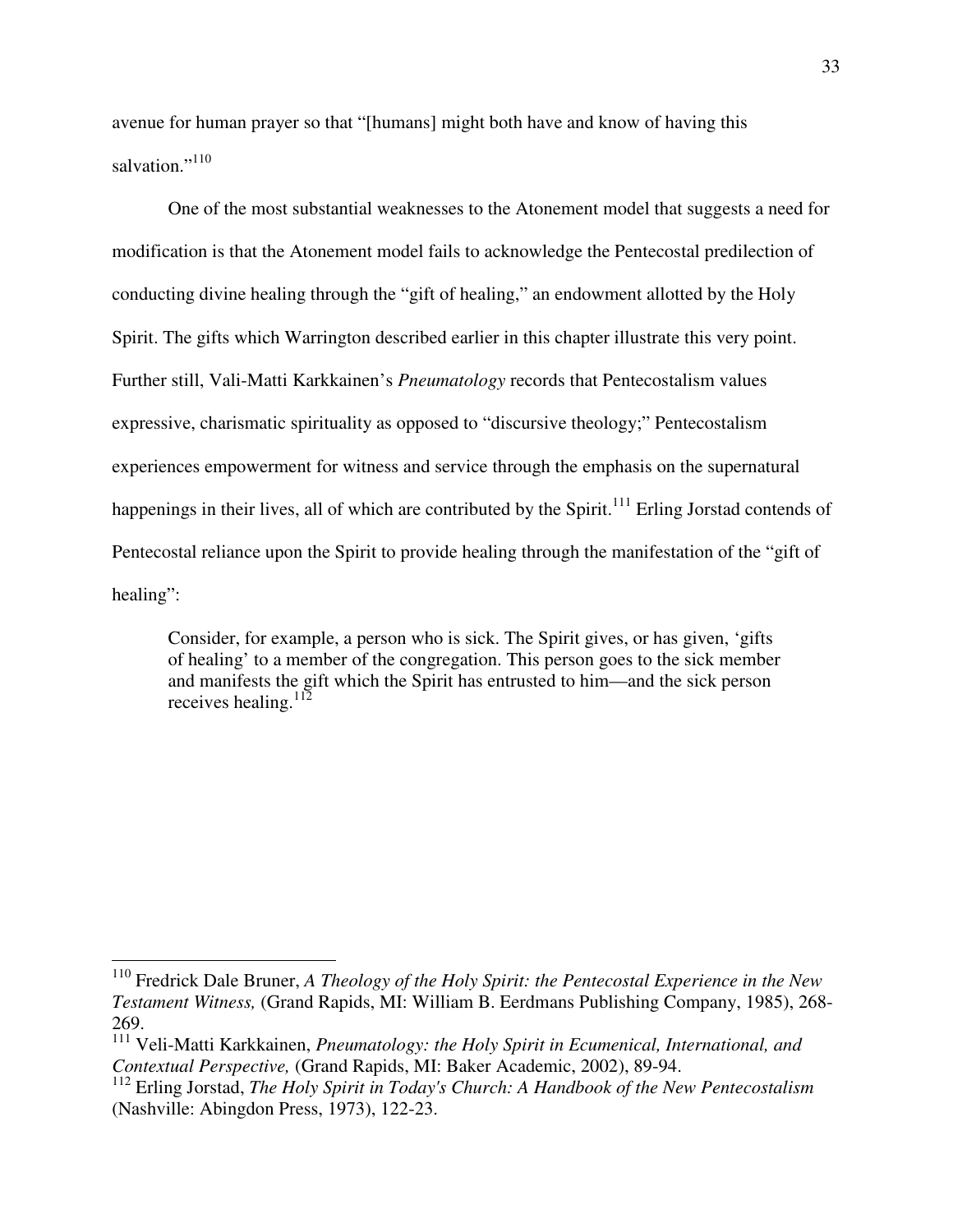avenue for human prayer so that "[humans] might both have and know of having this salvation."[110]

One of the most substantial weaknesses to the Atonement model that suggests a need for modification is that the Atonement model fails to acknowledge the Pentecostal predilection of conducting divine healing through the "gift of healing," an endowment allotted by the Holy Spirit. The gifts which Warrington described earlier in this chapter illustrate this very point. Further still, Vali-Matti Karkkainen's *Pneumatology* records that Pentecostalism values expressive, charismatic spirituality as opposed to "discursive theology;" Pentecostalism experiences empowerment for witness and service through the emphasis on the supernatural happenings in their lives, all of which are contributed by the Spirit.[111] Erling Jorstad contends of Pentecostal reliance upon the Spirit to provide healing through the manifestation of the "gift of healing":

> Consider, for example, a person who is sick. The Spirit gives, or has given, 'gifts of healing' to a member of the congregation. This person goes to the sick member and manifests the gift which the Spirit has entrusted to him—and the sick person receives healing.[112]

---

[110] Fredrick Dale Bruner, *A Theology of the Holy Spirit: the Pentecostal Experience in the New Testament Witness,* (Grand Rapids, MI: William B. Eerdmans Publishing Company, 1985), 268-269.

[111] Veli-Matti Karkkainen, *Pneumatology: the Holy Spirit in Ecumenical, International, and Contextual Perspective,* (Grand Rapids, MI: Baker Academic, 2002), 89-94.

[112] Erling Jorstad, *The Holy Spirit in Today's Church: A Handbook of the New Pentecostalism* (Nashville: Abingdon Press, 1973), 122-23.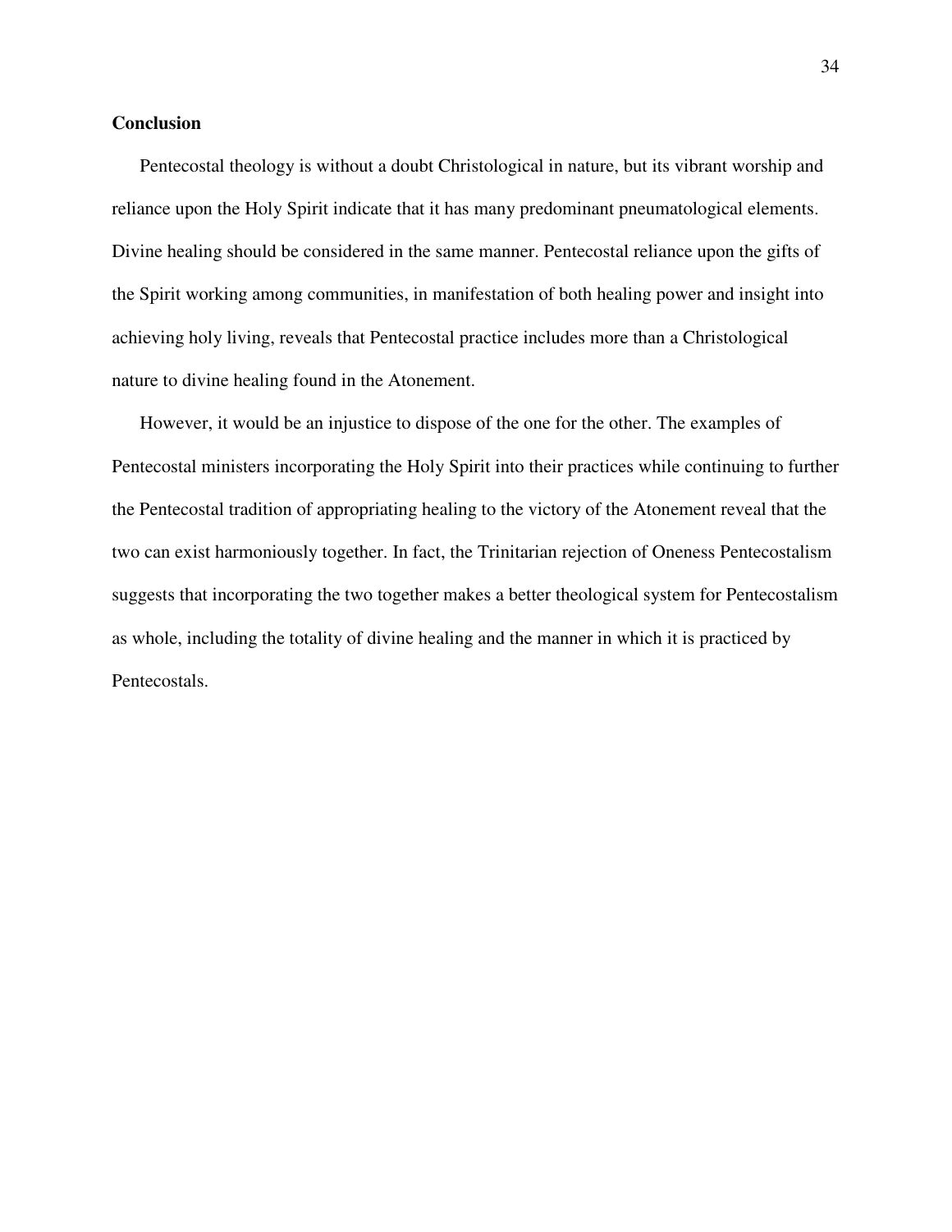**Conclusion**

Pentecostal theology is without a doubt Christological in nature, but its vibrant worship and reliance upon the Holy Spirit indicate that it has many predominant pneumatological elements. Divine healing should be considered in the same manner. Pentecostal reliance upon the gifts of the Spirit working among communities, in manifestation of both healing power and insight into achieving holy living, reveals that Pentecostal practice includes more than a Christological nature to divine healing found in the Atonement.

However, it would be an injustice to dispose of the one for the other. The examples of Pentecostal ministers incorporating the Holy Spirit into their practices while continuing to further the Pentecostal tradition of appropriating healing to the victory of the Atonement reveal that the two can exist harmoniously together. In fact, the Trinitarian rejection of Oneness Pentecostalism suggests that incorporating the two together makes a better theological system for Pentecostalism as whole, including the totality of divine healing and the manner in which it is practiced by Pentecostals.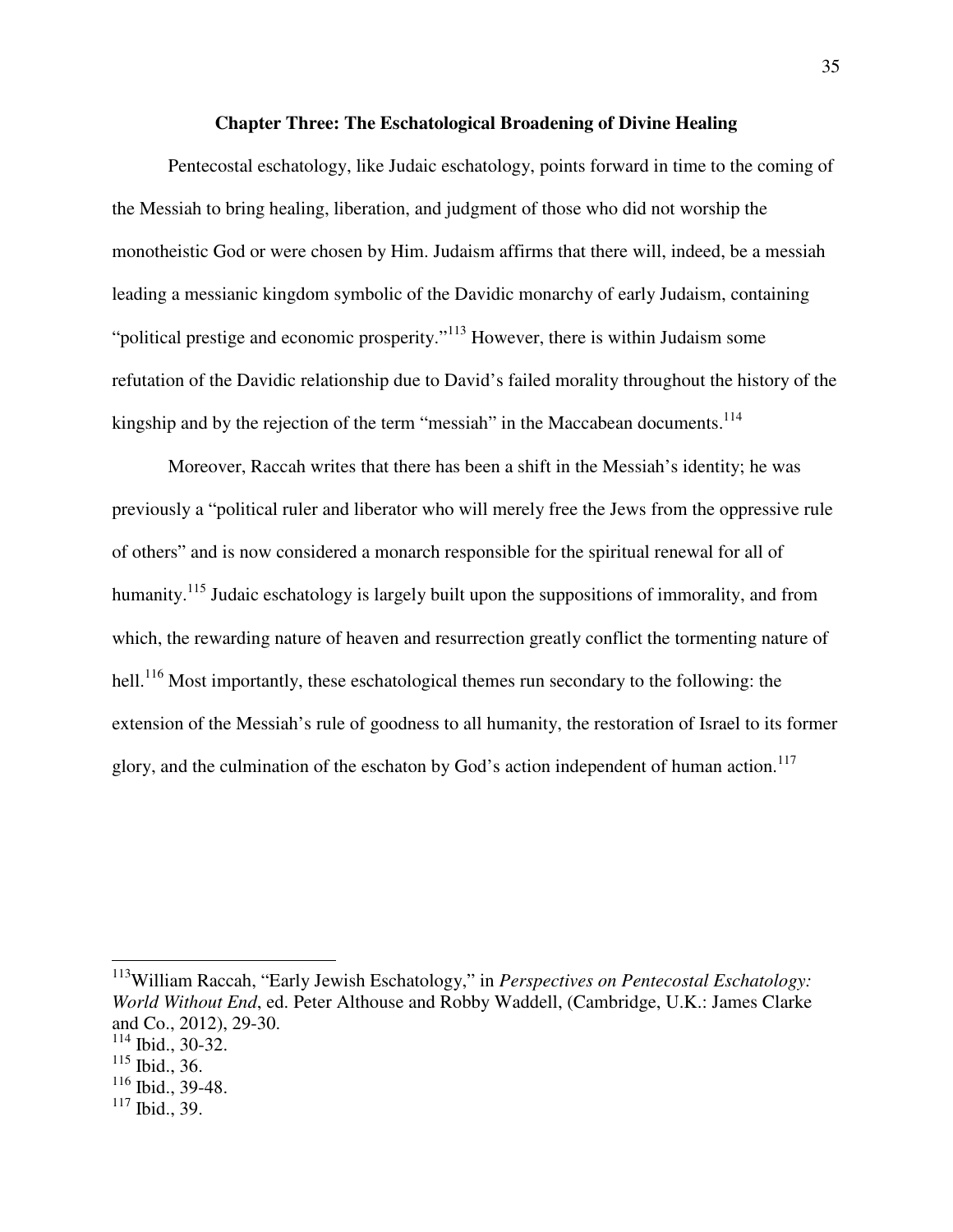## Chapter Three: The Eschatological Broadening of Divine Healing

Pentecostal eschatology, like Judaic eschatology, points forward in time to the coming of the Messiah to bring healing, liberation, and judgment of those who did not worship the monotheistic God or were chosen by Him. Judaism affirms that there will, indeed, be a messiah leading a messianic kingdom symbolic of the Davidic monarchy of early Judaism, containing "political prestige and economic prosperity."[113] However, there is within Judaism some refutation of the Davidic relationship due to David's failed morality throughout the history of the kingship and by the rejection of the term "messiah" in the Maccabean documents.[114]

Moreover, Raccah writes that there has been a shift in the Messiah's identity; he was previously a "political ruler and liberator who will merely free the Jews from the oppressive rule of others" and is now considered a monarch responsible for the spiritual renewal for all of humanity.[115] Judaic eschatology is largely built upon the suppositions of immorality, and from which, the rewarding nature of heaven and resurrection greatly conflict the tormenting nature of hell.[116] Most importantly, these eschatological themes run secondary to the following: the extension of the Messiah's rule of goodness to all humanity, the restoration of Israel to its former glory, and the culmination of the eschaton by God's action independent of human action.[117]

---

[113] William Raccah, "Early Jewish Eschatology," in *Perspectives on Pentecostal Eschatology: World Without End*, ed. Peter Althouse and Robby Waddell, (Cambridge, U.K.: James Clarke and Co., 2012), 29-30.

[114] Ibid., 30-32.

[115] Ibid., 36.

[116] Ibid., 39-48.

[117] Ibid., 39.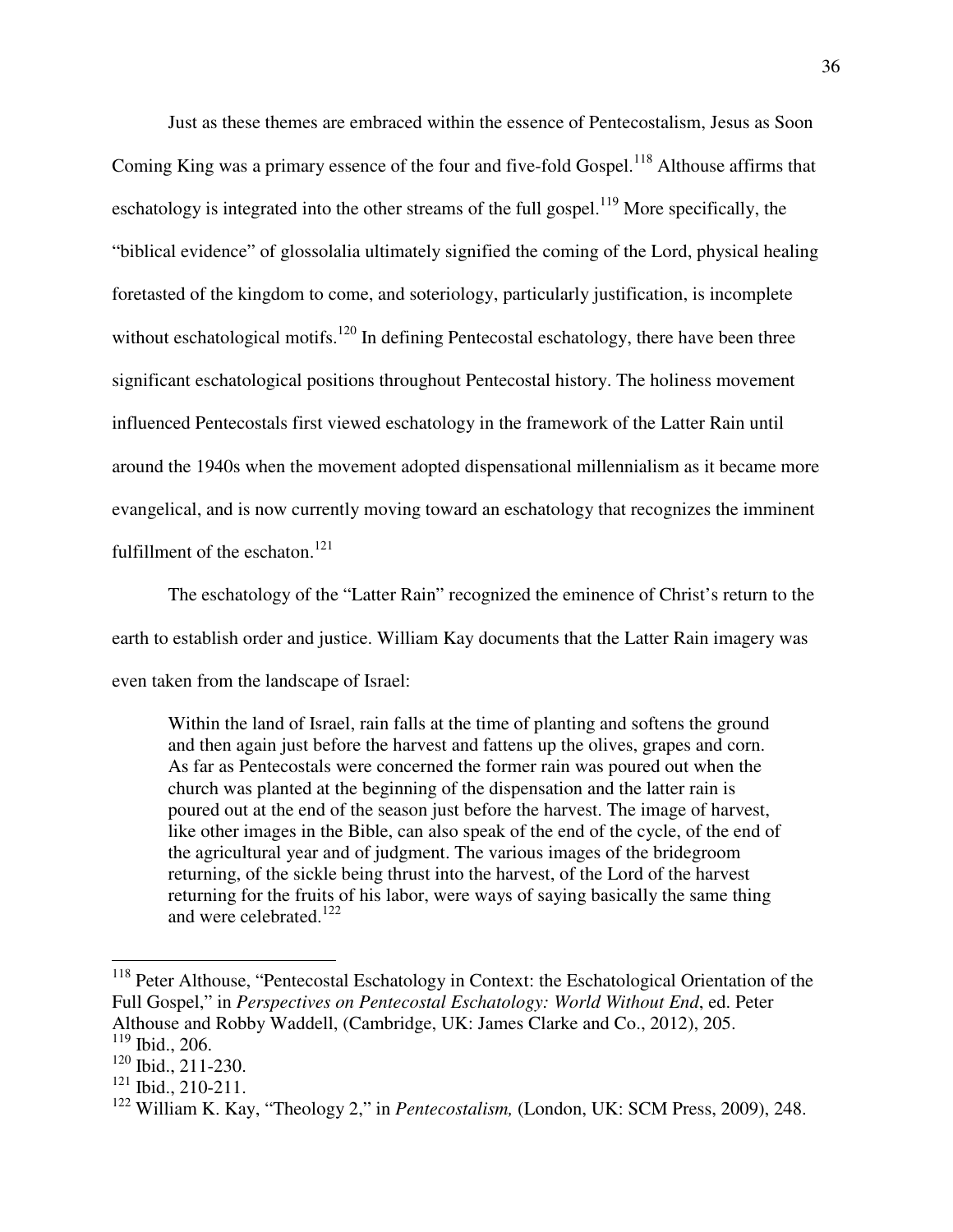Just as these themes are embraced within the essence of Pentecostalism, Jesus as Soon Coming King was a primary essence of the four and five-fold Gospel.[118] Althouse affirms that eschatology is integrated into the other streams of the full gospel.[119] More specifically, the "biblical evidence" of glossolalia ultimately signified the coming of the Lord, physical healing foretasted of the kingdom to come, and soteriology, particularly justification, is incomplete without eschatological motifs.[120] In defining Pentecostal eschatology, there have been three significant eschatological positions throughout Pentecostal history. The holiness movement influenced Pentecostals first viewed eschatology in the framework of the Latter Rain until around the 1940s when the movement adopted dispensational millennialism as it became more evangelical, and is now currently moving toward an eschatology that recognizes the imminent fulfillment of the eschaton.[121]

The eschatology of the "Latter Rain" recognized the eminence of Christ's return to the earth to establish order and justice. William Kay documents that the Latter Rain imagery was even taken from the landscape of Israel:

> Within the land of Israel, rain falls at the time of planting and softens the ground and then again just before the harvest and fattens up the olives, grapes and corn. As far as Pentecostals were concerned the former rain was poured out when the church was planted at the beginning of the dispensation and the latter rain is poured out at the end of the season just before the harvest. The image of harvest, like other images in the Bible, can also speak of the end of the cycle, of the end of the agricultural year and of judgment. The various images of the bridegroom returning, of the sickle being thrust into the harvest, of the Lord of the harvest returning for the fruits of his labor, were ways of saying basically the same thing and were celebrated.[122]

---

[118] Peter Althouse, "Pentecostal Eschatology in Context: the Eschatological Orientation of the Full Gospel," in *Perspectives on Pentecostal Eschatology: World Without End*, ed. Peter Althouse and Robby Waddell, (Cambridge, UK: James Clarke and Co., 2012), 205.

[119] Ibid., 206.

[120] Ibid., 211-230.

[121] Ibid., 210-211.

[122] William K. Kay, "Theology 2," in *Pentecostalism,* (London, UK: SCM Press, 2009), 248.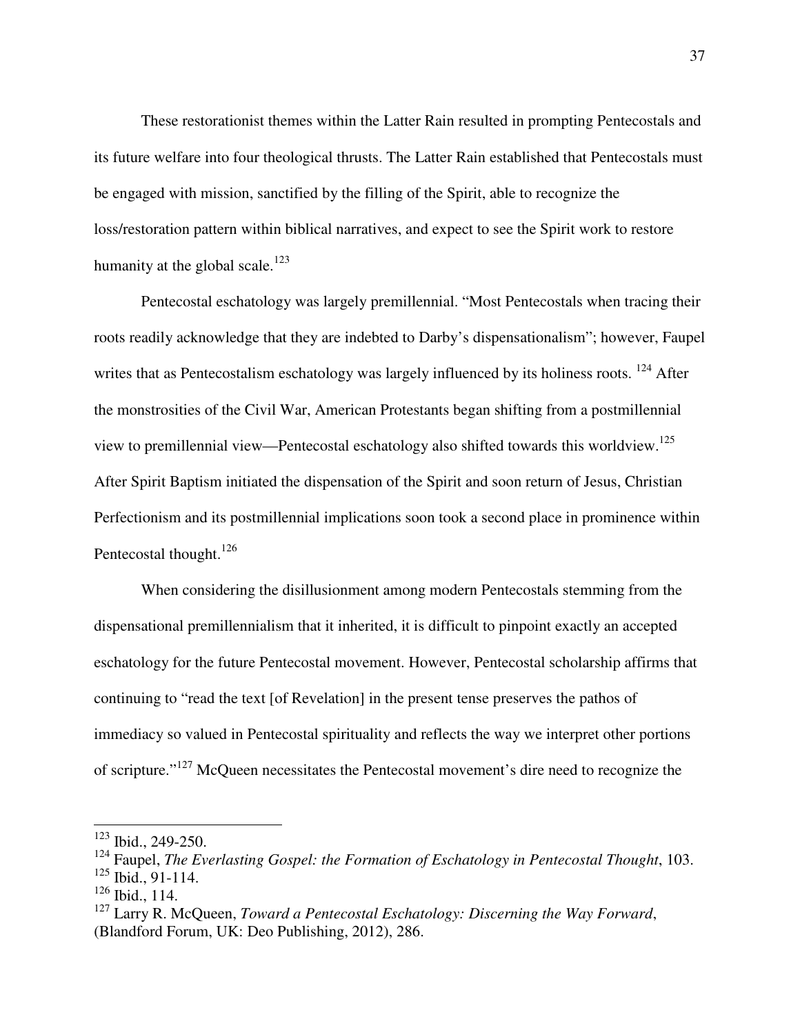These restorationist themes within the Latter Rain resulted in prompting Pentecostals and its future welfare into four theological thrusts. The Latter Rain established that Pentecostals must be engaged with mission, sanctified by the filling of the Spirit, able to recognize the loss/restoration pattern within biblical narratives, and expect to see the Spirit work to restore humanity at the global scale.[123]

Pentecostal eschatology was largely premillennial. "Most Pentecostals when tracing their roots readily acknowledge that they are indebted to Darby's dispensationalism"; however, Faupel writes that as Pentecostalism eschatology was largely influenced by its holiness roots. [124] After the monstrosities of the Civil War, American Protestants began shifting from a postmillennial view to premillennial view—Pentecostal eschatology also shifted towards this worldview.[125] After Spirit Baptism initiated the dispensation of the Spirit and soon return of Jesus, Christian Perfectionism and its postmillennial implications soon took a second place in prominence within Pentecostal thought.[126]

When considering the disillusionment among modern Pentecostals stemming from the dispensational premillennialism that it inherited, it is difficult to pinpoint exactly an accepted eschatology for the future Pentecostal movement. However, Pentecostal scholarship affirms that continuing to "read the text [of Revelation] in the present tense preserves the pathos of immediacy so valued in Pentecostal spirituality and reflects the way we interpret other portions of scripture."[127] McQueen necessitates the Pentecostal movement's dire need to recognize the

---

[123] Ibid., 249-250.

[124] Faupel, *The Everlasting Gospel: the Formation of Eschatology in Pentecostal Thought*, 103.

[125] Ibid., 91-114.

[126] Ibid., 114.

[127] Larry R. McQueen, *Toward a Pentecostal Eschatology: Discerning the Way Forward*, (Blandford Forum, UK: Deo Publishing, 2012), 286.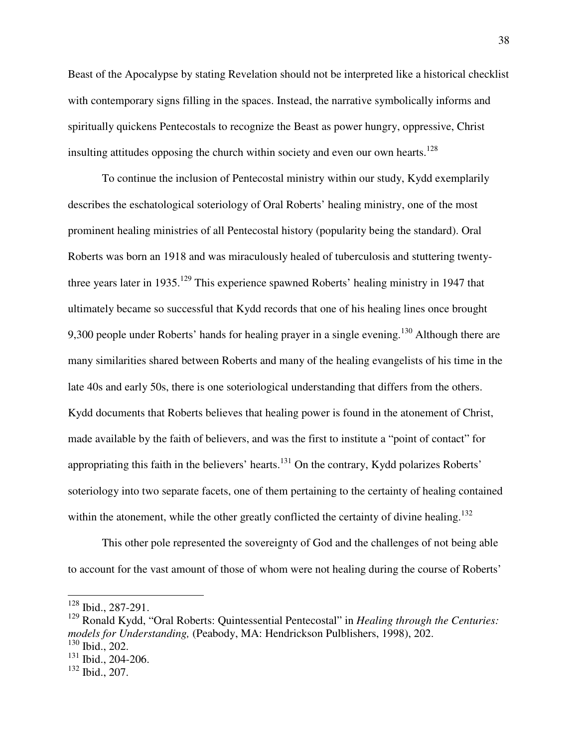Beast of the Apocalypse by stating Revelation should not be interpreted like a historical checklist with contemporary signs filling in the spaces. Instead, the narrative symbolically informs and spiritually quickens Pentecostals to recognize the Beast as power hungry, oppressive, Christ insulting attitudes opposing the church within society and even our own hearts.[128]

To continue the inclusion of Pentecostal ministry within our study, Kydd exemplarily describes the eschatological soteriology of Oral Roberts' healing ministry, one of the most prominent healing ministries of all Pentecostal history (popularity being the standard). Oral Roberts was born an 1918 and was miraculously healed of tuberculosis and stuttering twenty-three years later in 1935.[129] This experience spawned Roberts' healing ministry in 1947 that ultimately became so successful that Kydd records that one of his healing lines once brought 9,300 people under Roberts' hands for healing prayer in a single evening.[130] Although there are many similarities shared between Roberts and many of the healing evangelists of his time in the late 40s and early 50s, there is one soteriological understanding that differs from the others. Kydd documents that Roberts believes that healing power is found in the atonement of Christ, made available by the faith of believers, and was the first to institute a "point of contact" for appropriating this faith in the believers' hearts.[131] On the contrary, Kydd polarizes Roberts' soteriology into two separate facets, one of them pertaining to the certainty of healing contained within the atonement, while the other greatly conflicted the certainty of divine healing.[132]

This other pole represented the sovereignty of God and the challenges of not being able to account for the vast amount of those of whom were not healing during the course of Roberts'

---

[128] Ibid., 287-291.

[129] Ronald Kydd, "Oral Roberts: Quintessential Pentecostal" in *Healing through the Centuries: models for Understanding,* (Peabody, MA: Hendrickson Pulblishers, 1998), 202.

[130] Ibid., 202.

[131] Ibid., 204-206.

[132] Ibid., 207.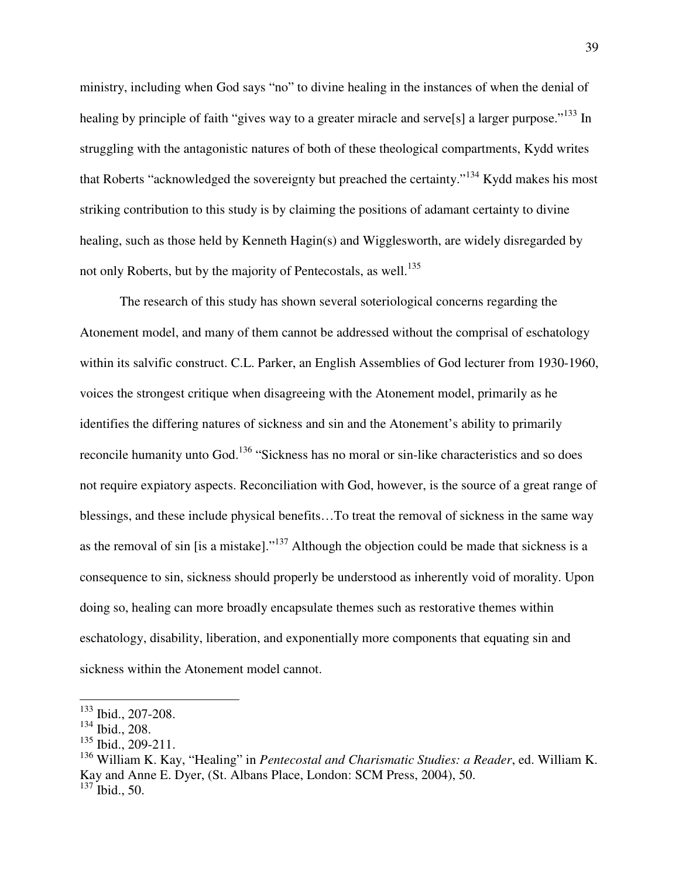ministry, including when God says "no" to divine healing in the instances of when the denial of healing by principle of faith "gives way to a greater miracle and serve[s] a larger purpose."[133] In struggling with the antagonistic natures of both of these theological compartments, Kydd writes that Roberts "acknowledged the sovereignty but preached the certainty."[134] Kydd makes his most striking contribution to this study is by claiming the positions of adamant certainty to divine healing, such as those held by Kenneth Hagin(s) and Wigglesworth, are widely disregarded by not only Roberts, but by the majority of Pentecostals, as well.[135]

The research of this study has shown several soteriological concerns regarding the Atonement model, and many of them cannot be addressed without the comprisal of eschatology within its salvific construct. C.L. Parker, an English Assemblies of God lecturer from 1930-1960, voices the strongest critique when disagreeing with the Atonement model, primarily as he identifies the differing natures of sickness and sin and the Atonement's ability to primarily reconcile humanity unto God.[136] "Sickness has no moral or sin-like characteristics and so does not require expiatory aspects. Reconciliation with God, however, is the source of a great range of blessings, and these include physical benefits…To treat the removal of sickness in the same way as the removal of sin [is a mistake]."[137] Although the objection could be made that sickness is a consequence to sin, sickness should properly be understood as inherently void of morality. Upon doing so, healing can more broadly encapsulate themes such as restorative themes within eschatology, disability, liberation, and exponentially more components that equating sin and sickness within the Atonement model cannot.

---

[133] Ibid., 207-208.
[134] Ibid., 208.
[135] Ibid., 209-211.
[136] William K. Kay, "Healing" in *Pentecostal and Charismatic Studies: a Reader*, ed. William K. Kay and Anne E. Dyer, (St. Albans Place, London: SCM Press, 2004), 50.
[137] Ibid., 50.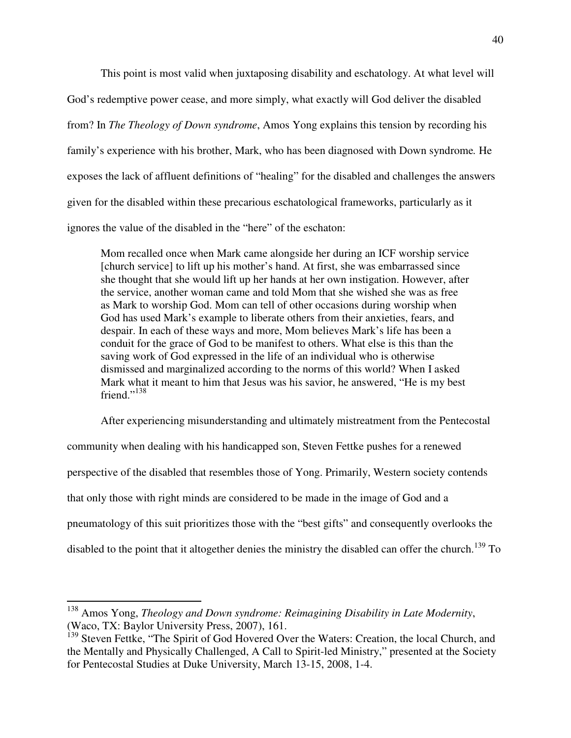This point is most valid when juxtaposing disability and eschatology. At what level will God's redemptive power cease, and more simply, what exactly will God deliver the disabled from? In *The Theology of Down syndrome*, Amos Yong explains this tension by recording his family's experience with his brother, Mark, who has been diagnosed with Down syndrome. He exposes the lack of affluent definitions of "healing" for the disabled and challenges the answers given for the disabled within these precarious eschatological frameworks, particularly as it ignores the value of the disabled in the "here" of the eschaton:

> Mom recalled once when Mark came alongside her during an ICF worship service [church service] to lift up his mother's hand. At first, she was embarrassed since she thought that she would lift up her hands at her own instigation. However, after the service, another woman came and told Mom that she wished she was as free as Mark to worship God. Mom can tell of other occasions during worship when God has used Mark's example to liberate others from their anxieties, fears, and despair. In each of these ways and more, Mom believes Mark's life has been a conduit for the grace of God to be manifest to others. What else is this than the saving work of God expressed in the life of an individual who is otherwise dismissed and marginalized according to the norms of this world? When I asked Mark what it meant to him that Jesus was his savior, he answered, "He is my best friend."[138]

After experiencing misunderstanding and ultimately mistreatment from the Pentecostal community when dealing with his handicapped son, Steven Fettke pushes for a renewed perspective of the disabled that resembles those of Yong. Primarily, Western society contends that only those with right minds are considered to be made in the image of God and a pneumatology of this suit prioritizes those with the "best gifts" and consequently overlooks the disabled to the point that it altogether denies the ministry the disabled can offer the church.[139] To

---

[138] Amos Yong, *Theology and Down syndrome: Reimagining Disability in Late Modernity*, (Waco, TX: Baylor University Press, 2007), 161.

[139] Steven Fettke, "The Spirit of God Hovered Over the Waters: Creation, the local Church, and the Mentally and Physically Challenged, A Call to Spirit-led Ministry," presented at the Society for Pentecostal Studies at Duke University, March 13-15, 2008, 1-4.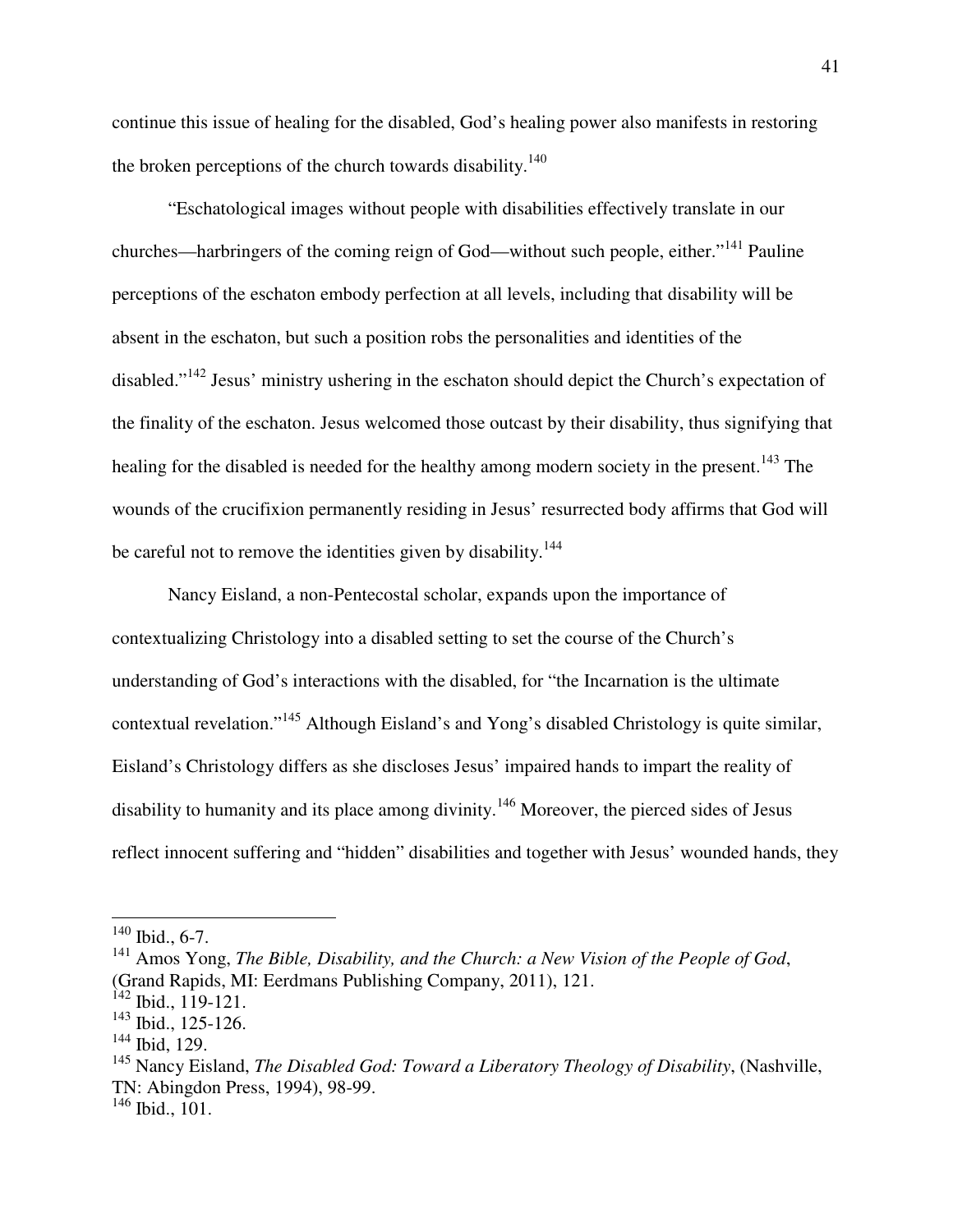continue this issue of healing for the disabled, God's healing power also manifests in restoring the broken perceptions of the church towards disability.[140]

"Eschatological images without people with disabilities effectively translate in our churches—harbingers of the coming reign of God—without such people, either."[141] Pauline perceptions of the eschaton embody perfection at all levels, including that disability will be absent in the eschaton, but such a position robs the personalities and identities of the disabled."[142] Jesus' ministry ushering in the eschaton should depict the Church's expectation of the finality of the eschaton. Jesus welcomed those outcast by their disability, thus signifying that healing for the disabled is needed for the healthy among modern society in the present.[143] The wounds of the crucifixion permanently residing in Jesus' resurrected body affirms that God will be careful not to remove the identities given by disability.[144]

Nancy Eisland, a non-Pentecostal scholar, expands upon the importance of contextualizing Christology into a disabled setting to set the course of the Church's understanding of God's interactions with the disabled, for "the Incarnation is the ultimate contextual revelation."[145] Although Eisland's and Yong's disabled Christology is quite similar, Eisland's Christology differs as she discloses Jesus' impaired hands to impart the reality of disability to humanity and its place among divinity.[146] Moreover, the pierced sides of Jesus reflect innocent suffering and "hidden" disabilities and together with Jesus' wounded hands, they

---

[140] Ibid., 6-7.

[141] Amos Yong, *The Bible, Disability, and the Church: a New Vision of the People of God*, (Grand Rapids, MI: Eerdmans Publishing Company, 2011), 121.

[142] Ibid., 119-121.

[143] Ibid., 125-126.

[144] Ibid, 129.

[145] Nancy Eisland, *The Disabled God: Toward a Liberatory Theology of Disability*, (Nashville, TN: Abingdon Press, 1994), 98-99.

[146] Ibid., 101.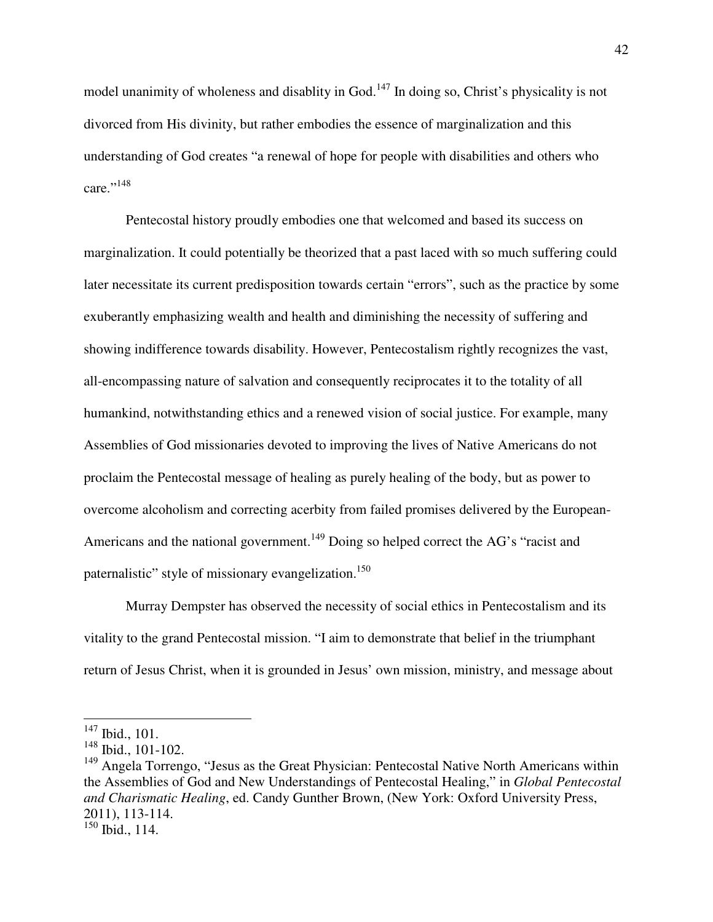model unanimity of wholeness and disablity in God.[147] In doing so, Christ's physicality is not divorced from His divinity, but rather embodies the essence of marginalization and this understanding of God creates "a renewal of hope for people with disabilities and others who care."[148]

Pentecostal history proudly embodies one that welcomed and based its success on marginalization. It could potentially be theorized that a past laced with so much suffering could later necessitate its current predisposition towards certain "errors", such as the practice by some exuberantly emphasizing wealth and health and diminishing the necessity of suffering and showing indifference towards disability. However, Pentecostalism rightly recognizes the vast, all-encompassing nature of salvation and consequently reciprocates it to the totality of all humankind, notwithstanding ethics and a renewed vision of social justice. For example, many Assemblies of God missionaries devoted to improving the lives of Native Americans do not proclaim the Pentecostal message of healing as purely healing of the body, but as power to overcome alcoholism and correcting acerbity from failed promises delivered by the European-Americans and the national government.[149] Doing so helped correct the AG's "racist and paternalistic" style of missionary evangelization.[150]

Murray Dempster has observed the necessity of social ethics in Pentecostalism and its vitality to the grand Pentecostal mission. "I aim to demonstrate that belief in the triumphant return of Jesus Christ, when it is grounded in Jesus' own mission, ministry, and message about

---

[147] Ibid., 101.

[148] Ibid., 101-102.

[149] Angela Torrengo, "Jesus as the Great Physician: Pentecostal Native North Americans within the Assemblies of God and New Understandings of Pentecostal Healing," in *Global Pentecostal and Charismatic Healing*, ed. Candy Gunther Brown, (New York: Oxford University Press, 2011), 113-114.

[150] Ibid., 114.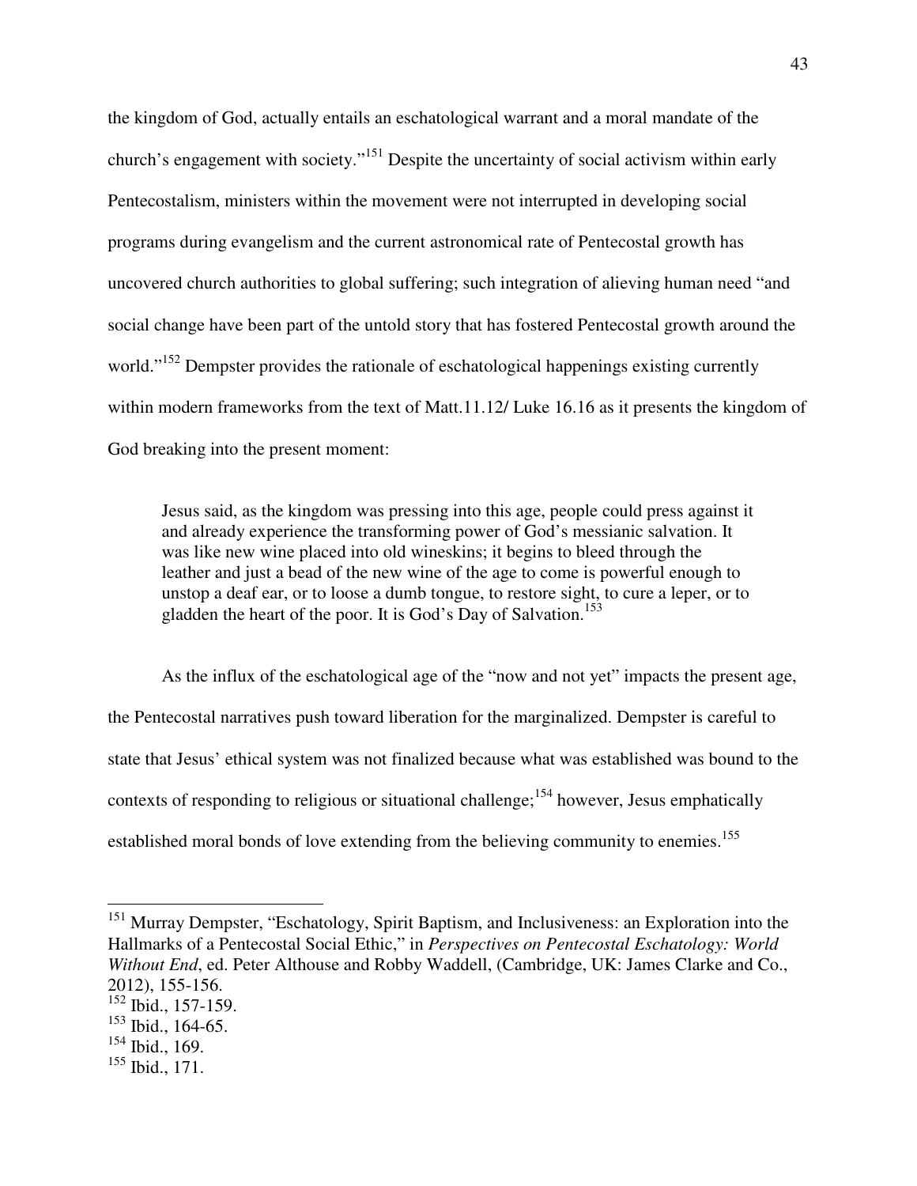the kingdom of God, actually entails an eschatological warrant and a moral mandate of the church's engagement with society."[151] Despite the uncertainty of social activism within early Pentecostalism, ministers within the movement were not interrupted in developing social programs during evangelism and the current astronomical rate of Pentecostal growth has uncovered church authorities to global suffering; such integration of alieving human need "and social change have been part of the untold story that has fostered Pentecostal growth around the world."[152] Dempster provides the rationale of eschatological happenings existing currently within modern frameworks from the text of Matt.11.12/ Luke 16.16 as it presents the kingdom of God breaking into the present moment:

> Jesus said, as the kingdom was pressing into this age, people could press against it and already experience the transforming power of God's messianic salvation. It was like new wine placed into old wineskins; it begins to bleed through the leather and just a bead of the new wine of the age to come is powerful enough to unstop a deaf ear, or to loose a dumb tongue, to restore sight, to cure a leper, or to gladden the heart of the poor. It is God's Day of Salvation.[153]

As the influx of the eschatological age of the "now and not yet" impacts the present age, the Pentecostal narratives push toward liberation for the marginalized. Dempster is careful to state that Jesus' ethical system was not finalized because what was established was bound to the contexts of responding to religious or situational challenge;[154] however, Jesus emphatically established moral bonds of love extending from the believing community to enemies.[155]

---

[151] Murray Dempster, "Eschatology, Spirit Baptism, and Inclusiveness: an Exploration into the Hallmarks of a Pentecostal Social Ethic," in *Perspectives on Pentecostal Eschatology: World Without End*, ed. Peter Althouse and Robby Waddell, (Cambridge, UK: James Clarke and Co., 2012), 155-156.

[152] Ibid., 157-159.

[153] Ibid., 164-65.

[154] Ibid., 169.

[155] Ibid., 171.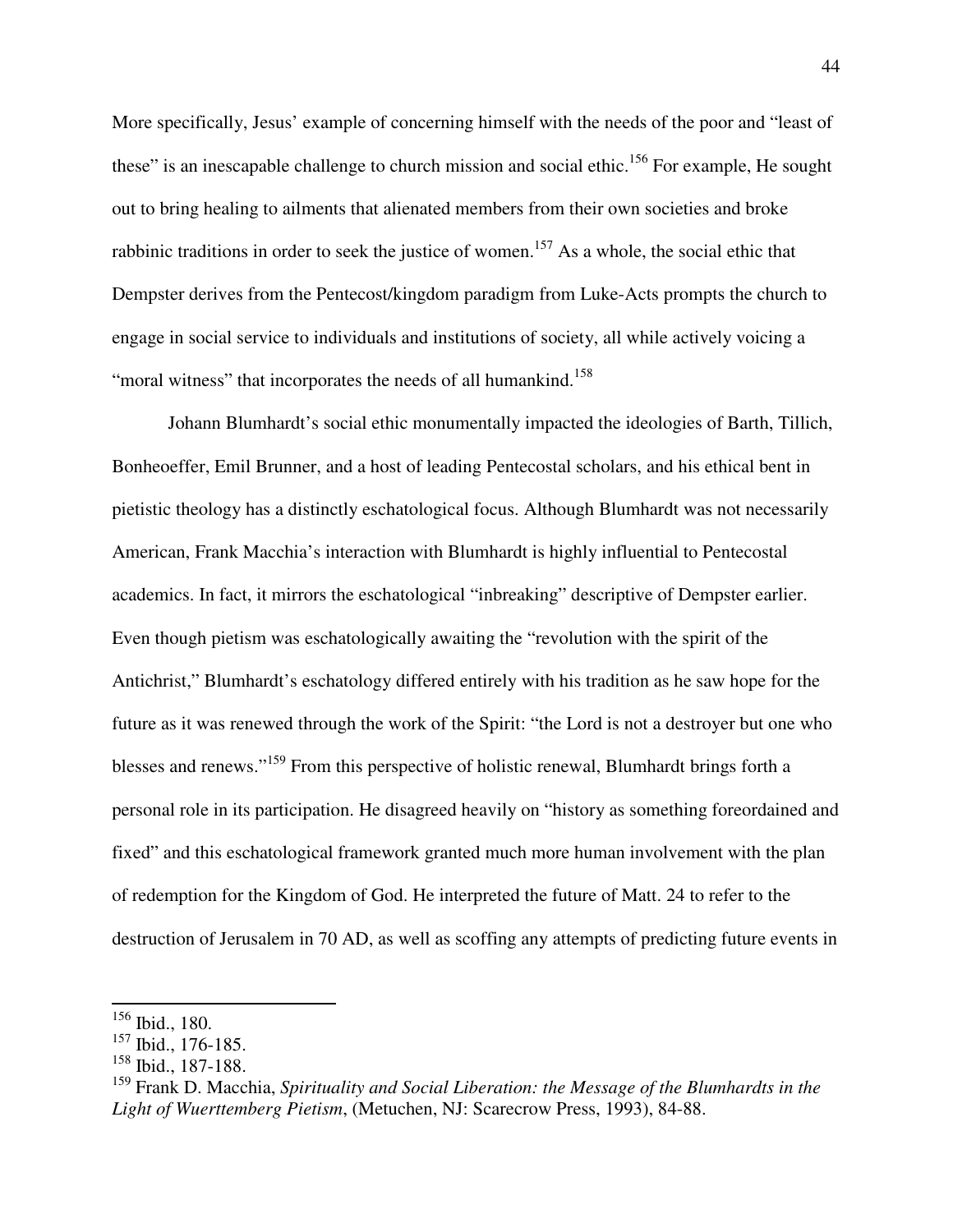More specifically, Jesus' example of concerning himself with the needs of the poor and "least of these" is an inescapable challenge to church mission and social ethic.[156] For example, He sought out to bring healing to ailments that alienated members from their own societies and broke rabbinic traditions in order to seek the justice of women.[157] As a whole, the social ethic that Dempster derives from the Pentecost/kingdom paradigm from Luke-Acts prompts the church to engage in social service to individuals and institutions of society, all while actively voicing a "moral witness" that incorporates the needs of all humankind.[158]

Johann Blumhardt's social ethic monumentally impacted the ideologies of Barth, Tillich, Bonheoeffer, Emil Brunner, and a host of leading Pentecostal scholars, and his ethical bent in pietistic theology has a distinctly eschatological focus. Although Blumhardt was not necessarily American, Frank Macchia's interaction with Blumhardt is highly influential to Pentecostal academics. In fact, it mirrors the eschatological "inbreaking" descriptive of Dempster earlier. Even though pietism was eschatologically awaiting the "revolution with the spirit of the Antichrist," Blumhardt's eschatology differed entirely with his tradition as he saw hope for the future as it was renewed through the work of the Spirit: "the Lord is not a destroyer but one who blesses and renews."[159] From this perspective of holistic renewal, Blumhardt brings forth a personal role in its participation. He disagreed heavily on "history as something foreordained and fixed" and this eschatological framework granted much more human involvement with the plan of redemption for the Kingdom of God. He interpreted the future of Matt. 24 to refer to the destruction of Jerusalem in 70 AD, as well as scoffing any attempts of predicting future events in

---

[156] Ibid., 180.

[157] Ibid., 176-185.

[158] Ibid., 187-188.

[159] Frank D. Macchia, *Spirituality and Social Liberation: the Message of the Blumhardts in the Light of Wuerttemberg Pietism*, (Metuchen, NJ: Scarecrow Press, 1993), 84-88.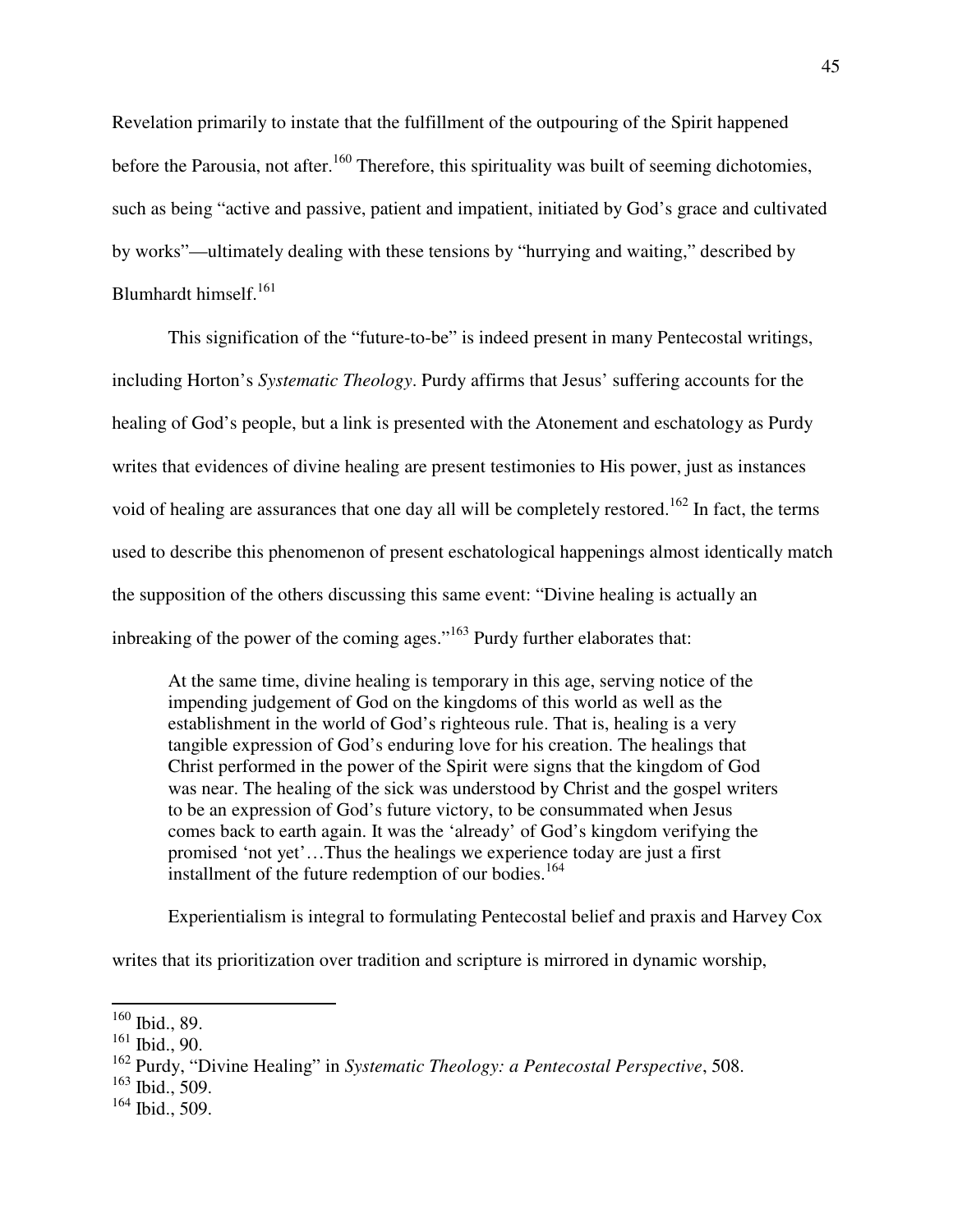Revelation primarily to instate that the fulfillment of the outpouring of the Spirit happened before the Parousia, not after.[160] Therefore, this spirituality was built of seeming dichotomies, such as being "active and passive, patient and impatient, initiated by God's grace and cultivated by works"—ultimately dealing with these tensions by "hurrying and waiting," described by Blumhardt himself.[161]

This signification of the "future-to-be" is indeed present in many Pentecostal writings, including Horton's *Systematic Theology*. Purdy affirms that Jesus' suffering accounts for the healing of God's people, but a link is presented with the Atonement and eschatology as Purdy writes that evidences of divine healing are present testimonies to His power, just as instances void of healing are assurances that one day all will be completely restored.[162] In fact, the terms used to describe this phenomenon of present eschatological happenings almost identically match the supposition of the others discussing this same event: "Divine healing is actually an inbreaking of the power of the coming ages."[163] Purdy further elaborates that:

> At the same time, divine healing is temporary in this age, serving notice of the impending judgement of God on the kingdoms of this world as well as the establishment in the world of God's righteous rule. That is, healing is a very tangible expression of God's enduring love for his creation. The healings that Christ performed in the power of the Spirit were signs that the kingdom of God was near. The healing of the sick was understood by Christ and the gospel writers to be an expression of God's future victory, to be consummated when Jesus comes back to earth again. It was the 'already' of God's kingdom verifying the promised 'not yet'…Thus the healings we experience today are just a first installment of the future redemption of our bodies.[164]

Experientialism is integral to formulating Pentecostal belief and praxis and Harvey Cox writes that its prioritization over tradition and scripture is mirrored in dynamic worship,

---

[160] Ibid., 89.

[161] Ibid., 90.

[162] Purdy, "Divine Healing" in *Systematic Theology: a Pentecostal Perspective*, 508.

[163] Ibid., 509.

[164] Ibid., 509.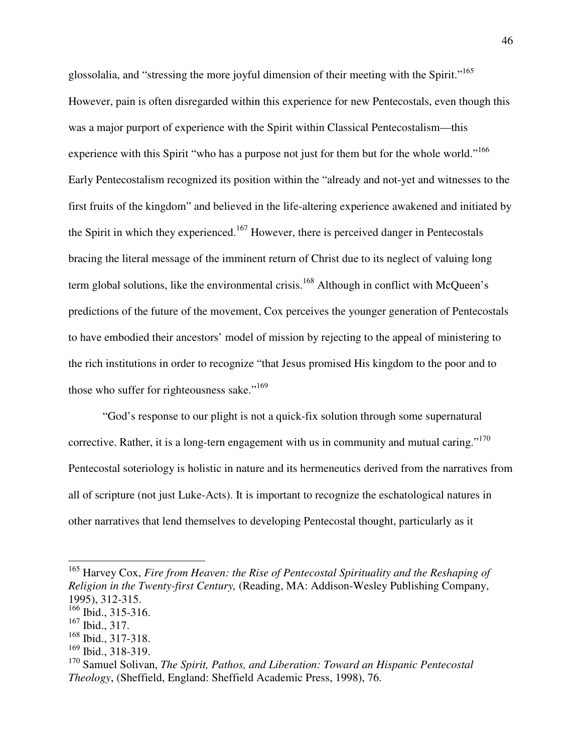glossolalia, and "stressing the more joyful dimension of their meeting with the Spirit."[165] However, pain is often disregarded within this experience for new Pentecostals, even though this was a major purport of experience with the Spirit within Classical Pentecostalism—this experience with this Spirit "who has a purpose not just for them but for the whole world."[166] Early Pentecostalism recognized its position within the "already and not-yet and witnesses to the first fruits of the kingdom" and believed in the life-altering experience awakened and initiated by the Spirit in which they experienced.[167] However, there is perceived danger in Pentecostals bracing the literal message of the imminent return of Christ due to its neglect of valuing long term global solutions, like the environmental crisis.[168] Although in conflict with McQueen's predictions of the future of the movement, Cox perceives the younger generation of Pentecostals to have embodied their ancestors' model of mission by rejecting to the appeal of ministering to the rich institutions in order to recognize "that Jesus promised His kingdom to the poor and to those who suffer for righteousness sake."[169]

"God's response to our plight is not a quick-fix solution through some supernatural corrective. Rather, it is a long-tern engagement with us in community and mutual caring."[170] Pentecostal soteriology is holistic in nature and its hermeneutics derived from the narratives from all of scripture (not just Luke-Acts). It is important to recognize the eschatological natures in other narratives that lend themselves to developing Pentecostal thought, particularly as it

---

[165] Harvey Cox, *Fire from Heaven: the Rise of Pentecostal Spirituality and the Reshaping of Religion in the Twenty-first Century,* (Reading, MA: Addison-Wesley Publishing Company, 1995), 312-315.

[166] Ibid., 315-316.

[167] Ibid., 317.

[168] Ibid., 317-318.

[169] Ibid., 318-319.

[170] Samuel Solivan, *The Spirit, Pathos, and Liberation: Toward an Hispanic Pentecostal Theology*, (Sheffield, England: Sheffield Academic Press, 1998), 76.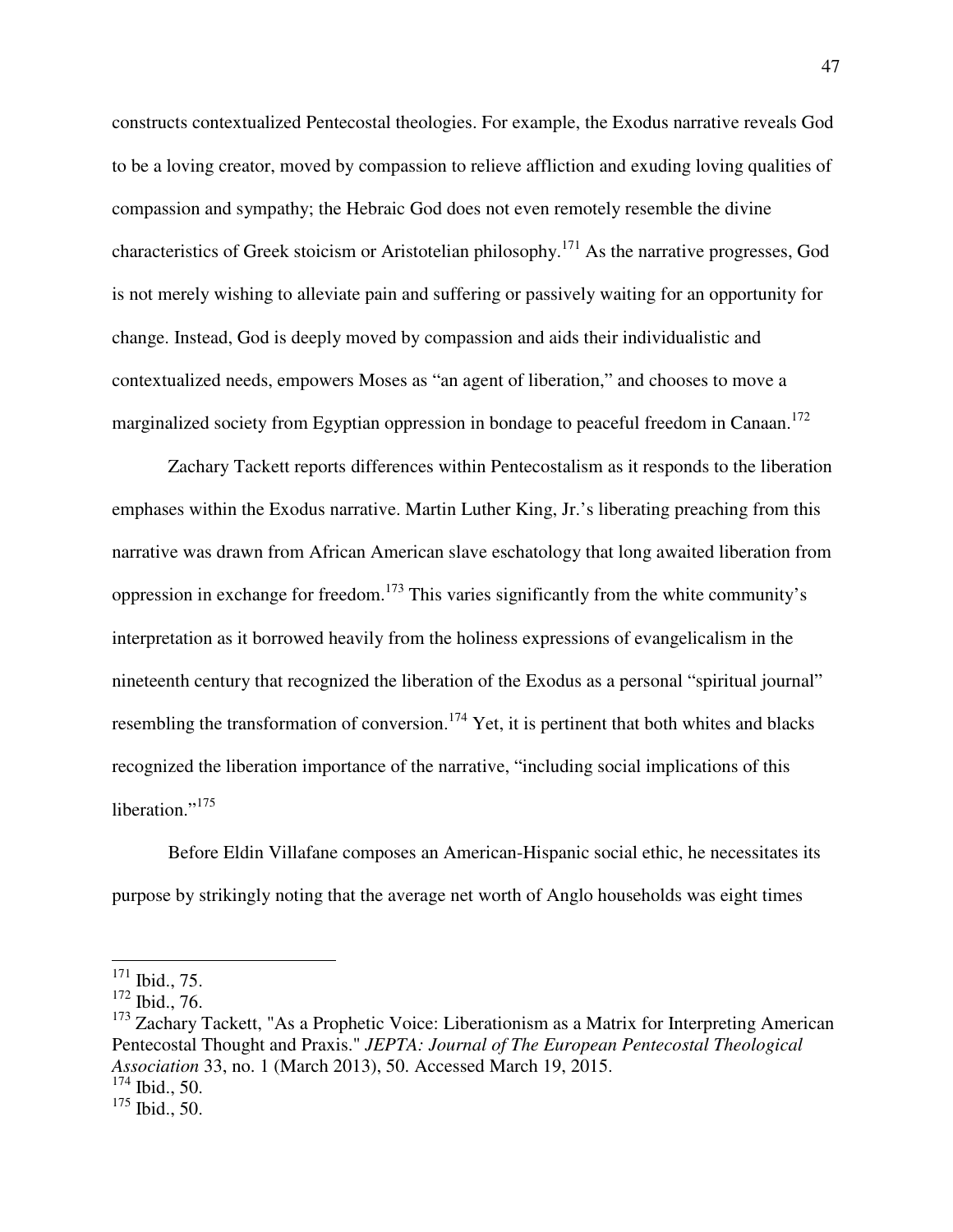constructs contextualized Pentecostal theologies. For example, the Exodus narrative reveals God to be a loving creator, moved by compassion to relieve affliction and exuding loving qualities of compassion and sympathy; the Hebraic God does not even remotely resemble the divine characteristics of Greek stoicism or Aristotelian philosophy.[171] As the narrative progresses, God is not merely wishing to alleviate pain and suffering or passively waiting for an opportunity for change. Instead, God is deeply moved by compassion and aids their individualistic and contextualized needs, empowers Moses as "an agent of liberation," and chooses to move a marginalized society from Egyptian oppression in bondage to peaceful freedom in Canaan.[172]

Zachary Tackett reports differences within Pentecostalism as it responds to the liberation emphases within the Exodus narrative. Martin Luther King, Jr.'s liberating preaching from this narrative was drawn from African American slave eschatology that long awaited liberation from oppression in exchange for freedom.[173] This varies significantly from the white community's interpretation as it borrowed heavily from the holiness expressions of evangelicalism in the nineteenth century that recognized the liberation of the Exodus as a personal "spiritual journal" resembling the transformation of conversion.[174] Yet, it is pertinent that both whites and blacks recognized the liberation importance of the narrative, "including social implications of this liberation."[175]

Before Eldin Villafane composes an American-Hispanic social ethic, he necessitates its purpose by strikingly noting that the average net worth of Anglo households was eight times

---

[171] Ibid., 75.
[172] Ibid., 76.
[173] Zachary Tackett, "As a Prophetic Voice: Liberationism as a Matrix for Interpreting American Pentecostal Thought and Praxis." *JEPTA: Journal of The European Pentecostal Theological Association* 33, no. 1 (March 2013), 50. Accessed March 19, 2015.
[174] Ibid., 50.
[175] Ibid., 50.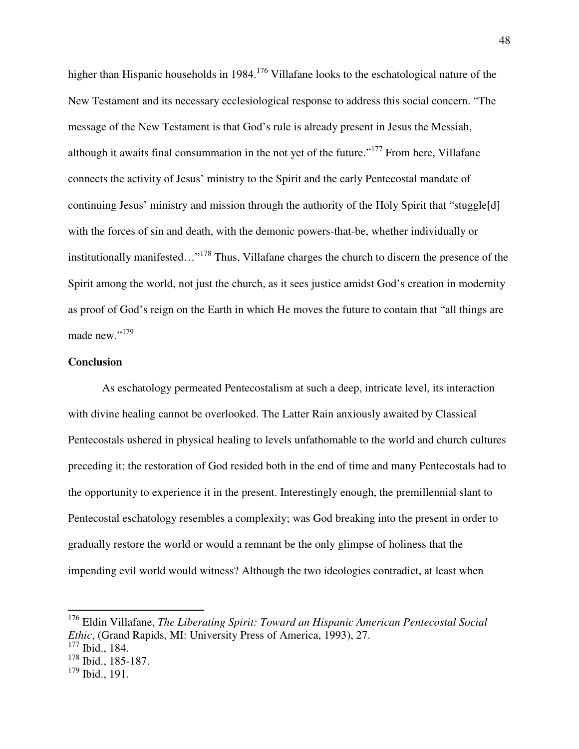higher than Hispanic households in 1984.[176] Villafane looks to the eschatological nature of the New Testament and its necessary ecclesiological response to address this social concern. "The message of the New Testament is that God's rule is already present in Jesus the Messiah, although it awaits final consummation in the not yet of the future."[177] From here, Villafane connects the activity of Jesus' ministry to the Spirit and the early Pentecostal mandate of continuing Jesus' ministry and mission through the authority of the Holy Spirit that "stuggle[d] with the forces of sin and death, with the demonic powers-that-be, whether individually or institutionally manifested…"[178] Thus, Villafane charges the church to discern the presence of the Spirit among the world, not just the church, as it sees justice amidst God's creation in modernity as proof of God's reign on the Earth in which He moves the future to contain that "all things are made new."[179]

**Conclusion**

As eschatology permeated Pentecostalism at such a deep, intricate level, its interaction with divine healing cannot be overlooked. The Latter Rain anxiously awaited by Classical Pentecostals ushered in physical healing to levels unfathomable to the world and church cultures preceding it; the restoration of God resided both in the end of time and many Pentecostals had to the opportunity to experience it in the present. Interestingly enough, the premillennial slant to Pentecostal eschatology resembles a complexity; was God breaking into the present in order to gradually restore the world or would a remnant be the only glimpse of holiness that the impending evil world would witness? Although the two ideologies contradict, at least when

---

[176] Eldin Villafane, *The Liberating Spirit: Toward an Hispanic American Pentecostal Social Ethic*, (Grand Rapids, MI: University Press of America, 1993), 27.

[177] Ibid., 184.

[178] Ibid., 185-187.

[179] Ibid., 191.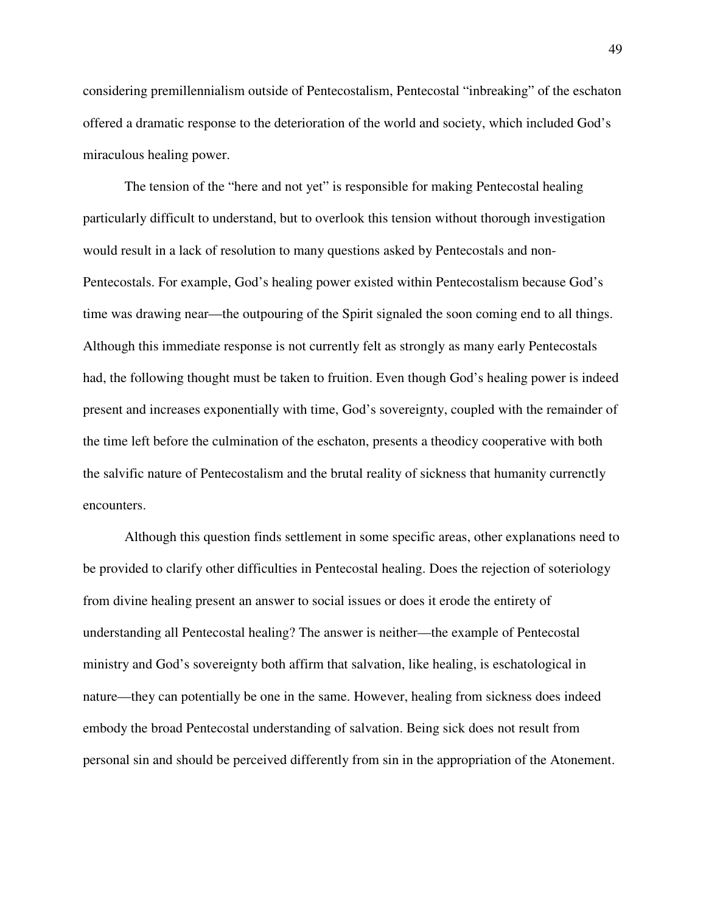considering premillennialism outside of Pentecostalism, Pentecostal "inbreaking" of the eschaton offered a dramatic response to the deterioration of the world and society, which included God's miraculous healing power.

The tension of the "here and not yet" is responsible for making Pentecostal healing particularly difficult to understand, but to overlook this tension without thorough investigation would result in a lack of resolution to many questions asked by Pentecostals and non-Pentecostals. For example, God's healing power existed within Pentecostalism because God's time was drawing near—the outpouring of the Spirit signaled the soon coming end to all things. Although this immediate response is not currently felt as strongly as many early Pentecostals had, the following thought must be taken to fruition. Even though God's healing power is indeed present and increases exponentially with time, God's sovereignty, coupled with the remainder of the time left before the culmination of the eschaton, presents a theodicy cooperative with both the salvific nature of Pentecostalism and the brutal reality of sickness that humanity currenctly encounters.

Although this question finds settlement in some specific areas, other explanations need to be provided to clarify other difficulties in Pentecostal healing. Does the rejection of soteriology from divine healing present an answer to social issues or does it erode the entirety of understanding all Pentecostal healing? The answer is neither—the example of Pentecostal ministry and God's sovereignty both affirm that salvation, like healing, is eschatological in nature—they can potentially be one in the same. However, healing from sickness does indeed embody the broad Pentecostal understanding of salvation. Being sick does not result from personal sin and should be perceived differently from sin in the appropriation of the Atonement.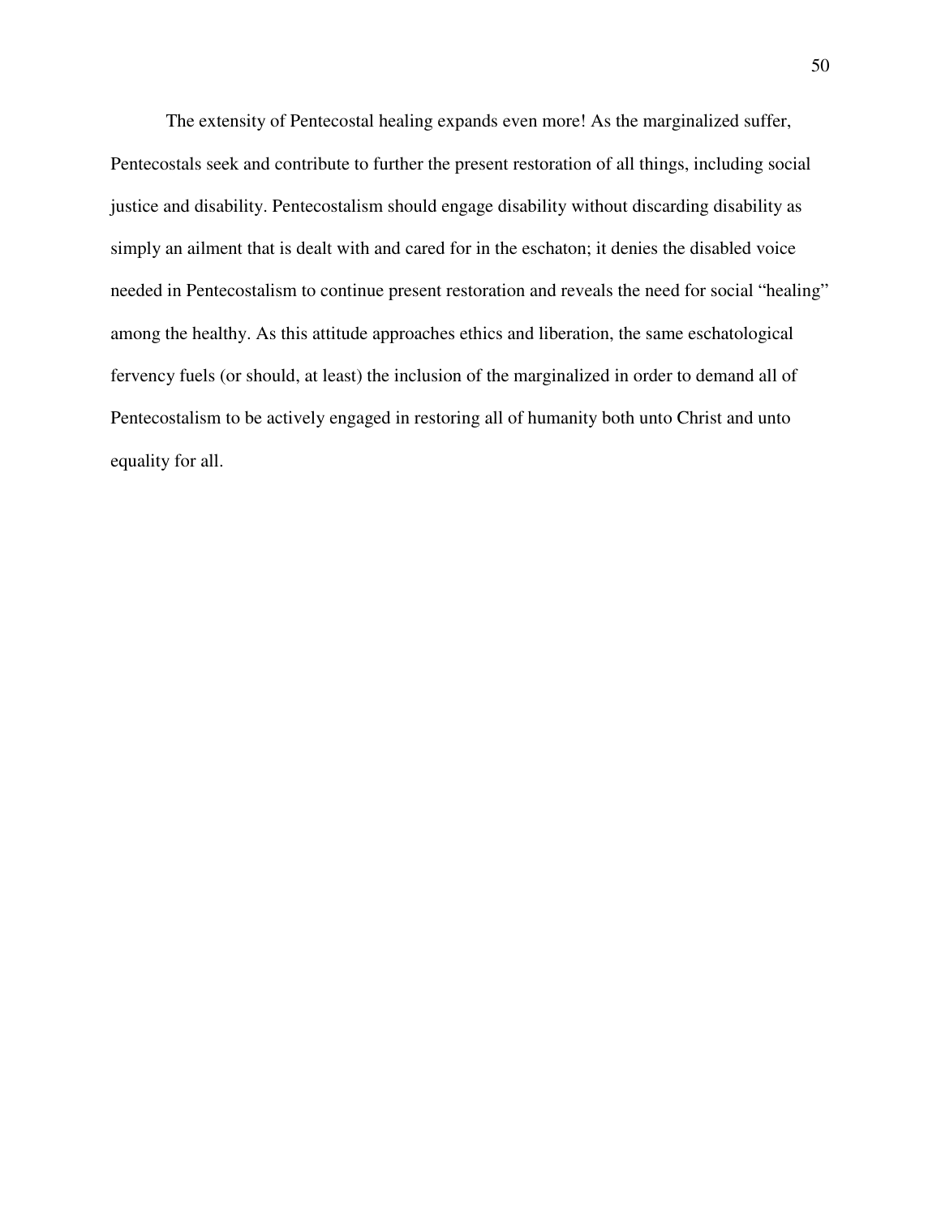The extensity of Pentecostal healing expands even more! As the marginalized suffer, Pentecostals seek and contribute to further the present restoration of all things, including social justice and disability. Pentecostalism should engage disability without discarding disability as simply an ailment that is dealt with and cared for in the eschaton; it denies the disabled voice needed in Pentecostalism to continue present restoration and reveals the need for social "healing" among the healthy. As this attitude approaches ethics and liberation, the same eschatological fervency fuels (or should, at least) the inclusion of the marginalized in order to demand all of Pentecostalism to be actively engaged in restoring all of humanity both unto Christ and unto equality for all.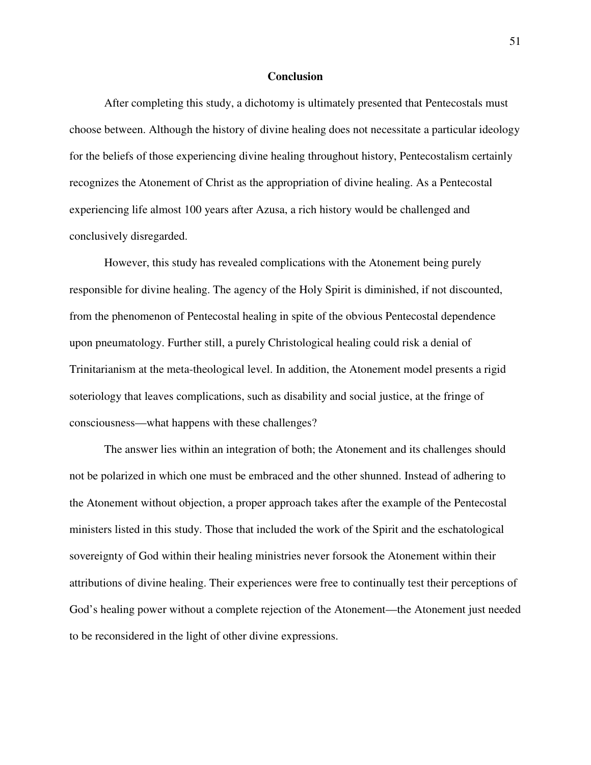# Conclusion

After completing this study, a dichotomy is ultimately presented that Pentecostals must choose between. Although the history of divine healing does not necessitate a particular ideology for the beliefs of those experiencing divine healing throughout history, Pentecostalism certainly recognizes the Atonement of Christ as the appropriation of divine healing. As a Pentecostal experiencing life almost 100 years after Azusa, a rich history would be challenged and conclusively disregarded.

However, this study has revealed complications with the Atonement being purely responsible for divine healing. The agency of the Holy Spirit is diminished, if not discounted, from the phenomenon of Pentecostal healing in spite of the obvious Pentecostal dependence upon pneumatology. Further still, a purely Christological healing could risk a denial of Trinitarianism at the meta-theological level. In addition, the Atonement model presents a rigid soteriology that leaves complications, such as disability and social justice, at the fringe of consciousness—what happens with these challenges?

The answer lies within an integration of both; the Atonement and its challenges should not be polarized in which one must be embraced and the other shunned. Instead of adhering to the Atonement without objection, a proper approach takes after the example of the Pentecostal ministers listed in this study. Those that included the work of the Spirit and the eschatological sovereignty of God within their healing ministries never forsook the Atonement within their attributions of divine healing. Their experiences were free to continually test their perceptions of God's healing power without a complete rejection of the Atonement—the Atonement just needed to be reconsidered in the light of other divine expressions.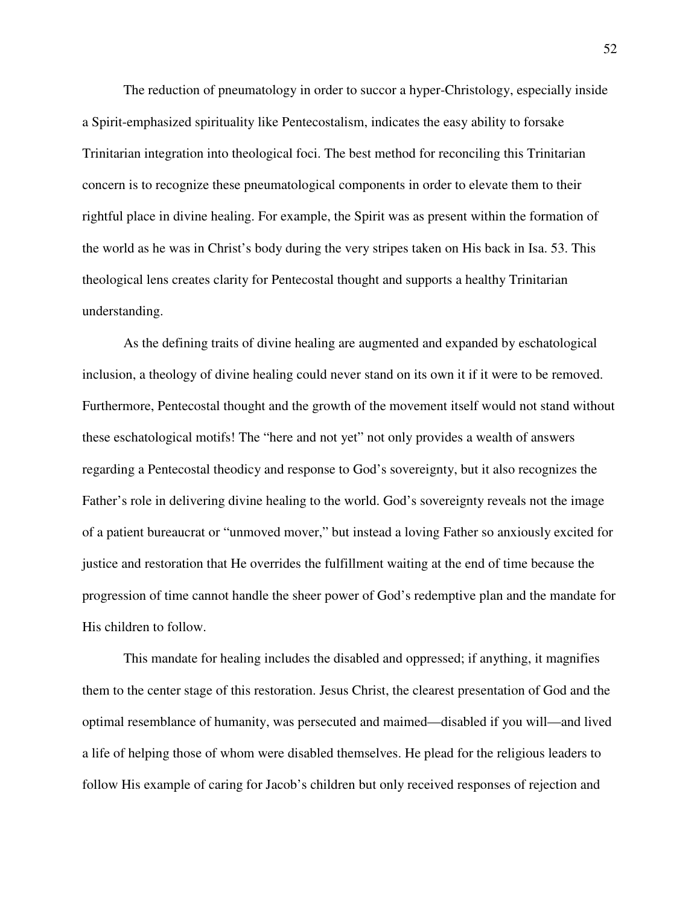The reduction of pneumatology in order to succor a hyper-Christology, especially inside a Spirit-emphasized spirituality like Pentecostalism, indicates the easy ability to forsake Trinitarian integration into theological foci. The best method for reconciling this Trinitarian concern is to recognize these pneumatological components in order to elevate them to their rightful place in divine healing. For example, the Spirit was as present within the formation of the world as he was in Christ's body during the very stripes taken on His back in Isa. 53. This theological lens creates clarity for Pentecostal thought and supports a healthy Trinitarian understanding.

As the defining traits of divine healing are augmented and expanded by eschatological inclusion, a theology of divine healing could never stand on its own it if it were to be removed. Furthermore, Pentecostal thought and the growth of the movement itself would not stand without these eschatological motifs! The "here and not yet" not only provides a wealth of answers regarding a Pentecostal theodicy and response to God's sovereignty, but it also recognizes the Father's role in delivering divine healing to the world. God's sovereignty reveals not the image of a patient bureaucrat or "unmoved mover," but instead a loving Father so anxiously excited for justice and restoration that He overrides the fulfillment waiting at the end of time because the progression of time cannot handle the sheer power of God's redemptive plan and the mandate for His children to follow.

This mandate for healing includes the disabled and oppressed; if anything, it magnifies them to the center stage of this restoration. Jesus Christ, the clearest presentation of God and the optimal resemblance of humanity, was persecuted and maimed—disabled if you will—and lived a life of helping those of whom were disabled themselves. He plead for the religious leaders to follow His example of caring for Jacob's children but only received responses of rejection and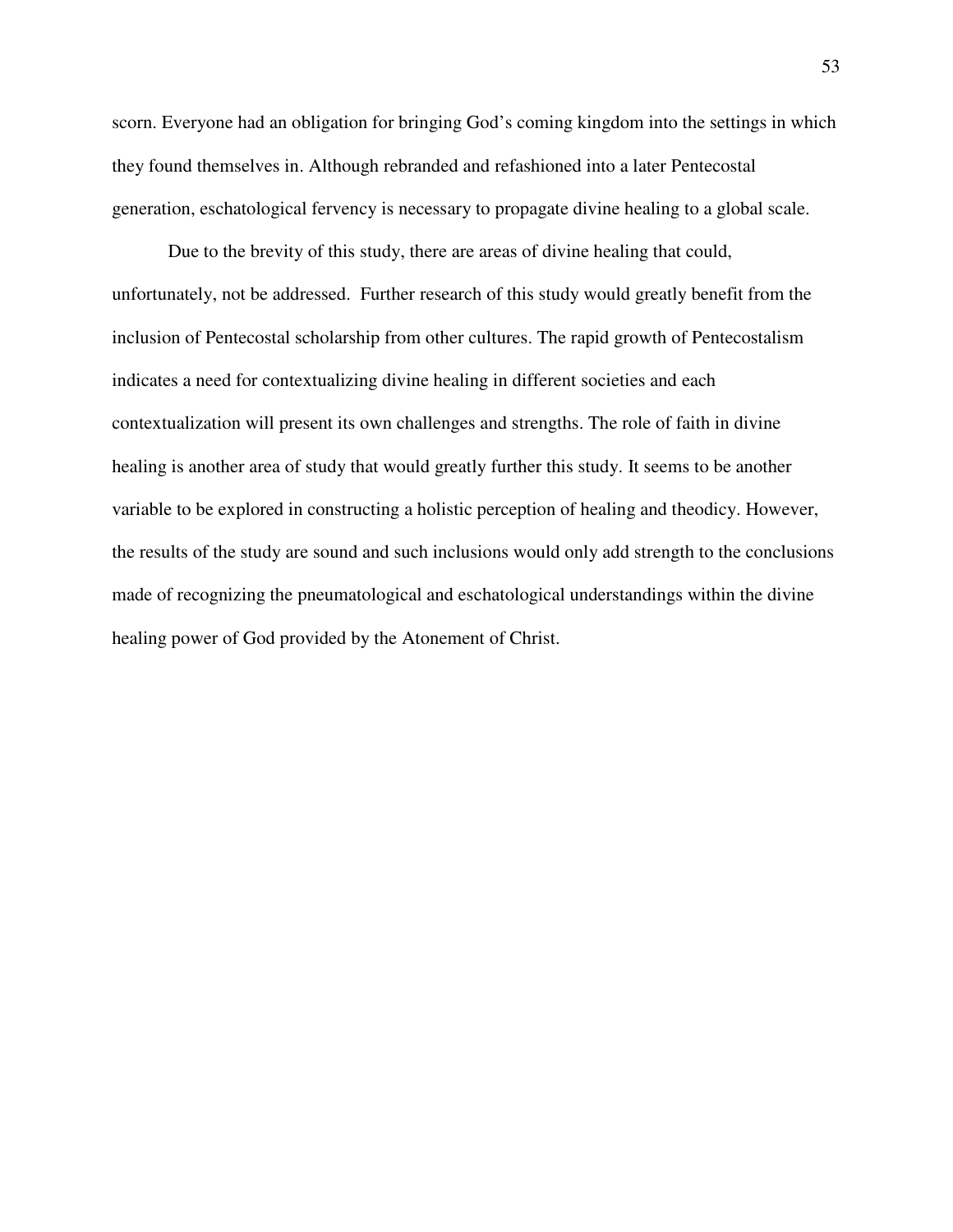scorn. Everyone had an obligation for bringing God's coming kingdom into the settings in which they found themselves in. Although rebranded and refashioned into a later Pentecostal generation, eschatological fervency is necessary to propagate divine healing to a global scale.

Due to the brevity of this study, there are areas of divine healing that could, unfortunately, not be addressed. Further research of this study would greatly benefit from the inclusion of Pentecostal scholarship from other cultures. The rapid growth of Pentecostalism indicates a need for contextualizing divine healing in different societies and each contextualization will present its own challenges and strengths. The role of faith in divine healing is another area of study that would greatly further this study. It seems to be another variable to be explored in constructing a holistic perception of healing and theodicy. However, the results of the study are sound and such inclusions would only add strength to the conclusions made of recognizing the pneumatological and eschatological understandings within the divine healing power of God provided by the Atonement of Christ.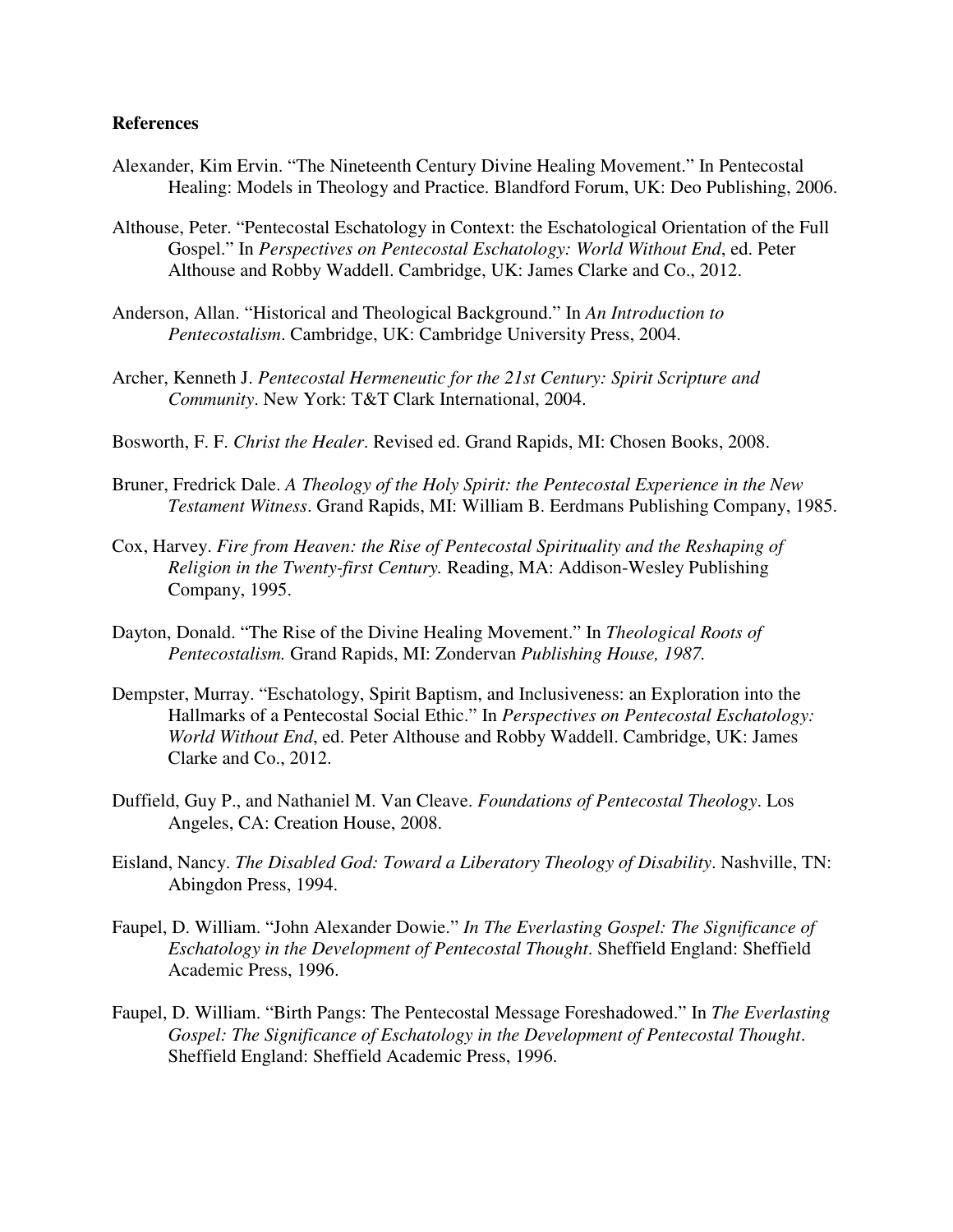**References**

Alexander, Kim Ervin. "The Nineteenth Century Divine Healing Movement." In Pentecostal Healing: Models in Theology and Practice. Blandford Forum, UK: Deo Publishing, 2006.

Althouse, Peter. "Pentecostal Eschatology in Context: the Eschatological Orientation of the Full Gospel." In *Perspectives on Pentecostal Eschatology: World Without End*, ed. Peter Althouse and Robby Waddell. Cambridge, UK: James Clarke and Co., 2012.

Anderson, Allan. "Historical and Theological Background." In *An Introduction to Pentecostalism*. Cambridge, UK: Cambridge University Press, 2004.

Archer, Kenneth J. *Pentecostal Hermeneutic for the 21st Century: Spirit Scripture and Community*. New York: T&T Clark International, 2004.

Bosworth, F. F. *Christ the Healer*. Revised ed. Grand Rapids, MI: Chosen Books, 2008.

Bruner, Fredrick Dale. *A Theology of the Holy Spirit: the Pentecostal Experience in the New Testament Witness*. Grand Rapids, MI: William B. Eerdmans Publishing Company, 1985.

Cox, Harvey. *Fire from Heaven: the Rise of Pentecostal Spirituality and the Reshaping of Religion in the Twenty-first Century.* Reading, MA: Addison-Wesley Publishing Company, 1995.

Dayton, Donald. "The Rise of the Divine Healing Movement." In *Theological Roots of Pentecostalism.* Grand Rapids, MI: Zondervan *Publishing House, 1987.*

Dempster, Murray. "Eschatology, Spirit Baptism, and Inclusiveness: an Exploration into the Hallmarks of a Pentecostal Social Ethic." In *Perspectives on Pentecostal Eschatology: World Without End*, ed. Peter Althouse and Robby Waddell. Cambridge, UK: James Clarke and Co., 2012.

Duffield, Guy P., and Nathaniel M. Van Cleave. *Foundations of Pentecostal Theology*. Los Angeles, CA: Creation House, 2008.

Eisland, Nancy. *The Disabled God: Toward a Liberatory Theology of Disability*. Nashville, TN: Abingdon Press, 1994.

Faupel, D. William. "John Alexander Dowie." *In The Everlasting Gospel: The Significance of Eschatology in the Development of Pentecostal Thought*. Sheffield England: Sheffield Academic Press, 1996.

Faupel, D. William. "Birth Pangs: The Pentecostal Message Foreshadowed." In *The Everlasting Gospel: The Significance of Eschatology in the Development of Pentecostal Thought*. Sheffield England: Sheffield Academic Press, 1996.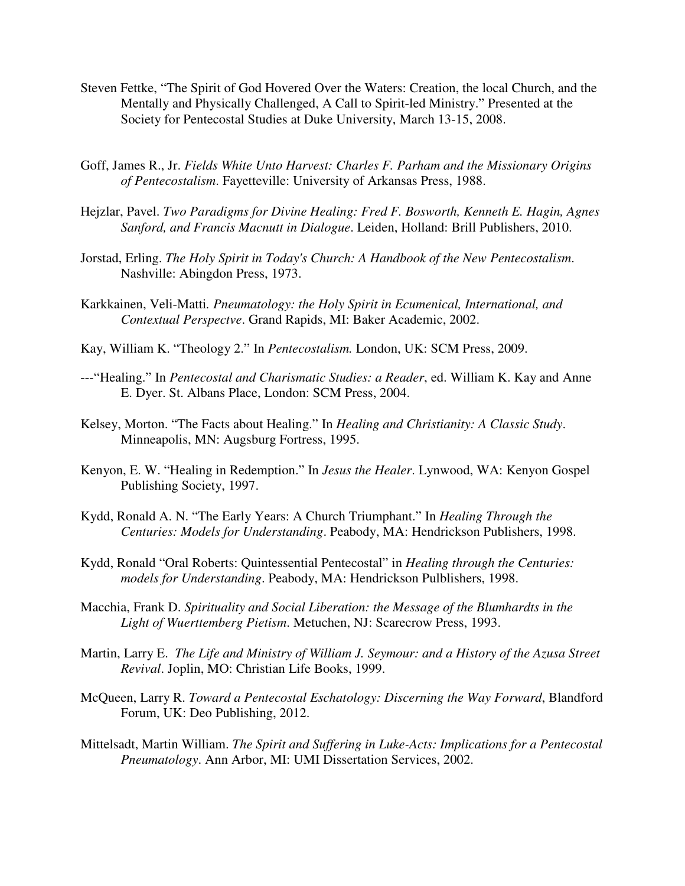Steven Fettke, "The Spirit of God Hovered Over the Waters: Creation, the local Church, and the Mentally and Physically Challenged, A Call to Spirit-led Ministry." Presented at the Society for Pentecostal Studies at Duke University, March 13-15, 2008.

Goff, James R., Jr. *Fields White Unto Harvest: Charles F. Parham and the Missionary Origins of Pentecostalism*. Fayetteville: University of Arkansas Press, 1988.

Hejzlar, Pavel. *Two Paradigms for Divine Healing: Fred F. Bosworth, Kenneth E. Hagin, Agnes Sanford, and Francis Macnutt in Dialogue*. Leiden, Holland: Brill Publishers, 2010.

Jorstad, Erling. *The Holy Spirit in Today's Church: A Handbook of the New Pentecostalism*. Nashville: Abingdon Press, 1973.

Karkkainen, Veli-Matti. *Pneumatology: the Holy Spirit in Ecumenical, International, and Contextual Perspectve*. Grand Rapids, MI: Baker Academic, 2002.

Kay, William K. "Theology 2." In *Pentecostalism.* London, UK: SCM Press, 2009.

---"Healing." In *Pentecostal and Charismatic Studies: a Reader*, ed. William K. Kay and Anne E. Dyer. St. Albans Place, London: SCM Press, 2004.

Kelsey, Morton. "The Facts about Healing." In *Healing and Christianity: A Classic Study*. Minneapolis, MN: Augsburg Fortress, 1995.

Kenyon, E. W. "Healing in Redemption." In *Jesus the Healer*. Lynwood, WA: Kenyon Gospel Publishing Society, 1997.

Kydd, Ronald A. N. "The Early Years: A Church Triumphant." In *Healing Through the Centuries: Models for Understanding*. Peabody, MA: Hendrickson Publishers, 1998.

Kydd, Ronald "Oral Roberts: Quintessential Pentecostal" in *Healing through the Centuries: models for Understanding*. Peabody, MA: Hendrickson Pulblishers, 1998.

Macchia, Frank D. *Spirituality and Social Liberation: the Message of the Blumhardts in the Light of Wuerttemberg Pietism*. Metuchen, NJ: Scarecrow Press, 1993.

Martin, Larry E. *The Life and Ministry of William J. Seymour: and a History of the Azusa Street Revival*. Joplin, MO: Christian Life Books, 1999.

McQueen, Larry R. *Toward a Pentecostal Eschatology: Discerning the Way Forward*, Blandford Forum, UK: Deo Publishing, 2012.

Mittelsadt, Martin William. *The Spirit and Suffering in Luke-Acts: Implications for a Pentecostal Pneumatology*. Ann Arbor, MI: UMI Dissertation Services, 2002.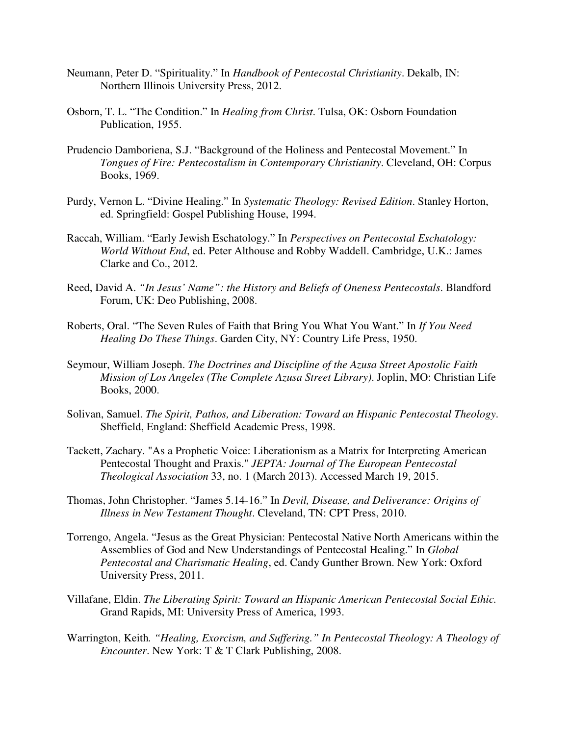Neumann, Peter D. "Spirituality." In *Handbook of Pentecostal Christianity*. Dekalb, IN: Northern Illinois University Press, 2012.

Osborn, T. L. "The Condition." In *Healing from Christ*. Tulsa, OK: Osborn Foundation Publication, 1955.

Prudencio Damboriena, S.J. "Background of the Holiness and Pentecostal Movement." In *Tongues of Fire: Pentecostalism in Contemporary Christianity*. Cleveland, OH: Corpus Books, 1969.

Purdy, Vernon L. "Divine Healing." In *Systematic Theology: Revised Edition*. Stanley Horton, ed. Springfield: Gospel Publishing House, 1994.

Raccah, William. "Early Jewish Eschatology." In *Perspectives on Pentecostal Eschatology: World Without End*, ed. Peter Althouse and Robby Waddell. Cambridge, U.K.: James Clarke and Co., 2012.

Reed, David A. *"In Jesus' Name": the History and Beliefs of Oneness Pentecostals*. Blandford Forum, UK: Deo Publishing, 2008.

Roberts, Oral. "The Seven Rules of Faith that Bring You What You Want." In *If You Need Healing Do These Things*. Garden City, NY: Country Life Press, 1950.

Seymour, William Joseph. *The Doctrines and Discipline of the Azusa Street Apostolic Faith Mission of Los Angeles (The Complete Azusa Street Library)*. Joplin, MO: Christian Life Books, 2000.

Solivan, Samuel. *The Spirit, Pathos, and Liberation: Toward an Hispanic Pentecostal Theology*. Sheffield, England: Sheffield Academic Press, 1998.

Tackett, Zachary. "As a Prophetic Voice: Liberationism as a Matrix for Interpreting American Pentecostal Thought and Praxis." *JEPTA: Journal of The European Pentecostal Theological Association* 33, no. 1 (March 2013). Accessed March 19, 2015.

Thomas, John Christopher. "James 5.14-16." In *Devil, Disease, and Deliverance: Origins of Illness in New Testament Thought*. Cleveland, TN: CPT Press, 2010.

Torrengo, Angela. "Jesus as the Great Physician: Pentecostal Native North Americans within the Assemblies of God and New Understandings of Pentecostal Healing." In *Global Pentecostal and Charismatic Healing*, ed. Candy Gunther Brown. New York: Oxford University Press, 2011.

Villafane, Eldin. *The Liberating Spirit: Toward an Hispanic American Pentecostal Social Ethic.* Grand Rapids, MI: University Press of America, 1993.

Warrington, Keith*. "Healing, Exorcism, and Suffering." In Pentecostal Theology: A Theology of Encounter*. New York: T & T Clark Publishing, 2008.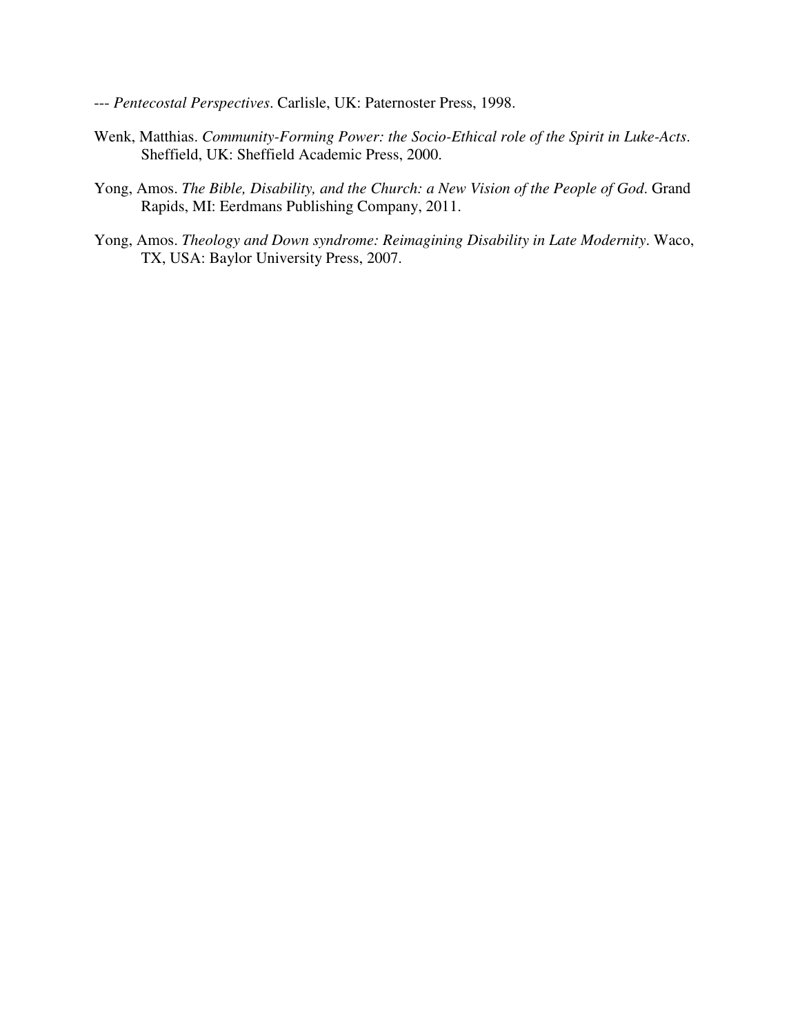--- *Pentecostal Perspectives*. Carlisle, UK: Paternoster Press, 1998.

Wenk, Matthias. *Community-Forming Power: the Socio-Ethical role of the Spirit in Luke-Acts*. Sheffield, UK: Sheffield Academic Press, 2000.

Yong, Amos. *The Bible, Disability, and the Church: a New Vision of the People of God*. Grand Rapids, MI: Eerdmans Publishing Company, 2011.

Yong, Amos. *Theology and Down syndrome: Reimagining Disability in Late Modernity*. Waco, TX, USA: Baylor University Press, 2007.